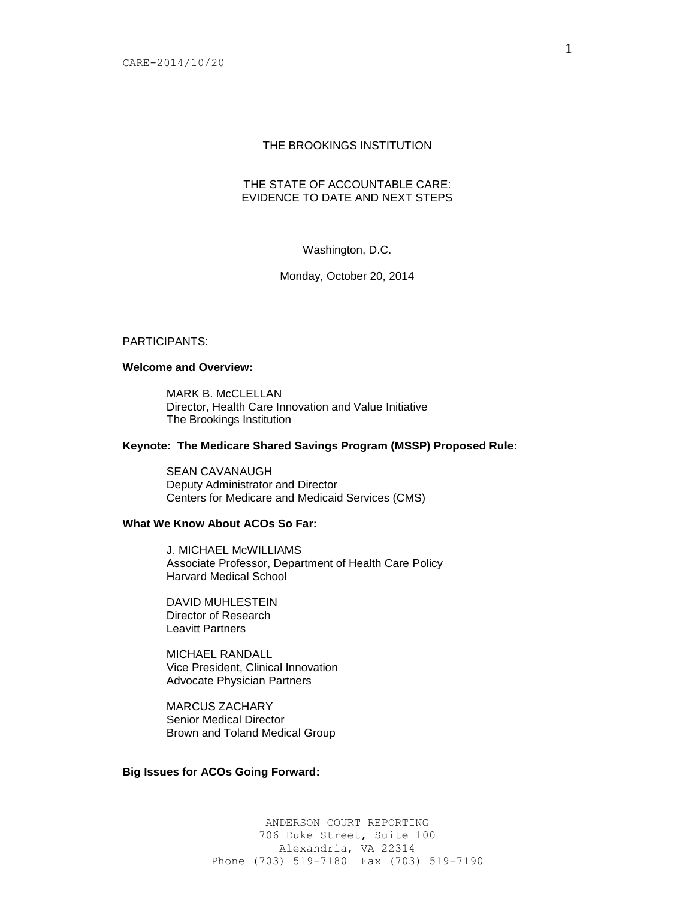# THE BROOKINGS INSTITUTION

## THE STATE OF ACCOUNTABLE CARE: EVIDENCE TO DATE AND NEXT STEPS

Washington, D.C.

Monday, October 20, 2014

PARTICIPANTS:

**Welcome and Overview:**

MARK B. McCLELLAN
Director, Health Care Innovation and Value Initiative
The Brookings Institution

**Keynote: The Medicare Shared Savings Program (MSSP) Proposed Rule:**

SEAN CAVANAUGH
Deputy Administrator and Director
Centers for Medicare and Medicaid Services (CMS)

**What We Know About ACOs So Far:**

J. MICHAEL McWILLIAMS
Associate Professor, Department of Health Care Policy
Harvard Medical School

DAVID MUHLESTEIN
Director of Research
Leavitt Partners

MICHAEL RANDALL
Vice President, Clinical Innovation
Advocate Physician Partners

MARCUS ZACHARY
Senior Medical Director
Brown and Toland Medical Group

**Big Issues for ACOs Going Forward:**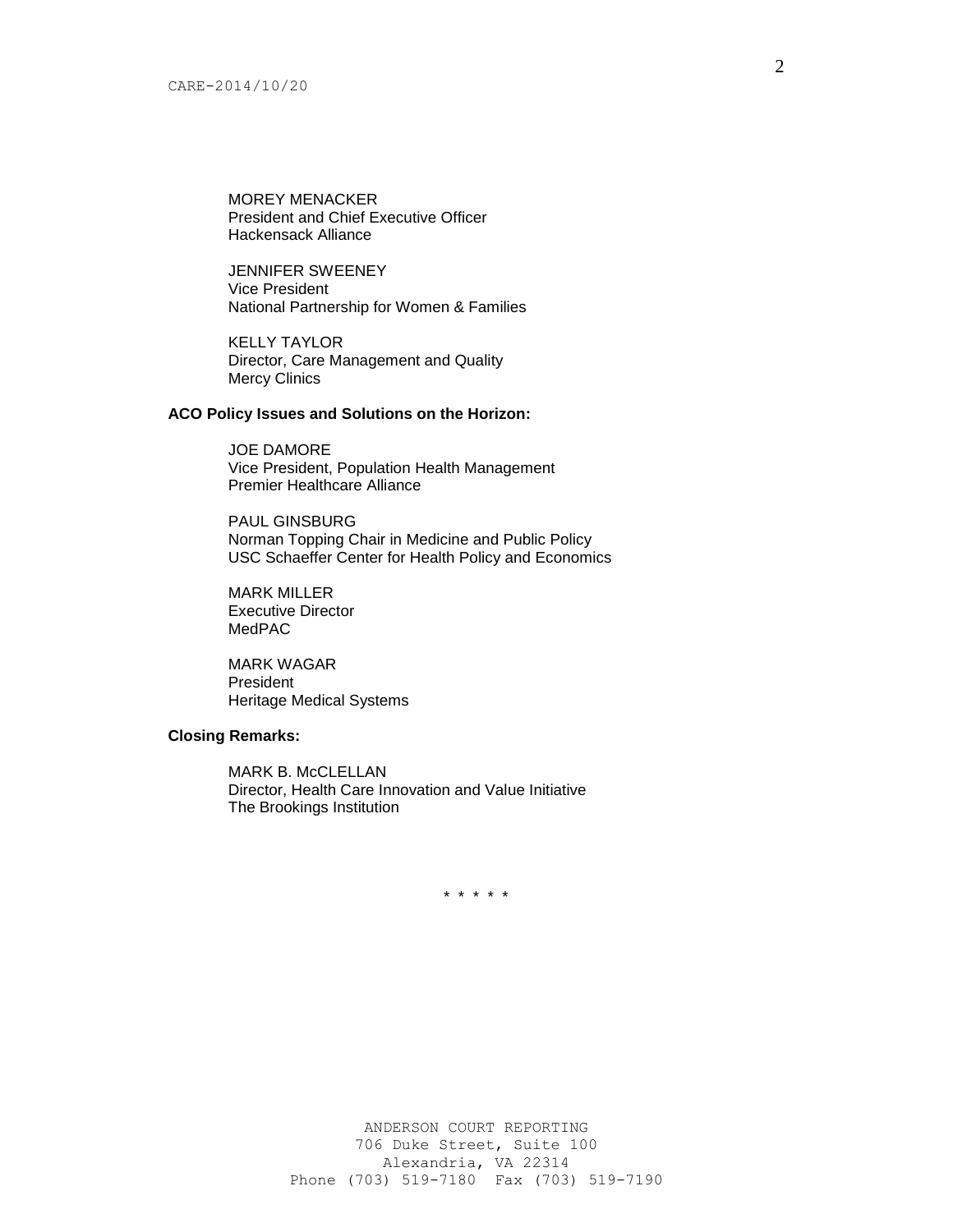MOREY MENACKER
President and Chief Executive Officer
Hackensack Alliance

JENNIFER SWEENEY
Vice President
National Partnership for Women & Families

KELLY TAYLOR
Director, Care Management and Quality
Mercy Clinics

**ACO Policy Issues and Solutions on the Horizon:**

JOE DAMORE
Vice President, Population Health Management
Premier Healthcare Alliance

PAUL GINSBURG
Norman Topping Chair in Medicine and Public Policy
USC Schaeffer Center for Health Policy and Economics

MARK MILLER
Executive Director
MedPAC

MARK WAGAR
President
Heritage Medical Systems

**Closing Remarks:**

MARK B. McCLELLAN
Director, Health Care Innovation and Value Initiative
The Brookings Institution

\* \* \* \* \*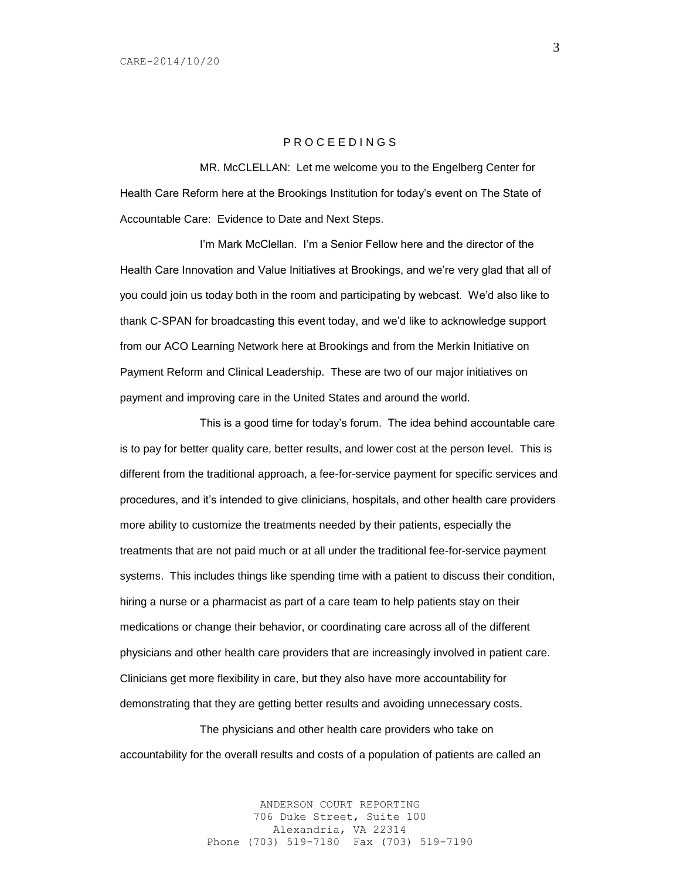P R O C E E D I N G S

MR. McCLELLAN: Let me welcome you to the Engelberg Center for Health Care Reform here at the Brookings Institution for today's event on The State of Accountable Care: Evidence to Date and Next Steps.

I'm Mark McClellan. I'm a Senior Fellow here and the director of the Health Care Innovation and Value Initiatives at Brookings, and we're very glad that all of you could join us today both in the room and participating by webcast. We'd also like to thank C-SPAN for broadcasting this event today, and we'd like to acknowledge support from our ACO Learning Network here at Brookings and from the Merkin Initiative on Payment Reform and Clinical Leadership. These are two of our major initiatives on payment and improving care in the United States and around the world.

This is a good time for today's forum. The idea behind accountable care is to pay for better quality care, better results, and lower cost at the person level. This is different from the traditional approach, a fee-for-service payment for specific services and procedures, and it's intended to give clinicians, hospitals, and other health care providers more ability to customize the treatments needed by their patients, especially the treatments that are not paid much or at all under the traditional fee-for-service payment systems. This includes things like spending time with a patient to discuss their condition, hiring a nurse or a pharmacist as part of a care team to help patients stay on their medications or change their behavior, or coordinating care across all of the different physicians and other health care providers that are increasingly involved in patient care. Clinicians get more flexibility in care, but they also have more accountability for demonstrating that they are getting better results and avoiding unnecessary costs.

The physicians and other health care providers who take on accountability for the overall results and costs of a population of patients are called an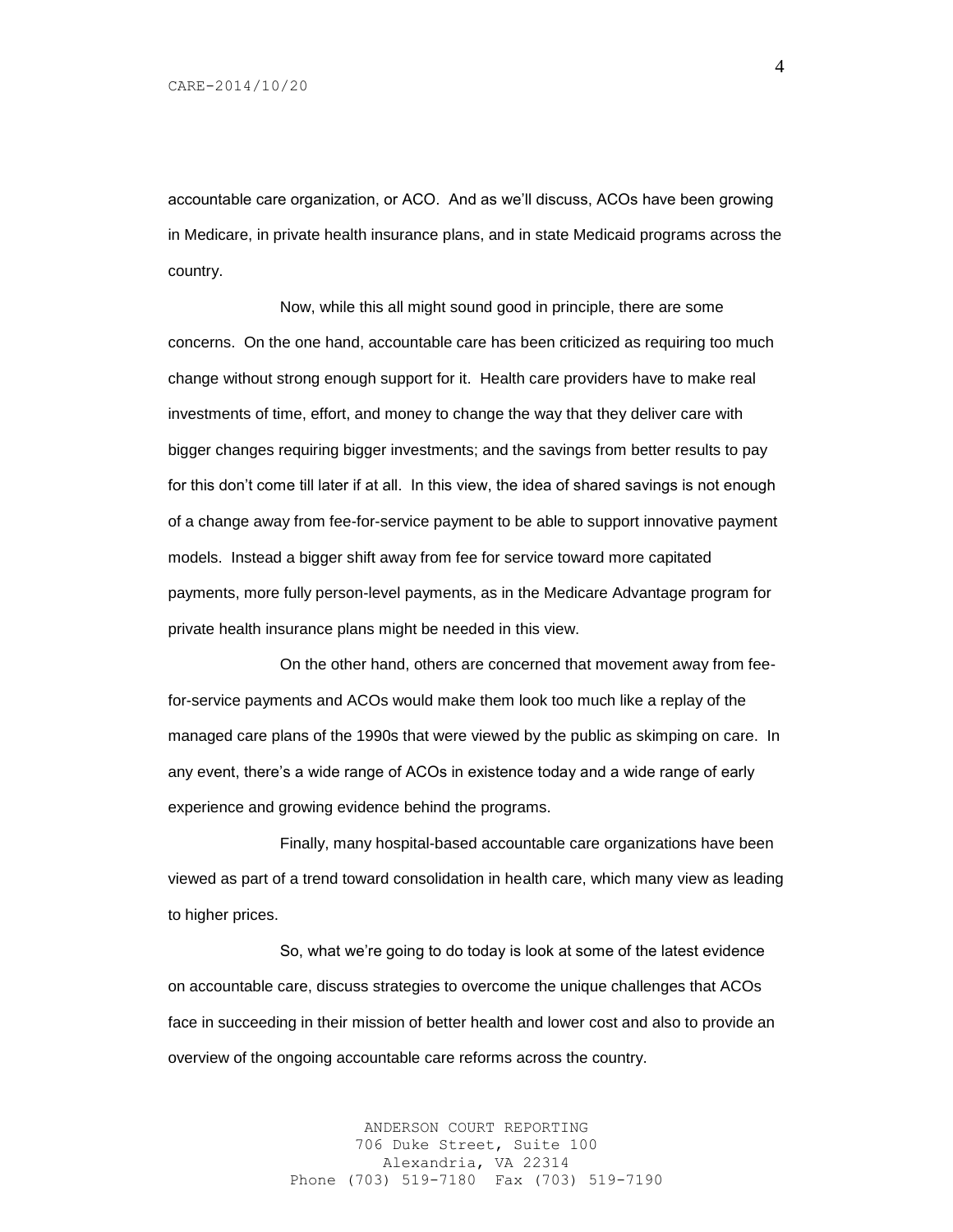accountable care organization, or ACO. And as we'll discuss, ACOs have been growing in Medicare, in private health insurance plans, and in state Medicaid programs across the country.

Now, while this all might sound good in principle, there are some concerns. On the one hand, accountable care has been criticized as requiring too much change without strong enough support for it. Health care providers have to make real investments of time, effort, and money to change the way that they deliver care with bigger changes requiring bigger investments; and the savings from better results to pay for this don't come till later if at all. In this view, the idea of shared savings is not enough of a change away from fee-for-service payment to be able to support innovative payment models. Instead a bigger shift away from fee for service toward more capitated payments, more fully person-level payments, as in the Medicare Advantage program for private health insurance plans might be needed in this view.

On the other hand, others are concerned that movement away from fee-for-service payments and ACOs would make them look too much like a replay of the managed care plans of the 1990s that were viewed by the public as skimping on care. In any event, there's a wide range of ACOs in existence today and a wide range of early experience and growing evidence behind the programs.

Finally, many hospital-based accountable care organizations have been viewed as part of a trend toward consolidation in health care, which many view as leading to higher prices.

So, what we're going to do today is look at some of the latest evidence on accountable care, discuss strategies to overcome the unique challenges that ACOs face in succeeding in their mission of better health and lower cost and also to provide an overview of the ongoing accountable care reforms across the country.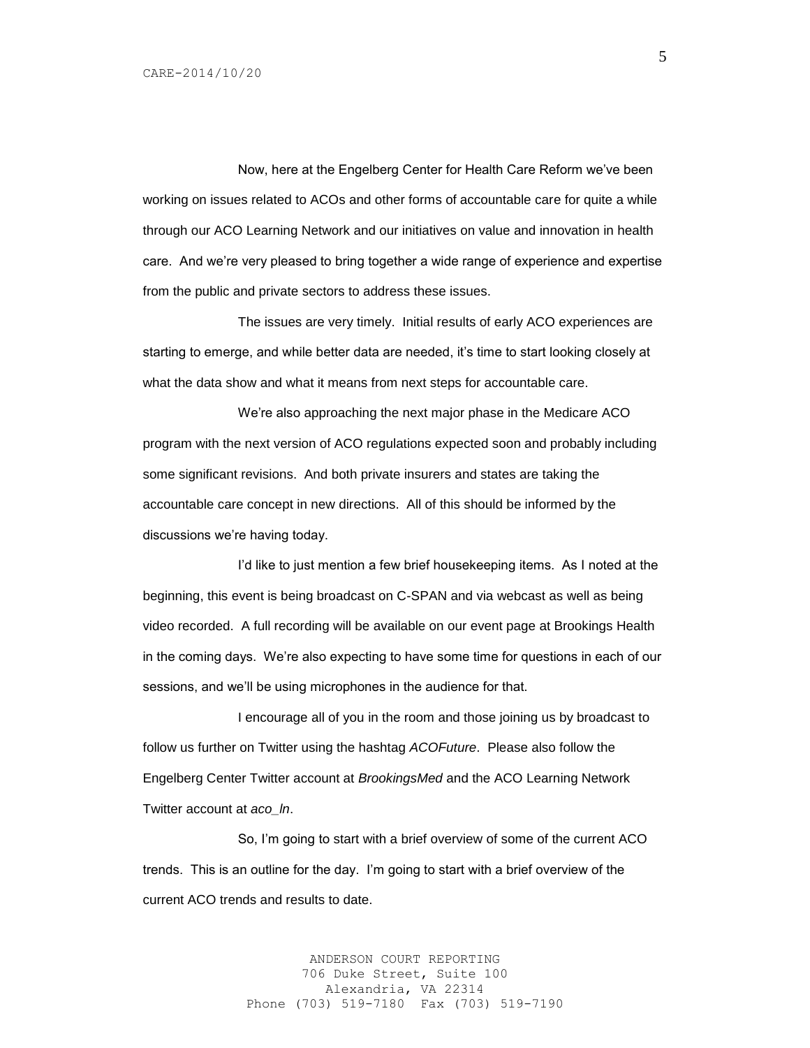Now, here at the Engelberg Center for Health Care Reform we've been working on issues related to ACOs and other forms of accountable care for quite a while through our ACO Learning Network and our initiatives on value and innovation in health care. And we're very pleased to bring together a wide range of experience and expertise from the public and private sectors to address these issues.

The issues are very timely. Initial results of early ACO experiences are starting to emerge, and while better data are needed, it's time to start looking closely at what the data show and what it means from next steps for accountable care.

We're also approaching the next major phase in the Medicare ACO program with the next version of ACO regulations expected soon and probably including some significant revisions. And both private insurers and states are taking the accountable care concept in new directions. All of this should be informed by the discussions we're having today.

I'd like to just mention a few brief housekeeping items. As I noted at the beginning, this event is being broadcast on C-SPAN and via webcast as well as being video recorded. A full recording will be available on our event page at Brookings Health in the coming days. We're also expecting to have some time for questions in each of our sessions, and we'll be using microphones in the audience for that.

I encourage all of you in the room and those joining us by broadcast to follow us further on Twitter using the hashtag *ACOFuture*. Please also follow the Engelberg Center Twitter account at *BrookingsMed* and the ACO Learning Network Twitter account at *aco_ln*.

So, I'm going to start with a brief overview of some of the current ACO trends. This is an outline for the day. I'm going to start with a brief overview of the current ACO trends and results to date.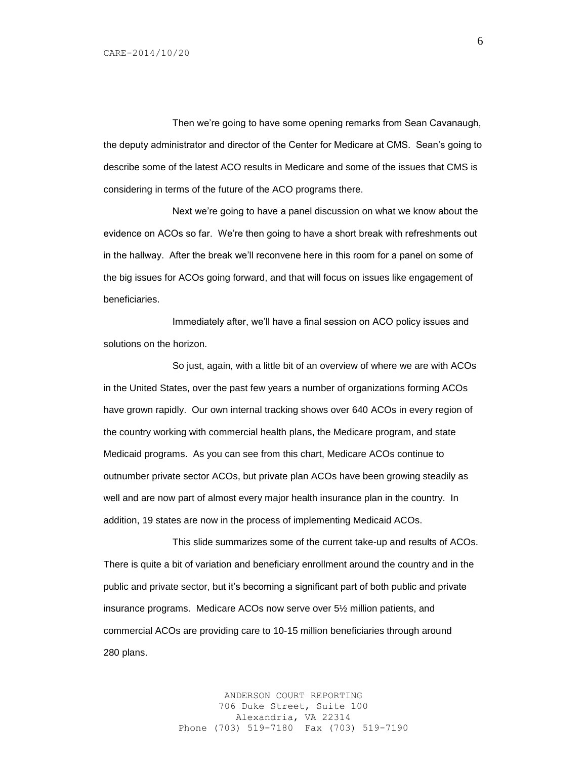Then we're going to have some opening remarks from Sean Cavanaugh, the deputy administrator and director of the Center for Medicare at CMS. Sean's going to describe some of the latest ACO results in Medicare and some of the issues that CMS is considering in terms of the future of the ACO programs there.

Next we're going to have a panel discussion on what we know about the evidence on ACOs so far. We're then going to have a short break with refreshments out in the hallway. After the break we'll reconvene here in this room for a panel on some of the big issues for ACOs going forward, and that will focus on issues like engagement of beneficiaries.

Immediately after, we'll have a final session on ACO policy issues and solutions on the horizon.

So just, again, with a little bit of an overview of where we are with ACOs in the United States, over the past few years a number of organizations forming ACOs have grown rapidly. Our own internal tracking shows over 640 ACOs in every region of the country working with commercial health plans, the Medicare program, and state Medicaid programs. As you can see from this chart, Medicare ACOs continue to outnumber private sector ACOs, but private plan ACOs have been growing steadily as well and are now part of almost every major health insurance plan in the country. In addition, 19 states are now in the process of implementing Medicaid ACOs.

This slide summarizes some of the current take-up and results of ACOs. There is quite a bit of variation and beneficiary enrollment around the country and in the public and private sector, but it's becoming a significant part of both public and private insurance programs. Medicare ACOs now serve over 5½ million patients, and commercial ACOs are providing care to 10-15 million beneficiaries through around 280 plans.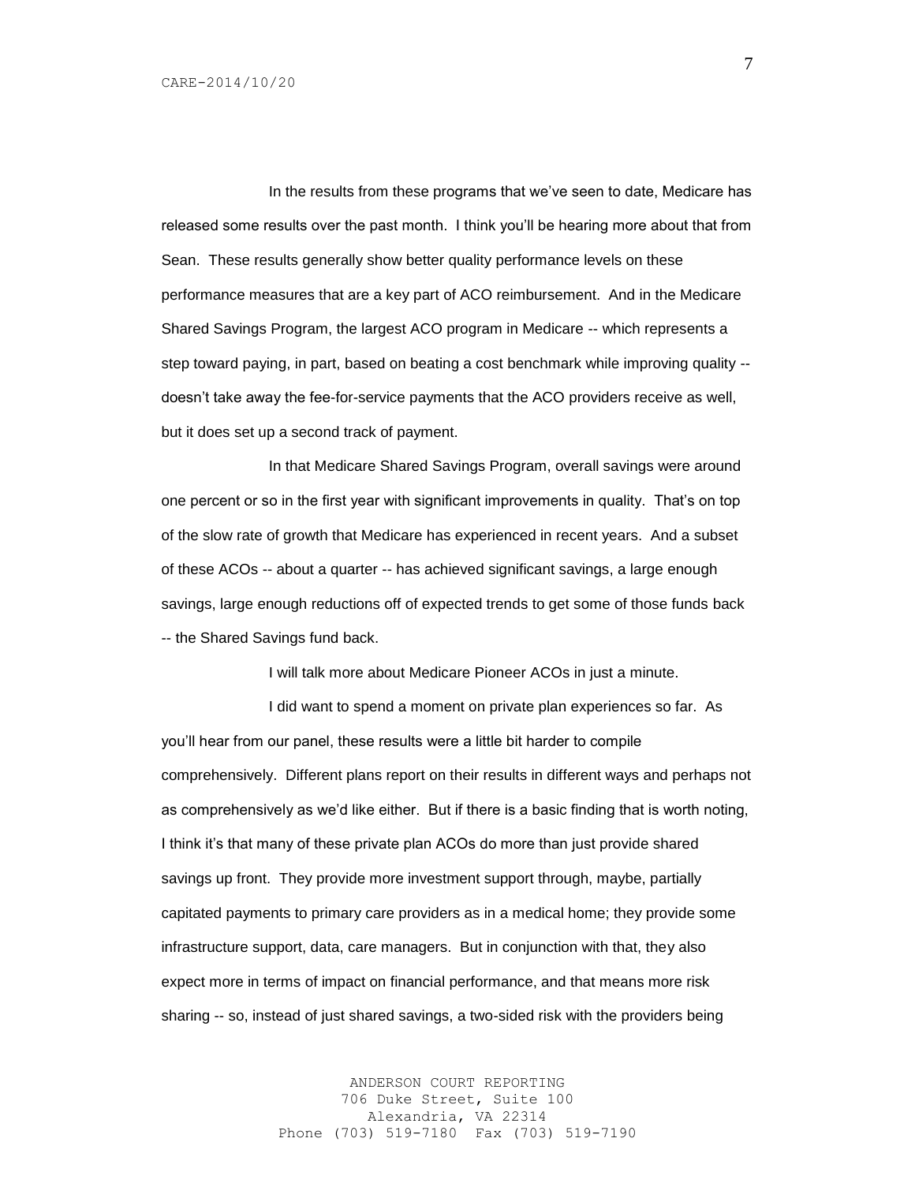In the results from these programs that we've seen to date, Medicare has released some results over the past month. I think you'll be hearing more about that from Sean. These results generally show better quality performance levels on these performance measures that are a key part of ACO reimbursement. And in the Medicare Shared Savings Program, the largest ACO program in Medicare -- which represents a step toward paying, in part, based on beating a cost benchmark while improving quality -- doesn't take away the fee-for-service payments that the ACO providers receive as well, but it does set up a second track of payment.

In that Medicare Shared Savings Program, overall savings were around one percent or so in the first year with significant improvements in quality. That's on top of the slow rate of growth that Medicare has experienced in recent years. And a subset of these ACOs -- about a quarter -- has achieved significant savings, a large enough savings, large enough reductions off of expected trends to get some of those funds back -- the Shared Savings fund back.

I will talk more about Medicare Pioneer ACOs in just a minute.

I did want to spend a moment on private plan experiences so far. As you'll hear from our panel, these results were a little bit harder to compile comprehensively. Different plans report on their results in different ways and perhaps not as comprehensively as we'd like either. But if there is a basic finding that is worth noting, I think it's that many of these private plan ACOs do more than just provide shared savings up front. They provide more investment support through, maybe, partially capitated payments to primary care providers as in a medical home; they provide some infrastructure support, data, care managers. But in conjunction with that, they also expect more in terms of impact on financial performance, and that means more risk sharing -- so, instead of just shared savings, a two-sided risk with the providers being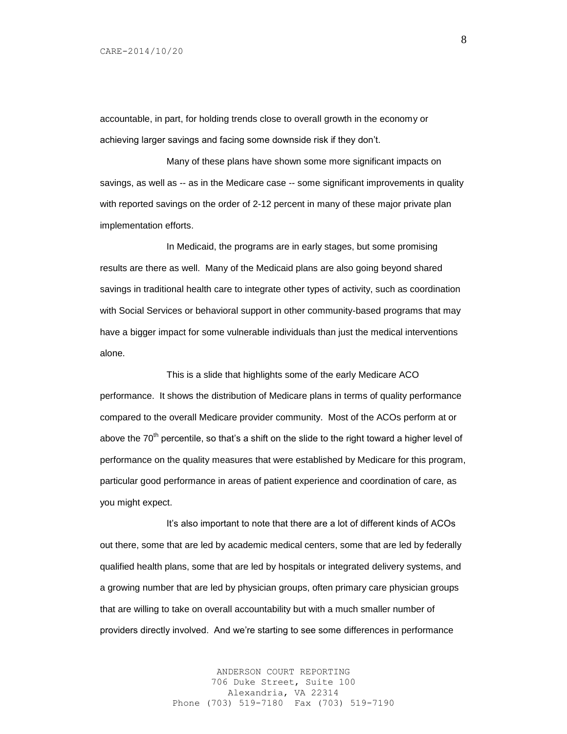accountable, in part, for holding trends close to overall growth in the economy or achieving larger savings and facing some downside risk if they don't.

Many of these plans have shown some more significant impacts on savings, as well as -- as in the Medicare case -- some significant improvements in quality with reported savings on the order of 2-12 percent in many of these major private plan implementation efforts.

In Medicaid, the programs are in early stages, but some promising results are there as well. Many of the Medicaid plans are also going beyond shared savings in traditional health care to integrate other types of activity, such as coordination with Social Services or behavioral support in other community-based programs that may have a bigger impact for some vulnerable individuals than just the medical interventions alone.

This is a slide that highlights some of the early Medicare ACO performance. It shows the distribution of Medicare plans in terms of quality performance compared to the overall Medicare provider community. Most of the ACOs perform at or above the 70th percentile, so that's a shift on the slide to the right toward a higher level of performance on the quality measures that were established by Medicare for this program, particular good performance in areas of patient experience and coordination of care, as you might expect.

It's also important to note that there are a lot of different kinds of ACOs out there, some that are led by academic medical centers, some that are led by federally qualified health plans, some that are led by hospitals or integrated delivery systems, and a growing number that are led by physician groups, often primary care physician groups that are willing to take on overall accountability but with a much smaller number of providers directly involved. And we're starting to see some differences in performance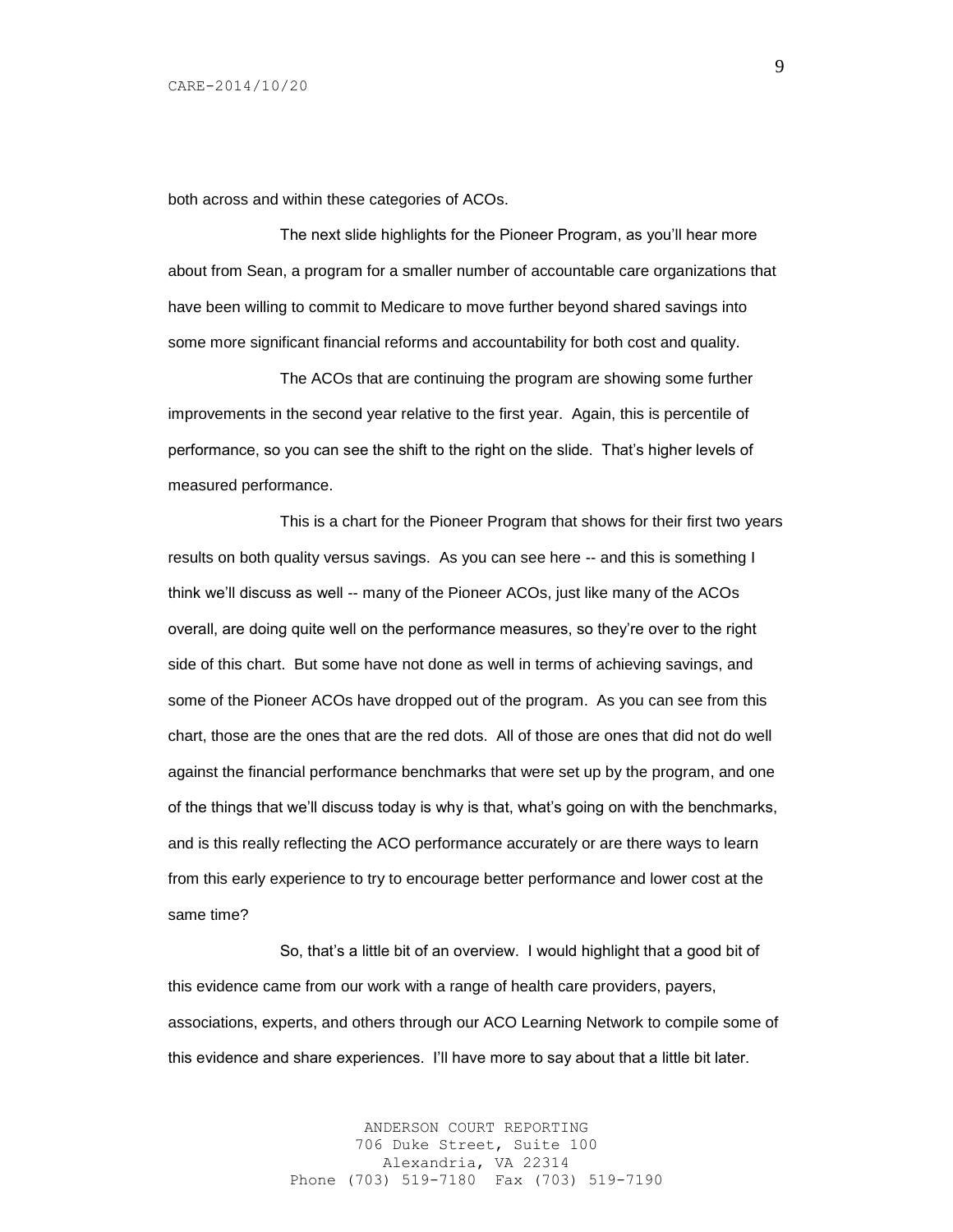both across and within these categories of ACOs.

The next slide highlights for the Pioneer Program, as you'll hear more about from Sean, a program for a smaller number of accountable care organizations that have been willing to commit to Medicare to move further beyond shared savings into some more significant financial reforms and accountability for both cost and quality.

The ACOs that are continuing the program are showing some further improvements in the second year relative to the first year. Again, this is percentile of performance, so you can see the shift to the right on the slide. That's higher levels of measured performance.

This is a chart for the Pioneer Program that shows for their first two years results on both quality versus savings. As you can see here -- and this is something I think we'll discuss as well -- many of the Pioneer ACOs, just like many of the ACOs overall, are doing quite well on the performance measures, so they're over to the right side of this chart. But some have not done as well in terms of achieving savings, and some of the Pioneer ACOs have dropped out of the program. As you can see from this chart, those are the ones that are the red dots. All of those are ones that did not do well against the financial performance benchmarks that were set up by the program, and one of the things that we'll discuss today is why is that, what's going on with the benchmarks, and is this really reflecting the ACO performance accurately or are there ways to learn from this early experience to try to encourage better performance and lower cost at the same time?

So, that's a little bit of an overview. I would highlight that a good bit of this evidence came from our work with a range of health care providers, payers, associations, experts, and others through our ACO Learning Network to compile some of this evidence and share experiences. I'll have more to say about that a little bit later.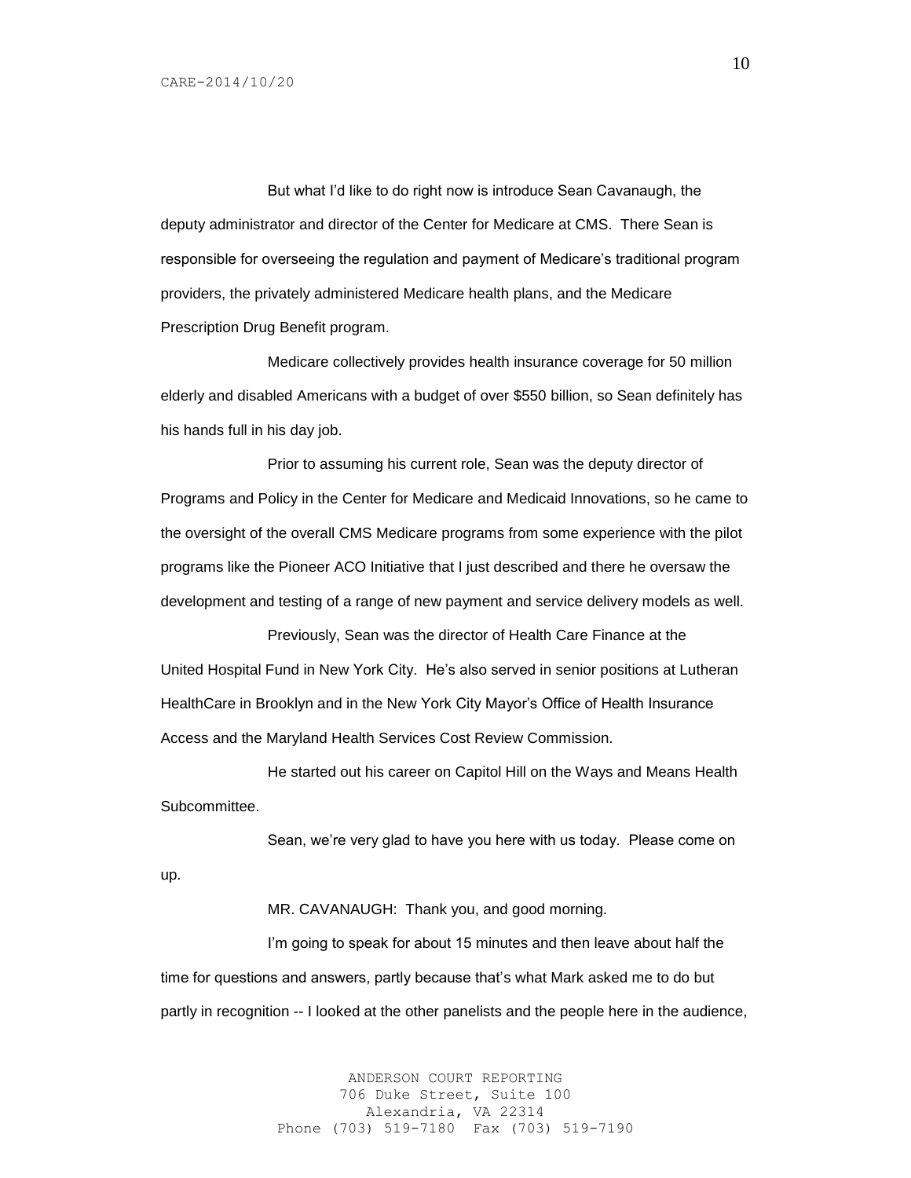But what I'd like to do right now is introduce Sean Cavanaugh, the deputy administrator and director of the Center for Medicare at CMS. There Sean is responsible for overseeing the regulation and payment of Medicare's traditional program providers, the privately administered Medicare health plans, and the Medicare Prescription Drug Benefit program.

Medicare collectively provides health insurance coverage for 50 million elderly and disabled Americans with a budget of over $550 billion, so Sean definitely has his hands full in his day job.

Prior to assuming his current role, Sean was the deputy director of Programs and Policy in the Center for Medicare and Medicaid Innovations, so he came to the oversight of the overall CMS Medicare programs from some experience with the pilot programs like the Pioneer ACO Initiative that I just described and there he oversaw the development and testing of a range of new payment and service delivery models as well.

Previously, Sean was the director of Health Care Finance at the United Hospital Fund in New York City. He's also served in senior positions at Lutheran HealthCare in Brooklyn and in the New York City Mayor's Office of Health Insurance Access and the Maryland Health Services Cost Review Commission.

He started out his career on Capitol Hill on the Ways and Means Health Subcommittee.

Sean, we're very glad to have you here with us today. Please come on up.

MR. CAVANAUGH: Thank you, and good morning.

I'm going to speak for about 15 minutes and then leave about half the time for questions and answers, partly because that's what Mark asked me to do but partly in recognition -- I looked at the other panelists and the people here in the audience,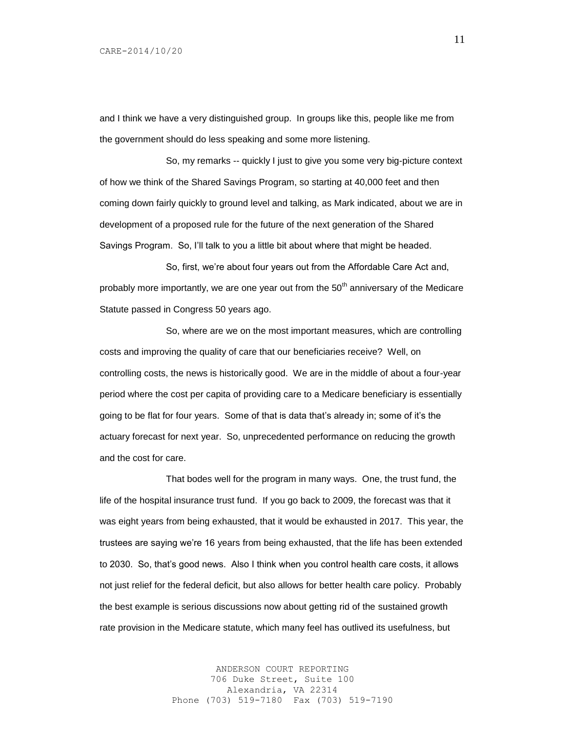and I think we have a very distinguished group. In groups like this, people like me from the government should do less speaking and some more listening.

So, my remarks -- quickly I just to give you some very big-picture context of how we think of the Shared Savings Program, so starting at 40,000 feet and then coming down fairly quickly to ground level and talking, as Mark indicated, about we are in development of a proposed rule for the future of the next generation of the Shared Savings Program. So, I'll talk to you a little bit about where that might be headed.

So, first, we're about four years out from the Affordable Care Act and, probably more importantly, we are one year out from the 50th anniversary of the Medicare Statute passed in Congress 50 years ago.

So, where are we on the most important measures, which are controlling costs and improving the quality of care that our beneficiaries receive? Well, on controlling costs, the news is historically good. We are in the middle of about a four-year period where the cost per capita of providing care to a Medicare beneficiary is essentially going to be flat for four years. Some of that is data that's already in; some of it's the actuary forecast for next year. So, unprecedented performance on reducing the growth and the cost for care.

That bodes well for the program in many ways. One, the trust fund, the life of the hospital insurance trust fund. If you go back to 2009, the forecast was that it was eight years from being exhausted, that it would be exhausted in 2017. This year, the trustees are saying we're 16 years from being exhausted, that the life has been extended to 2030. So, that's good news. Also I think when you control health care costs, it allows not just relief for the federal deficit, but also allows for better health care policy. Probably the best example is serious discussions now about getting rid of the sustained growth rate provision in the Medicare statute, which many feel has outlived its usefulness, but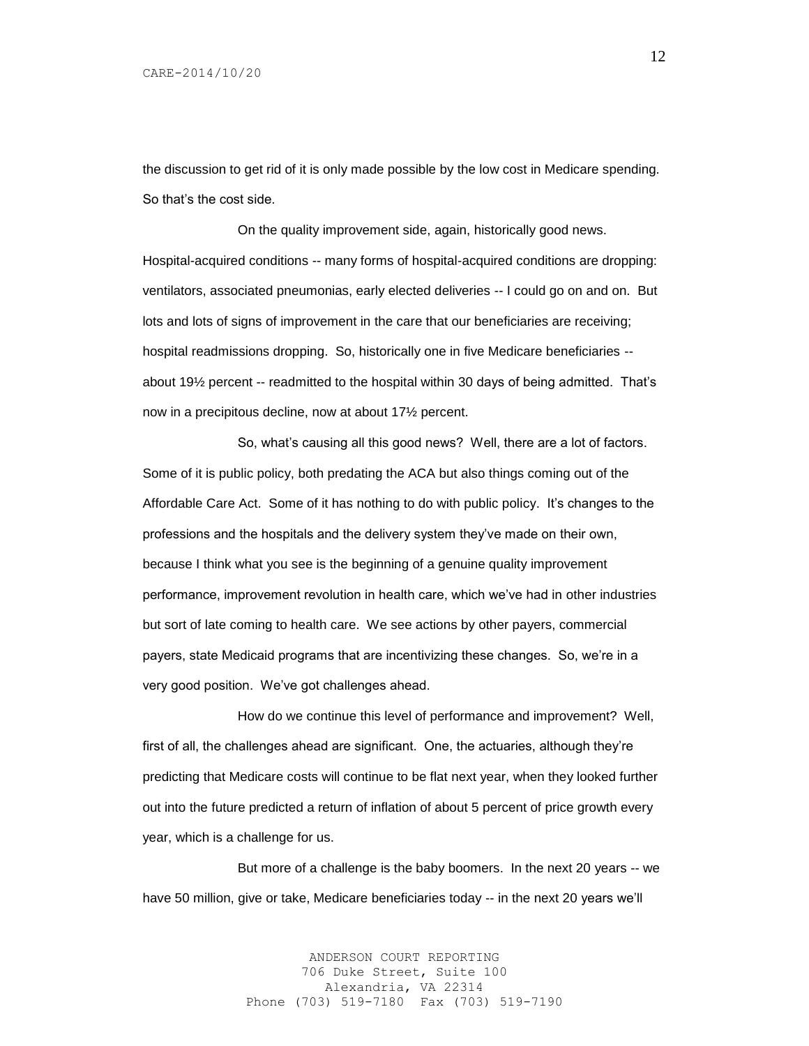the discussion to get rid of it is only made possible by the low cost in Medicare spending. So that's the cost side.

On the quality improvement side, again, historically good news. Hospital-acquired conditions -- many forms of hospital-acquired conditions are dropping: ventilators, associated pneumonias, early elected deliveries -- I could go on and on. But lots and lots of signs of improvement in the care that our beneficiaries are receiving; hospital readmissions dropping. So, historically one in five Medicare beneficiaries -- about 19½ percent -- readmitted to the hospital within 30 days of being admitted. That's now in a precipitous decline, now at about 17½ percent.

So, what's causing all this good news? Well, there are a lot of factors. Some of it is public policy, both predating the ACA but also things coming out of the Affordable Care Act. Some of it has nothing to do with public policy. It's changes to the professions and the hospitals and the delivery system they've made on their own, because I think what you see is the beginning of a genuine quality improvement performance, improvement revolution in health care, which we've had in other industries but sort of late coming to health care. We see actions by other payers, commercial payers, state Medicaid programs that are incentivizing these changes. So, we're in a very good position. We've got challenges ahead.

How do we continue this level of performance and improvement? Well, first of all, the challenges ahead are significant. One, the actuaries, although they're predicting that Medicare costs will continue to be flat next year, when they looked further out into the future predicted a return of inflation of about 5 percent of price growth every year, which is a challenge for us.

But more of a challenge is the baby boomers. In the next 20 years -- we have 50 million, give or take, Medicare beneficiaries today -- in the next 20 years we'll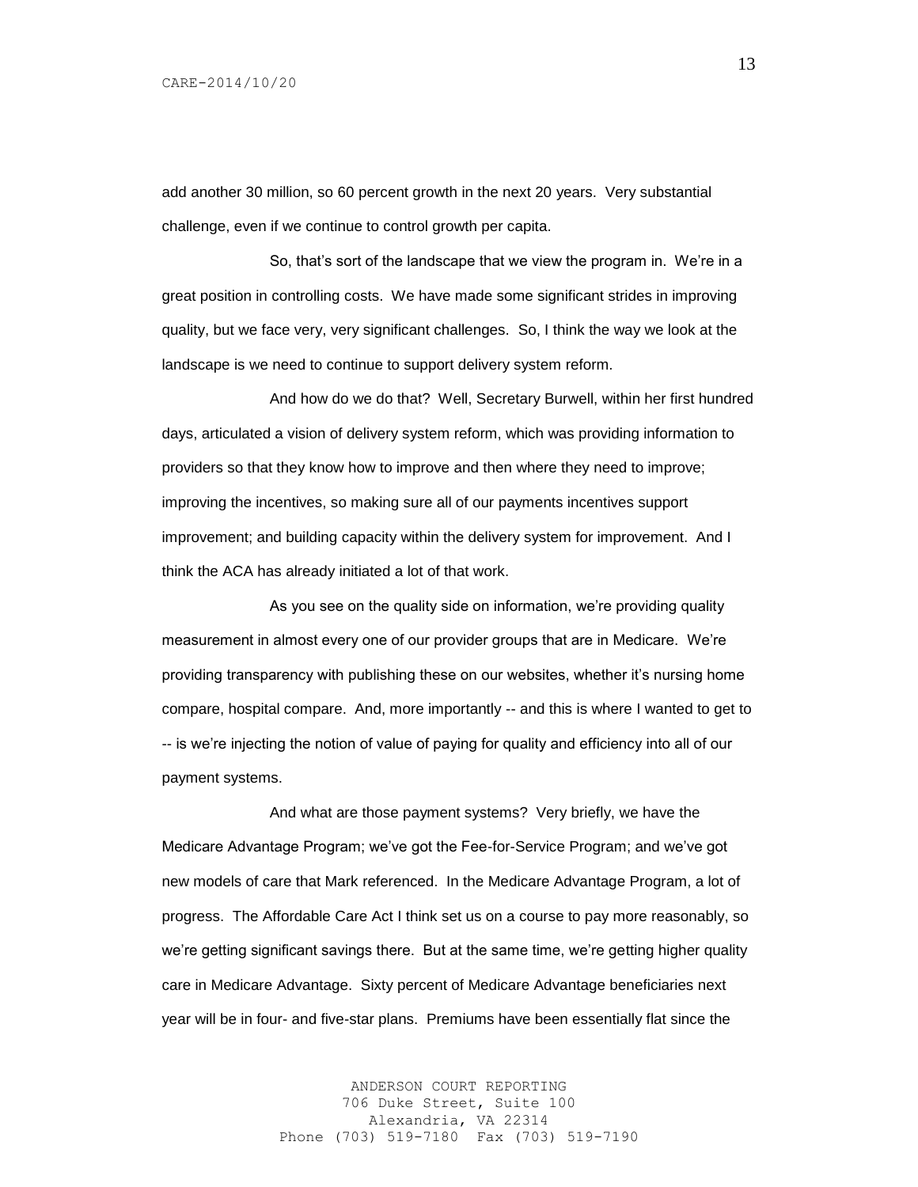add another 30 million, so 60 percent growth in the next 20 years. Very substantial challenge, even if we continue to control growth per capita.

So, that's sort of the landscape that we view the program in. We're in a great position in controlling costs. We have made some significant strides in improving quality, but we face very, very significant challenges. So, I think the way we look at the landscape is we need to continue to support delivery system reform.

And how do we do that? Well, Secretary Burwell, within her first hundred days, articulated a vision of delivery system reform, which was providing information to providers so that they know how to improve and then where they need to improve; improving the incentives, so making sure all of our payments incentives support improvement; and building capacity within the delivery system for improvement. And I think the ACA has already initiated a lot of that work.

As you see on the quality side on information, we're providing quality measurement in almost every one of our provider groups that are in Medicare. We're providing transparency with publishing these on our websites, whether it's nursing home compare, hospital compare. And, more importantly -- and this is where I wanted to get to -- is we're injecting the notion of value of paying for quality and efficiency into all of our payment systems.

And what are those payment systems? Very briefly, we have the Medicare Advantage Program; we've got the Fee-for-Service Program; and we've got new models of care that Mark referenced. In the Medicare Advantage Program, a lot of progress. The Affordable Care Act I think set us on a course to pay more reasonably, so we're getting significant savings there. But at the same time, we're getting higher quality care in Medicare Advantage. Sixty percent of Medicare Advantage beneficiaries next year will be in four- and five-star plans. Premiums have been essentially flat since the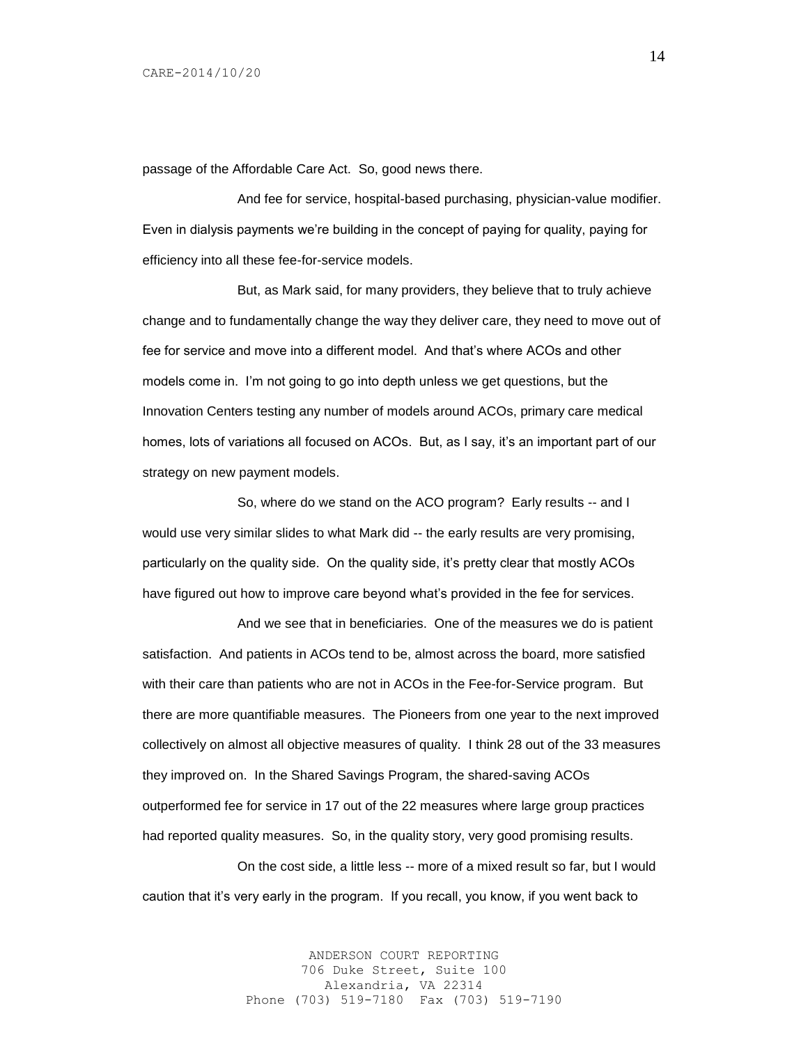passage of the Affordable Care Act. So, good news there.

And fee for service, hospital-based purchasing, physician-value modifier. Even in dialysis payments we're building in the concept of paying for quality, paying for efficiency into all these fee-for-service models.

But, as Mark said, for many providers, they believe that to truly achieve change and to fundamentally change the way they deliver care, they need to move out of fee for service and move into a different model. And that's where ACOs and other models come in. I'm not going to go into depth unless we get questions, but the Innovation Centers testing any number of models around ACOs, primary care medical homes, lots of variations all focused on ACOs. But, as I say, it's an important part of our strategy on new payment models.

So, where do we stand on the ACO program? Early results -- and I would use very similar slides to what Mark did -- the early results are very promising, particularly on the quality side. On the quality side, it's pretty clear that mostly ACOs have figured out how to improve care beyond what's provided in the fee for services.

And we see that in beneficiaries. One of the measures we do is patient satisfaction. And patients in ACOs tend to be, almost across the board, more satisfied with their care than patients who are not in ACOs in the Fee-for-Service program. But there are more quantifiable measures. The Pioneers from one year to the next improved collectively on almost all objective measures of quality. I think 28 out of the 33 measures they improved on. In the Shared Savings Program, the shared-saving ACOs outperformed fee for service in 17 out of the 22 measures where large group practices had reported quality measures. So, in the quality story, very good promising results.

On the cost side, a little less -- more of a mixed result so far, but I would caution that it's very early in the program. If you recall, you know, if you went back to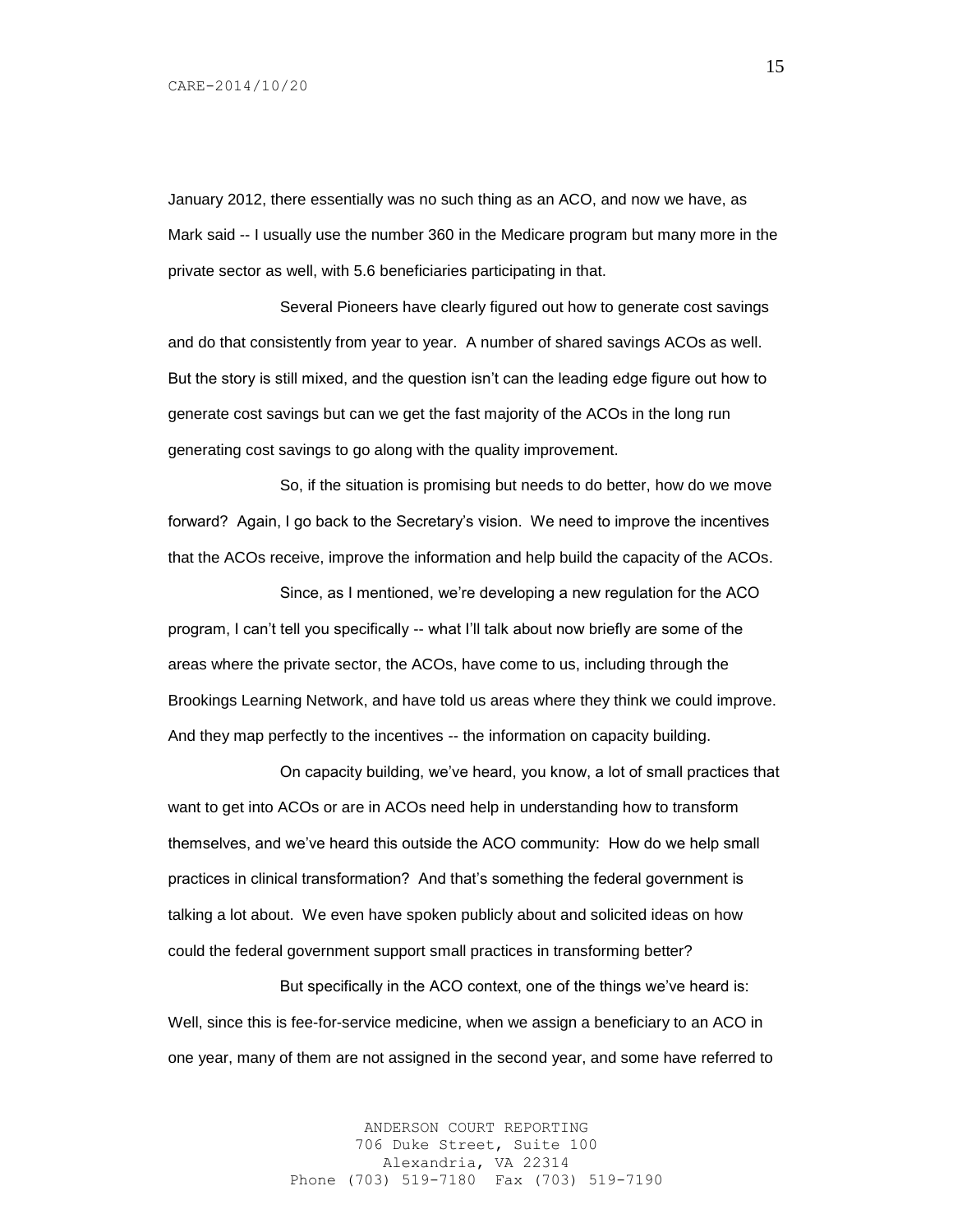January 2012, there essentially was no such thing as an ACO, and now we have, as Mark said -- I usually use the number 360 in the Medicare program but many more in the private sector as well, with 5.6 beneficiaries participating in that.

Several Pioneers have clearly figured out how to generate cost savings and do that consistently from year to year. A number of shared savings ACOs as well. But the story is still mixed, and the question isn't can the leading edge figure out how to generate cost savings but can we get the fast majority of the ACOs in the long run generating cost savings to go along with the quality improvement.

So, if the situation is promising but needs to do better, how do we move forward? Again, I go back to the Secretary's vision. We need to improve the incentives that the ACOs receive, improve the information and help build the capacity of the ACOs.

Since, as I mentioned, we're developing a new regulation for the ACO program, I can't tell you specifically -- what I'll talk about now briefly are some of the areas where the private sector, the ACOs, have come to us, including through the Brookings Learning Network, and have told us areas where they think we could improve. And they map perfectly to the incentives -- the information on capacity building.

On capacity building, we've heard, you know, a lot of small practices that want to get into ACOs or are in ACOs need help in understanding how to transform themselves, and we've heard this outside the ACO community: How do we help small practices in clinical transformation? And that's something the federal government is talking a lot about. We even have spoken publicly about and solicited ideas on how could the federal government support small practices in transforming better?

But specifically in the ACO context, one of the things we've heard is: Well, since this is fee-for-service medicine, when we assign a beneficiary to an ACO in one year, many of them are not assigned in the second year, and some have referred to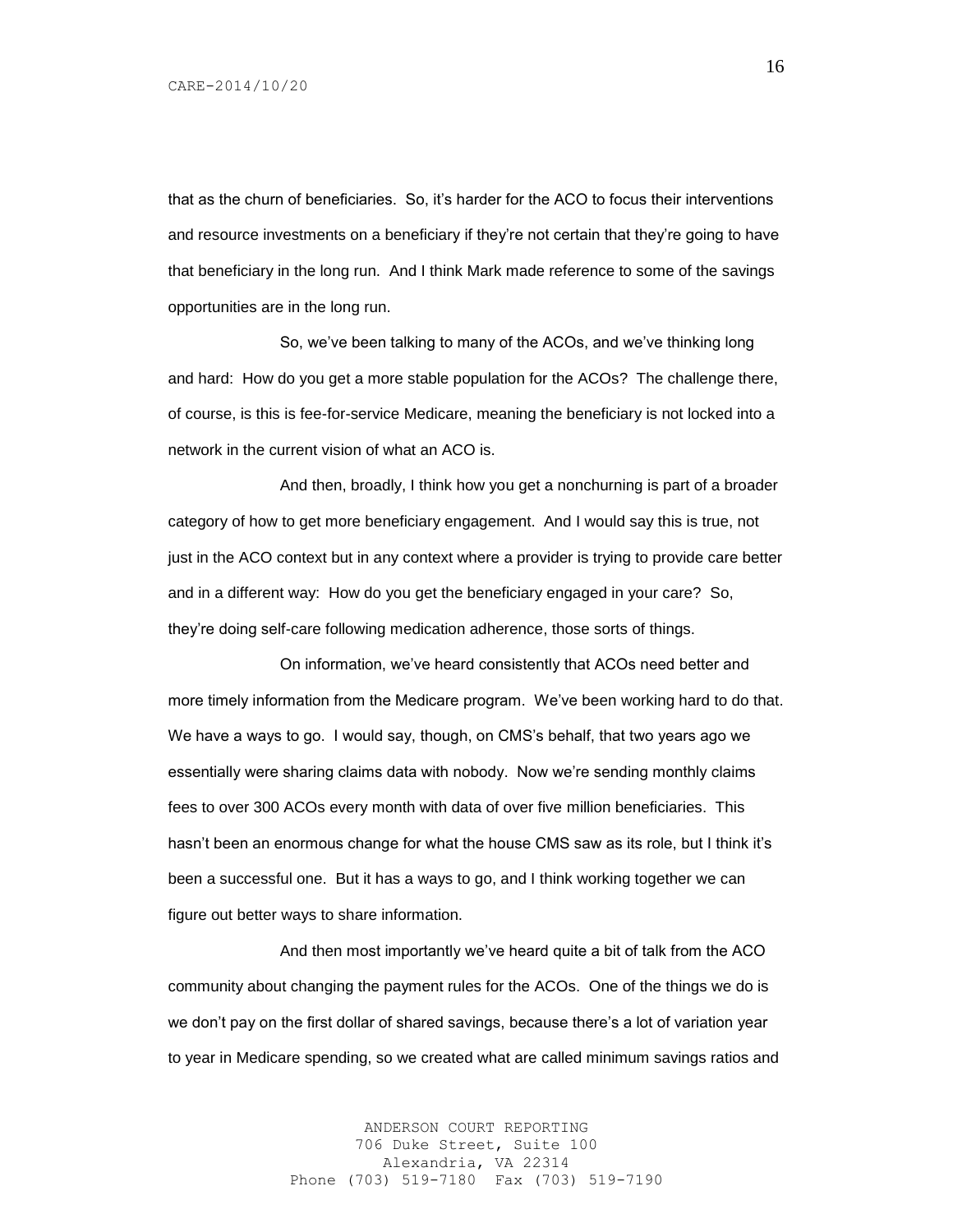that as the churn of beneficiaries. So, it's harder for the ACO to focus their interventions and resource investments on a beneficiary if they're not certain that they're going to have that beneficiary in the long run. And I think Mark made reference to some of the savings opportunities are in the long run.

So, we've been talking to many of the ACOs, and we've thinking long and hard: How do you get a more stable population for the ACOs? The challenge there, of course, is this is fee-for-service Medicare, meaning the beneficiary is not locked into a network in the current vision of what an ACO is.

And then, broadly, I think how you get a nonchurning is part of a broader category of how to get more beneficiary engagement. And I would say this is true, not just in the ACO context but in any context where a provider is trying to provide care better and in a different way: How do you get the beneficiary engaged in your care? So, they're doing self-care following medication adherence, those sorts of things.

On information, we've heard consistently that ACOs need better and more timely information from the Medicare program. We've been working hard to do that. We have a ways to go. I would say, though, on CMS's behalf, that two years ago we essentially were sharing claims data with nobody. Now we're sending monthly claims fees to over 300 ACOs every month with data of over five million beneficiaries. This hasn't been an enormous change for what the house CMS saw as its role, but I think it's been a successful one. But it has a ways to go, and I think working together we can figure out better ways to share information.

And then most importantly we've heard quite a bit of talk from the ACO community about changing the payment rules for the ACOs. One of the things we do is we don't pay on the first dollar of shared savings, because there's a lot of variation year to year in Medicare spending, so we created what are called minimum savings ratios and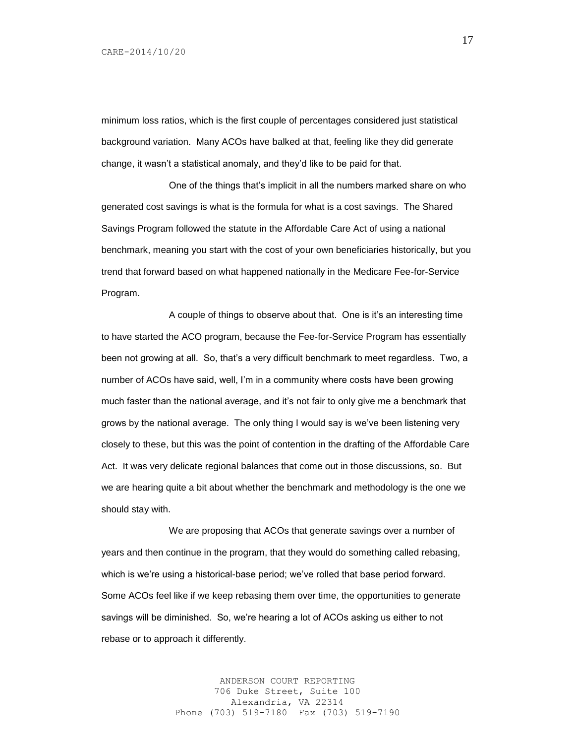minimum loss ratios, which is the first couple of percentages considered just statistical background variation. Many ACOs have balked at that, feeling like they did generate change, it wasn't a statistical anomaly, and they'd like to be paid for that.

One of the things that's implicit in all the numbers marked share on who generated cost savings is what is the formula for what is a cost savings. The Shared Savings Program followed the statute in the Affordable Care Act of using a national benchmark, meaning you start with the cost of your own beneficiaries historically, but you trend that forward based on what happened nationally in the Medicare Fee-for-Service Program.

A couple of things to observe about that. One is it's an interesting time to have started the ACO program, because the Fee-for-Service Program has essentially been not growing at all. So, that's a very difficult benchmark to meet regardless. Two, a number of ACOs have said, well, I'm in a community where costs have been growing much faster than the national average, and it's not fair to only give me a benchmark that grows by the national average. The only thing I would say is we've been listening very closely to these, but this was the point of contention in the drafting of the Affordable Care Act. It was very delicate regional balances that come out in those discussions, so. But we are hearing quite a bit about whether the benchmark and methodology is the one we should stay with.

We are proposing that ACOs that generate savings over a number of years and then continue in the program, that they would do something called rebasing, which is we're using a historical-base period; we've rolled that base period forward. Some ACOs feel like if we keep rebasing them over time, the opportunities to generate savings will be diminished. So, we're hearing a lot of ACOs asking us either to not rebase or to approach it differently.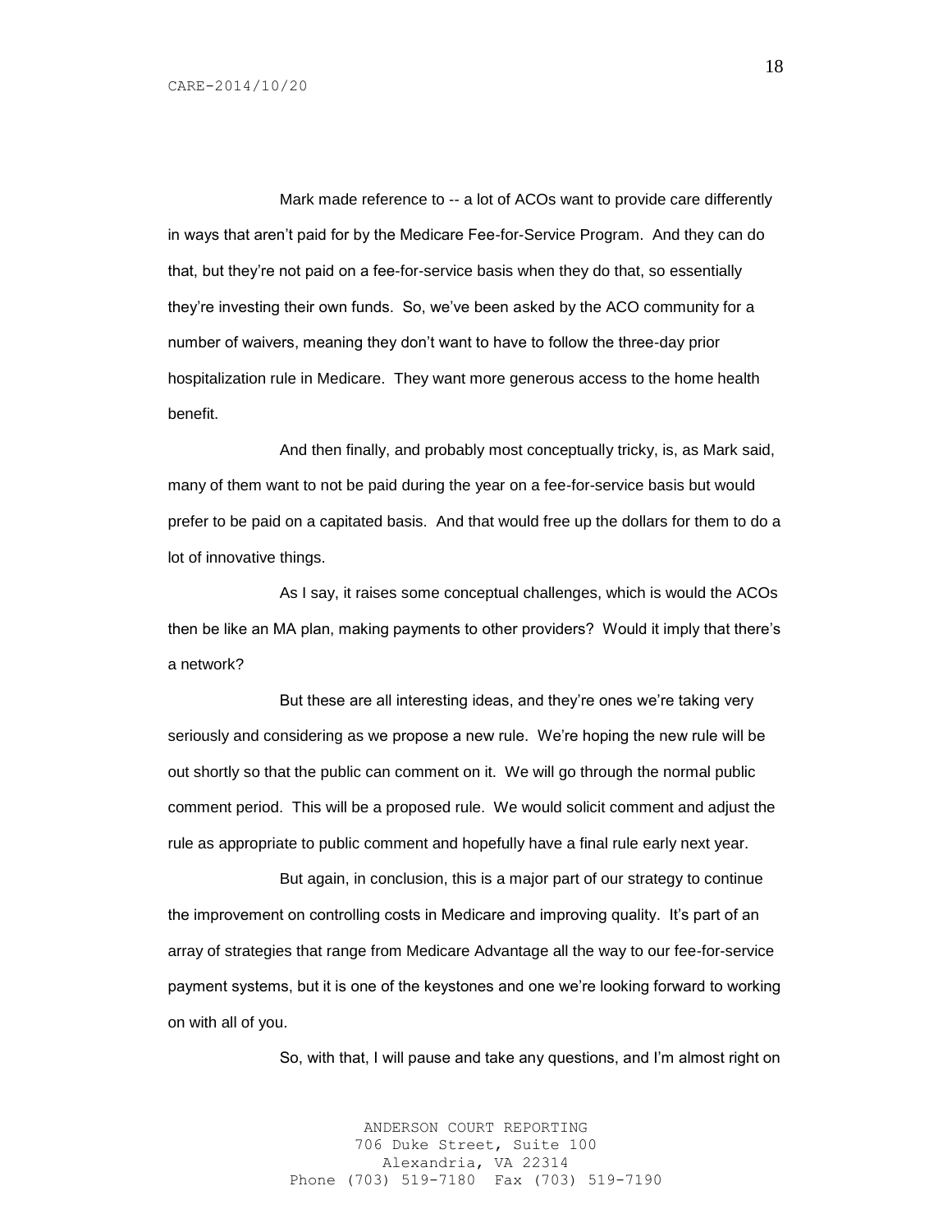Mark made reference to -- a lot of ACOs want to provide care differently in ways that aren't paid for by the Medicare Fee-for-Service Program. And they can do that, but they're not paid on a fee-for-service basis when they do that, so essentially they're investing their own funds. So, we've been asked by the ACO community for a number of waivers, meaning they don't want to have to follow the three-day prior hospitalization rule in Medicare. They want more generous access to the home health benefit.

And then finally, and probably most conceptually tricky, is, as Mark said, many of them want to not be paid during the year on a fee-for-service basis but would prefer to be paid on a capitated basis. And that would free up the dollars for them to do a lot of innovative things.

As I say, it raises some conceptual challenges, which is would the ACOs then be like an MA plan, making payments to other providers? Would it imply that there's a network?

But these are all interesting ideas, and they're ones we're taking very seriously and considering as we propose a new rule. We're hoping the new rule will be out shortly so that the public can comment on it. We will go through the normal public comment period. This will be a proposed rule. We would solicit comment and adjust the rule as appropriate to public comment and hopefully have a final rule early next year.

But again, in conclusion, this is a major part of our strategy to continue the improvement on controlling costs in Medicare and improving quality. It's part of an array of strategies that range from Medicare Advantage all the way to our fee-for-service payment systems, but it is one of the keystones and one we're looking forward to working on with all of you.

So, with that, I will pause and take any questions, and I'm almost right on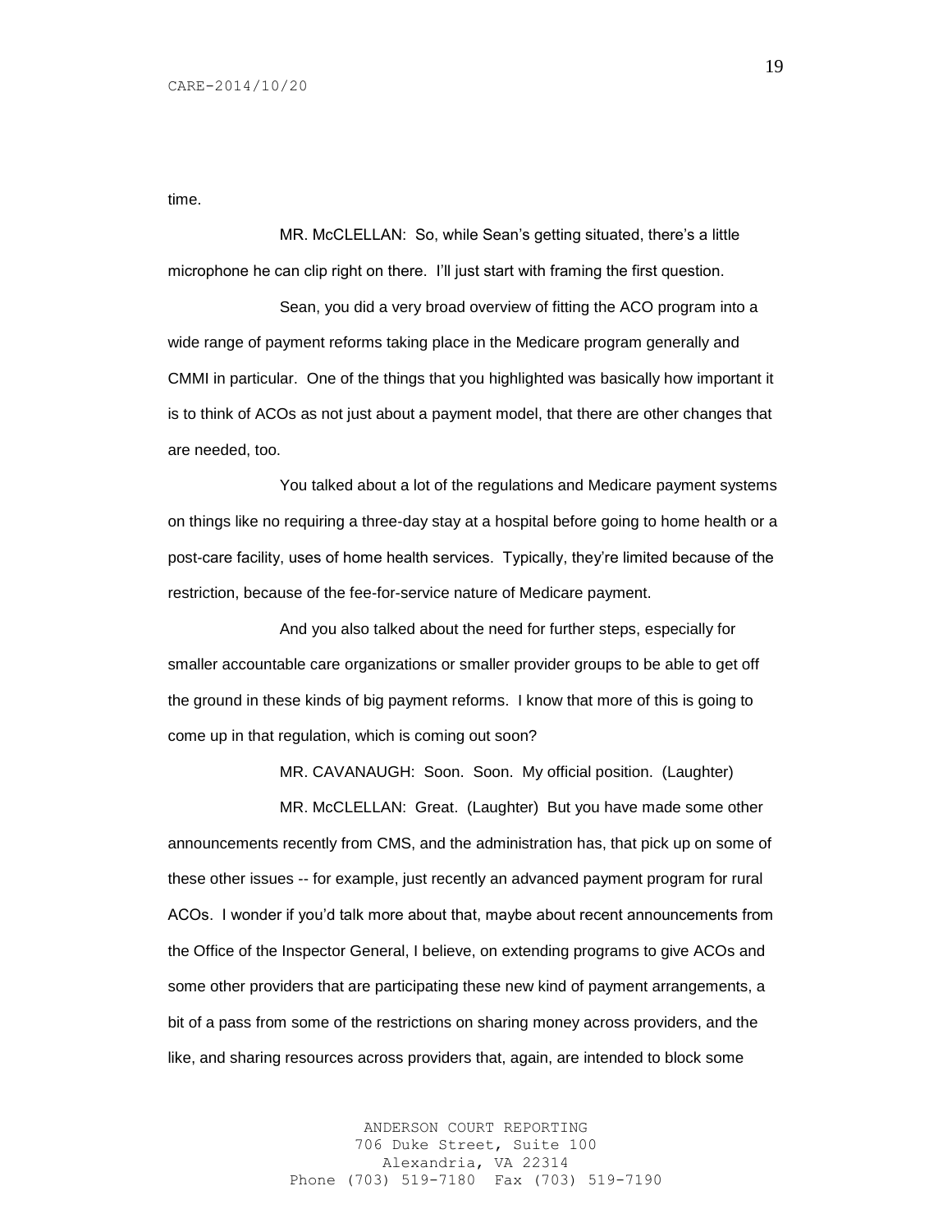time.

MR. McCLELLAN: So, while Sean's getting situated, there's a little microphone he can clip right on there. I'll just start with framing the first question.

Sean, you did a very broad overview of fitting the ACO program into a wide range of payment reforms taking place in the Medicare program generally and CMMI in particular. One of the things that you highlighted was basically how important it is to think of ACOs as not just about a payment model, that there are other changes that are needed, too.

You talked about a lot of the regulations and Medicare payment systems on things like no requiring a three-day stay at a hospital before going to home health or a post-care facility, uses of home health services. Typically, they're limited because of the restriction, because of the fee-for-service nature of Medicare payment.

And you also talked about the need for further steps, especially for smaller accountable care organizations or smaller provider groups to be able to get off the ground in these kinds of big payment reforms. I know that more of this is going to come up in that regulation, which is coming out soon?

MR. CAVANAUGH: Soon. Soon. My official position. (Laughter)

MR. McCLELLAN: Great. (Laughter) But you have made some other announcements recently from CMS, and the administration has, that pick up on some of these other issues -- for example, just recently an advanced payment program for rural ACOs. I wonder if you'd talk more about that, maybe about recent announcements from the Office of the Inspector General, I believe, on extending programs to give ACOs and some other providers that are participating these new kind of payment arrangements, a bit of a pass from some of the restrictions on sharing money across providers, and the like, and sharing resources across providers that, again, are intended to block some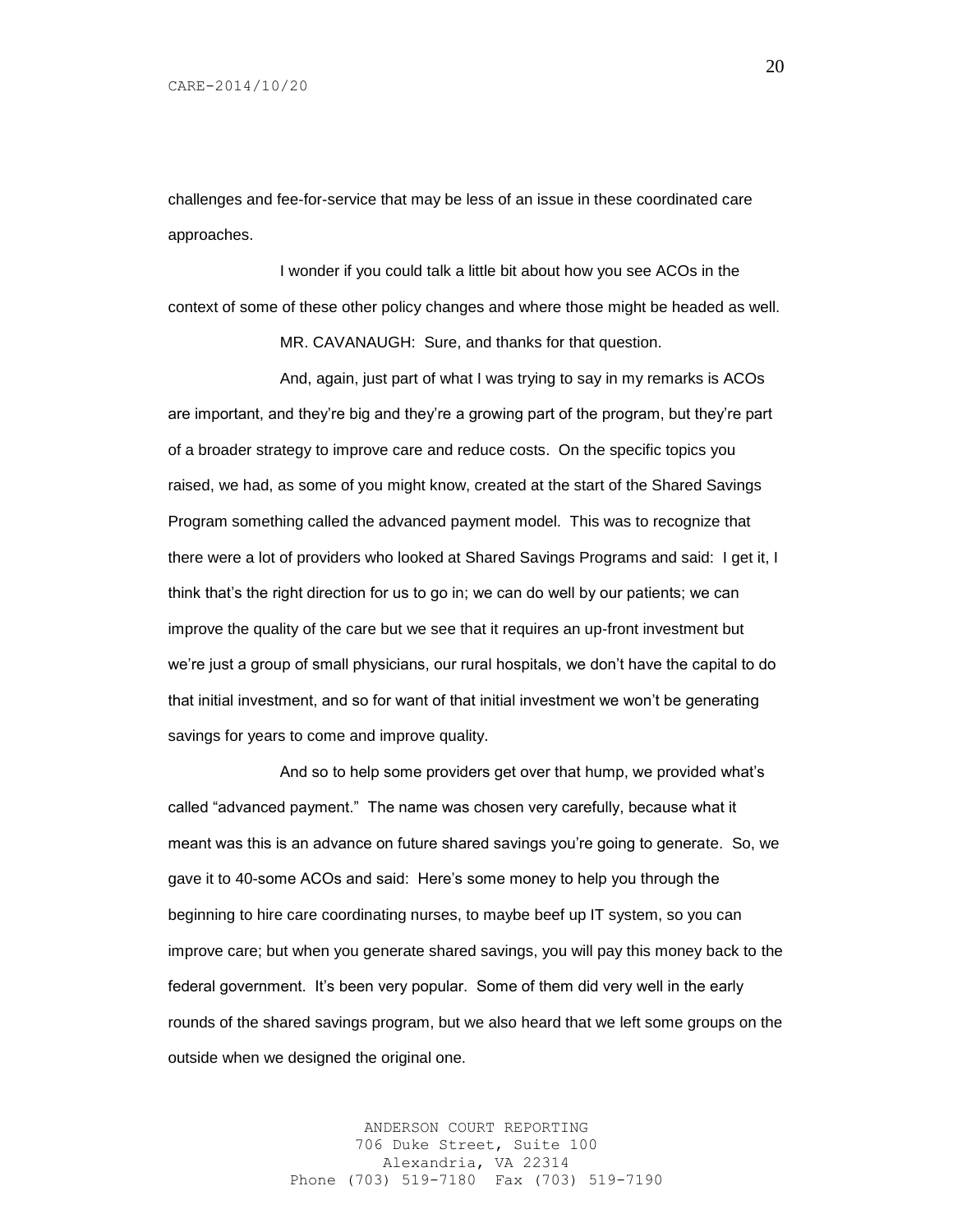challenges and fee-for-service that may be less of an issue in these coordinated care approaches.

I wonder if you could talk a little bit about how you see ACOs in the context of some of these other policy changes and where those might be headed as well.

MR. CAVANAUGH: Sure, and thanks for that question.

And, again, just part of what I was trying to say in my remarks is ACOs are important, and they're big and they're a growing part of the program, but they're part of a broader strategy to improve care and reduce costs. On the specific topics you raised, we had, as some of you might know, created at the start of the Shared Savings Program something called the advanced payment model. This was to recognize that there were a lot of providers who looked at Shared Savings Programs and said: I get it, I think that's the right direction for us to go in; we can do well by our patients; we can improve the quality of the care but we see that it requires an up-front investment but we're just a group of small physicians, our rural hospitals, we don't have the capital to do that initial investment, and so for want of that initial investment we won't be generating savings for years to come and improve quality.

And so to help some providers get over that hump, we provided what's called "advanced payment." The name was chosen very carefully, because what it meant was this is an advance on future shared savings you're going to generate. So, we gave it to 40-some ACOs and said: Here's some money to help you through the beginning to hire care coordinating nurses, to maybe beef up IT system, so you can improve care; but when you generate shared savings, you will pay this money back to the federal government. It's been very popular. Some of them did very well in the early rounds of the shared savings program, but we also heard that we left some groups on the outside when we designed the original one.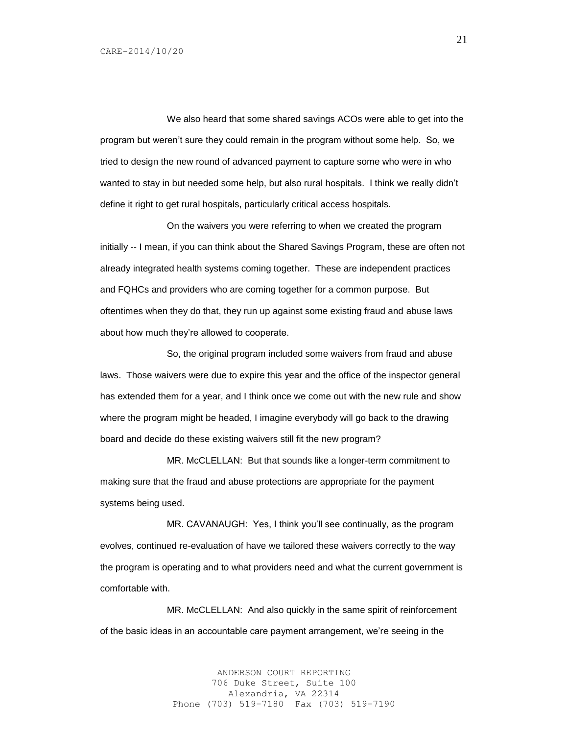We also heard that some shared savings ACOs were able to get into the program but weren't sure they could remain in the program without some help. So, we tried to design the new round of advanced payment to capture some who were in who wanted to stay in but needed some help, but also rural hospitals. I think we really didn't define it right to get rural hospitals, particularly critical access hospitals.

On the waivers you were referring to when we created the program initially -- I mean, if you can think about the Shared Savings Program, these are often not already integrated health systems coming together. These are independent practices and FQHCs and providers who are coming together for a common purpose. But oftentimes when they do that, they run up against some existing fraud and abuse laws about how much they're allowed to cooperate.

So, the original program included some waivers from fraud and abuse laws. Those waivers were due to expire this year and the office of the inspector general has extended them for a year, and I think once we come out with the new rule and show where the program might be headed, I imagine everybody will go back to the drawing board and decide do these existing waivers still fit the new program?

MR. McCLELLAN: But that sounds like a longer-term commitment to making sure that the fraud and abuse protections are appropriate for the payment systems being used.

MR. CAVANAUGH: Yes, I think you'll see continually, as the program evolves, continued re-evaluation of have we tailored these waivers correctly to the way the program is operating and to what providers need and what the current government is comfortable with.

MR. McCLELLAN: And also quickly in the same spirit of reinforcement of the basic ideas in an accountable care payment arrangement, we're seeing in the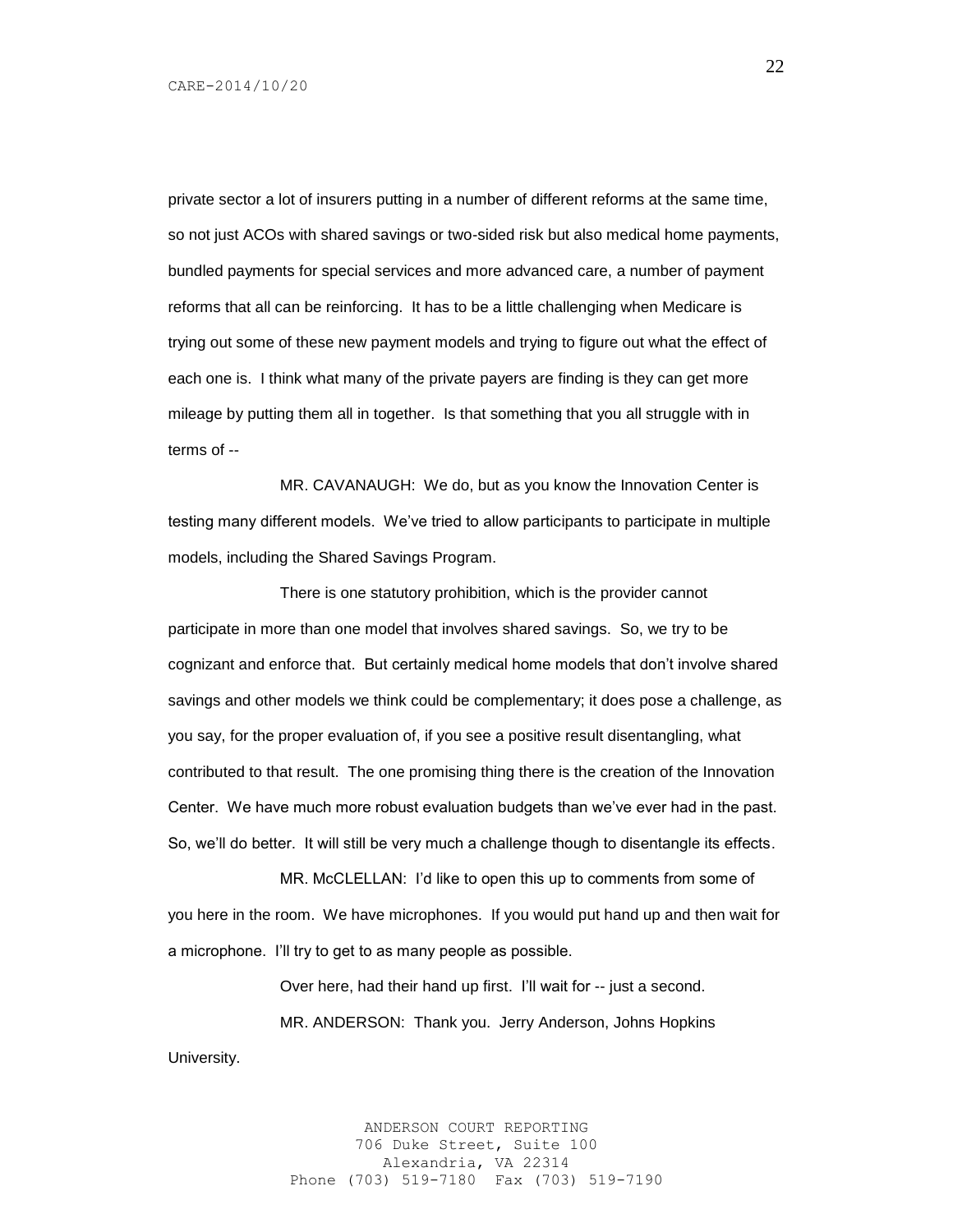private sector a lot of insurers putting in a number of different reforms at the same time, so not just ACOs with shared savings or two-sided risk but also medical home payments, bundled payments for special services and more advanced care, a number of payment reforms that all can be reinforcing. It has to be a little challenging when Medicare is trying out some of these new payment models and trying to figure out what the effect of each one is. I think what many of the private payers are finding is they can get more mileage by putting them all in together. Is that something that you all struggle with in terms of --

MR. CAVANAUGH: We do, but as you know the Innovation Center is testing many different models. We've tried to allow participants to participate in multiple models, including the Shared Savings Program.

There is one statutory prohibition, which is the provider cannot participate in more than one model that involves shared savings. So, we try to be cognizant and enforce that. But certainly medical home models that don't involve shared savings and other models we think could be complementary; it does pose a challenge, as you say, for the proper evaluation of, if you see a positive result disentangling, what contributed to that result. The one promising thing there is the creation of the Innovation Center. We have much more robust evaluation budgets than we've ever had in the past. So, we'll do better. It will still be very much a challenge though to disentangle its effects.

MR. McCLELLAN: I'd like to open this up to comments from some of you here in the room. We have microphones. If you would put hand up and then wait for a microphone. I'll try to get to as many people as possible.

Over here, had their hand up first. I'll wait for -- just a second.

MR. ANDERSON: Thank you. Jerry Anderson, Johns Hopkins University.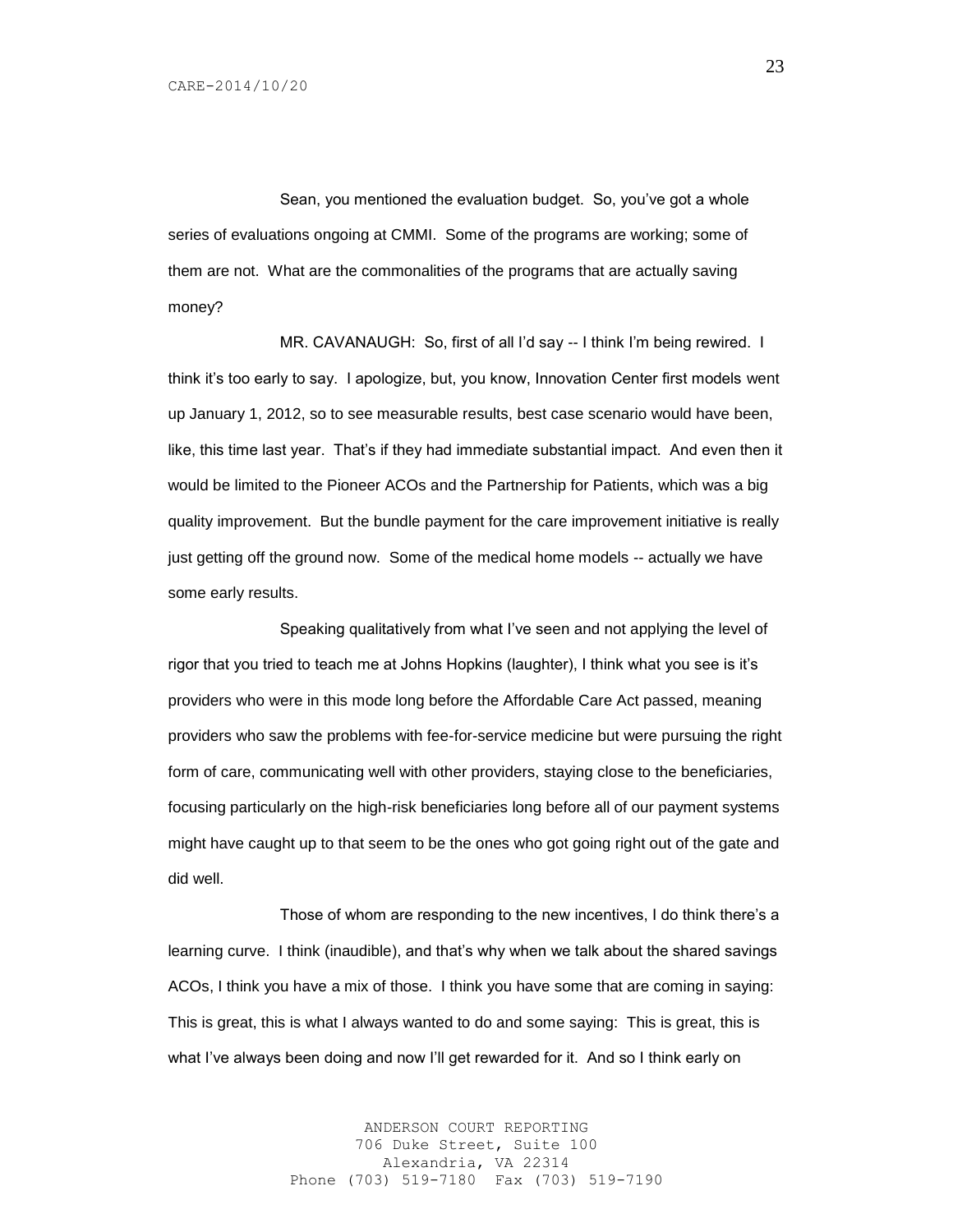Sean, you mentioned the evaluation budget. So, you've got a whole series of evaluations ongoing at CMMI. Some of the programs are working; some of them are not. What are the commonalities of the programs that are actually saving money?

MR. CAVANAUGH: So, first of all I'd say -- I think I'm being rewired. I think it's too early to say. I apologize, but, you know, Innovation Center first models went up January 1, 2012, so to see measurable results, best case scenario would have been, like, this time last year. That's if they had immediate substantial impact. And even then it would be limited to the Pioneer ACOs and the Partnership for Patients, which was a big quality improvement. But the bundle payment for the care improvement initiative is really just getting off the ground now. Some of the medical home models -- actually we have some early results.

Speaking qualitatively from what I've seen and not applying the level of rigor that you tried to teach me at Johns Hopkins (laughter), I think what you see is it's providers who were in this mode long before the Affordable Care Act passed, meaning providers who saw the problems with fee-for-service medicine but were pursuing the right form of care, communicating well with other providers, staying close to the beneficiaries, focusing particularly on the high-risk beneficiaries long before all of our payment systems might have caught up to that seem to be the ones who got going right out of the gate and did well.

Those of whom are responding to the new incentives, I do think there's a learning curve. I think (inaudible), and that's why when we talk about the shared savings ACOs, I think you have a mix of those. I think you have some that are coming in saying: This is great, this is what I always wanted to do and some saying: This is great, this is what I've always been doing and now I'll get rewarded for it. And so I think early on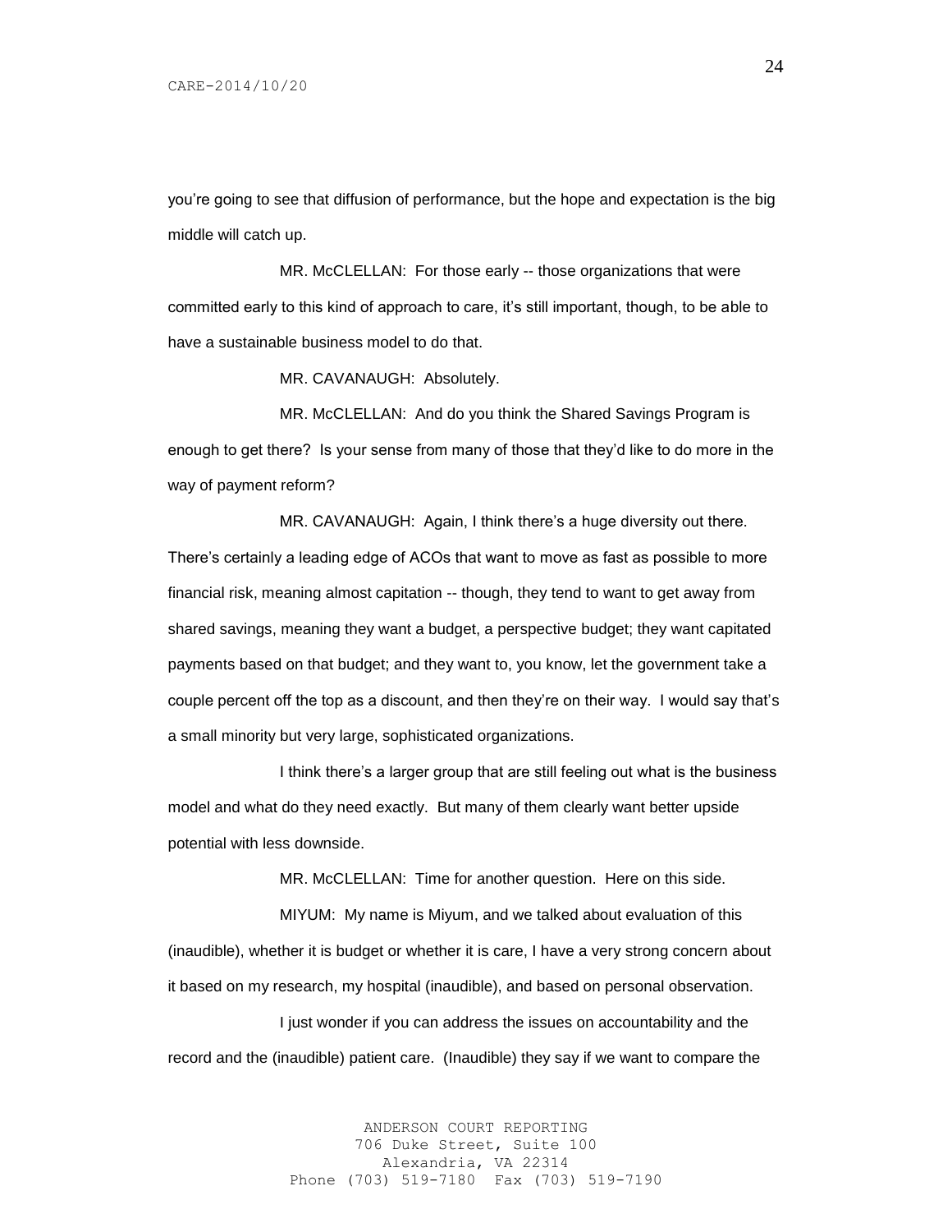you're going to see that diffusion of performance, but the hope and expectation is the big middle will catch up.

MR. McCLELLAN: For those early -- those organizations that were committed early to this kind of approach to care, it's still important, though, to be able to have a sustainable business model to do that.

MR. CAVANAUGH: Absolutely.

MR. McCLELLAN: And do you think the Shared Savings Program is enough to get there? Is your sense from many of those that they'd like to do more in the way of payment reform?

MR. CAVANAUGH: Again, I think there's a huge diversity out there. There's certainly a leading edge of ACOs that want to move as fast as possible to more financial risk, meaning almost capitation -- though, they tend to want to get away from shared savings, meaning they want a budget, a perspective budget; they want capitated payments based on that budget; and they want to, you know, let the government take a couple percent off the top as a discount, and then they're on their way. I would say that's a small minority but very large, sophisticated organizations.

I think there's a larger group that are still feeling out what is the business model and what do they need exactly. But many of them clearly want better upside potential with less downside.

MR. McCLELLAN: Time for another question. Here on this side.

MIYUM: My name is Miyum, and we talked about evaluation of this (inaudible), whether it is budget or whether it is care, I have a very strong concern about it based on my research, my hospital (inaudible), and based on personal observation.

I just wonder if you can address the issues on accountability and the record and the (inaudible) patient care. (Inaudible) they say if we want to compare the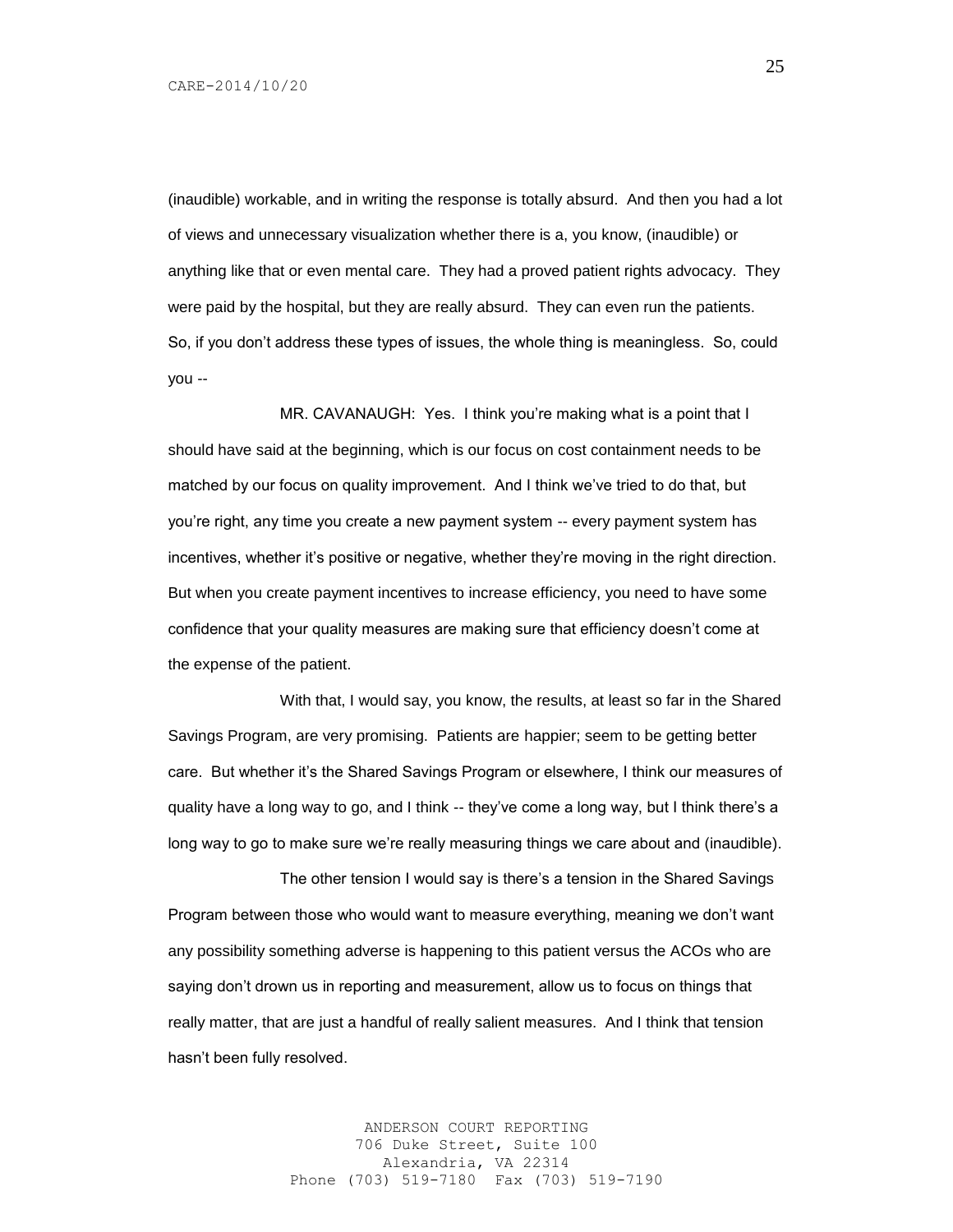(inaudible) workable, and in writing the response is totally absurd. And then you had a lot of views and unnecessary visualization whether there is a, you know, (inaudible) or anything like that or even mental care. They had a proved patient rights advocacy. They were paid by the hospital, but they are really absurd. They can even run the patients. So, if you don't address these types of issues, the whole thing is meaningless. So, could you --

MR. CAVANAUGH: Yes. I think you're making what is a point that I should have said at the beginning, which is our focus on cost containment needs to be matched by our focus on quality improvement. And I think we've tried to do that, but you're right, any time you create a new payment system -- every payment system has incentives, whether it's positive or negative, whether they're moving in the right direction. But when you create payment incentives to increase efficiency, you need to have some confidence that your quality measures are making sure that efficiency doesn't come at the expense of the patient.

With that, I would say, you know, the results, at least so far in the Shared Savings Program, are very promising. Patients are happier; seem to be getting better care. But whether it's the Shared Savings Program or elsewhere, I think our measures of quality have a long way to go, and I think -- they've come a long way, but I think there's a long way to go to make sure we're really measuring things we care about and (inaudible).

The other tension I would say is there's a tension in the Shared Savings Program between those who would want to measure everything, meaning we don't want any possibility something adverse is happening to this patient versus the ACOs who are saying don't drown us in reporting and measurement, allow us to focus on things that really matter, that are just a handful of really salient measures. And I think that tension hasn't been fully resolved.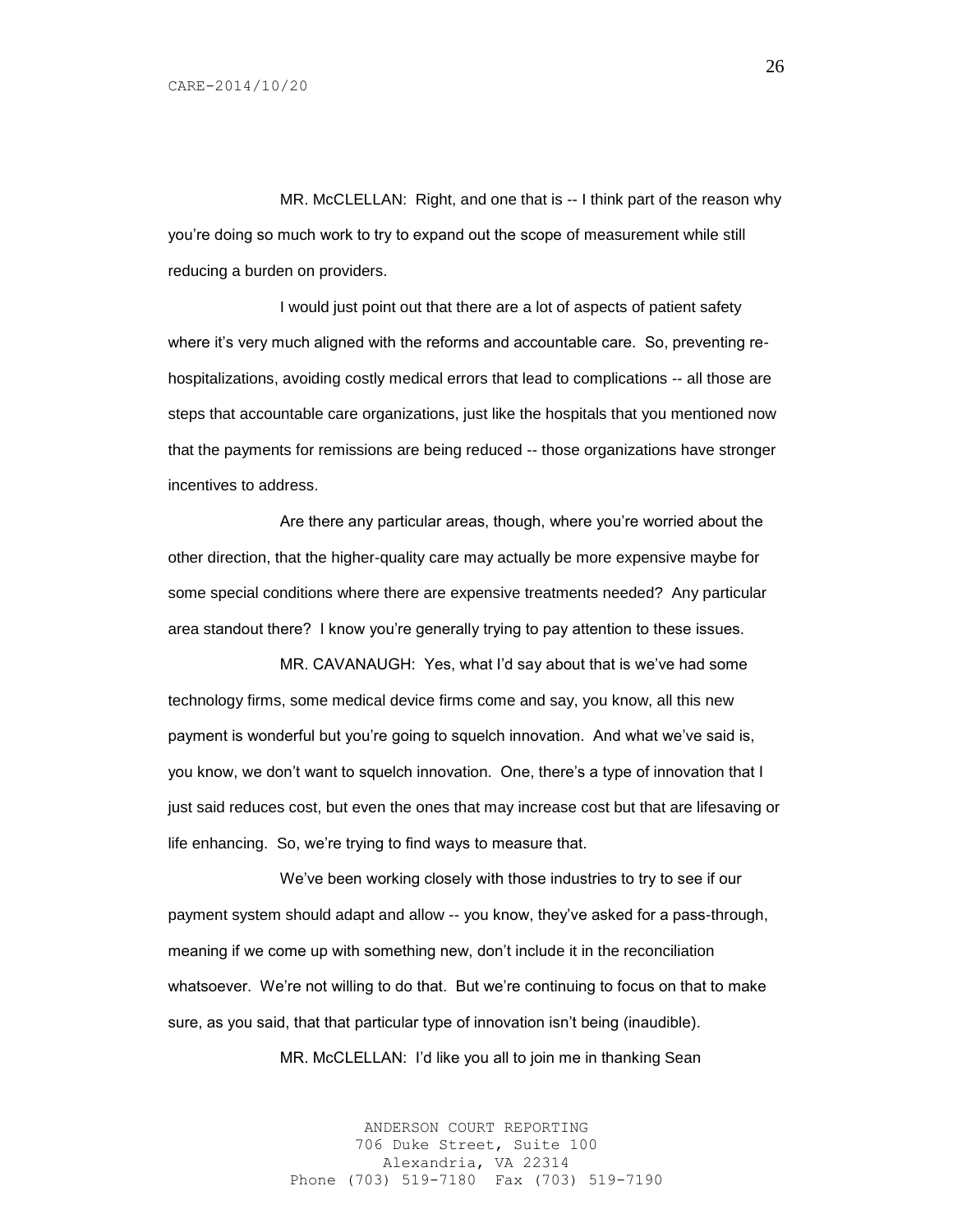MR. McCLELLAN: Right, and one that is -- I think part of the reason why you're doing so much work to try to expand out the scope of measurement while still reducing a burden on providers.

I would just point out that there are a lot of aspects of patient safety where it's very much aligned with the reforms and accountable care. So, preventing re-hospitalizations, avoiding costly medical errors that lead to complications -- all those are steps that accountable care organizations, just like the hospitals that you mentioned now that the payments for remissions are being reduced -- those organizations have stronger incentives to address.

Are there any particular areas, though, where you're worried about the other direction, that the higher-quality care may actually be more expensive maybe for some special conditions where there are expensive treatments needed? Any particular area standout there? I know you're generally trying to pay attention to these issues.

MR. CAVANAUGH: Yes, what I'd say about that is we've had some technology firms, some medical device firms come and say, you know, all this new payment is wonderful but you're going to squelch innovation. And what we've said is, you know, we don't want to squelch innovation. One, there's a type of innovation that I just said reduces cost, but even the ones that may increase cost but that are lifesaving or life enhancing. So, we're trying to find ways to measure that.

We've been working closely with those industries to try to see if our payment system should adapt and allow -- you know, they've asked for a pass-through, meaning if we come up with something new, don't include it in the reconciliation whatsoever. We're not willing to do that. But we're continuing to focus on that to make sure, as you said, that that particular type of innovation isn't being (inaudible).

MR. McCLELLAN: I'd like you all to join me in thanking Sean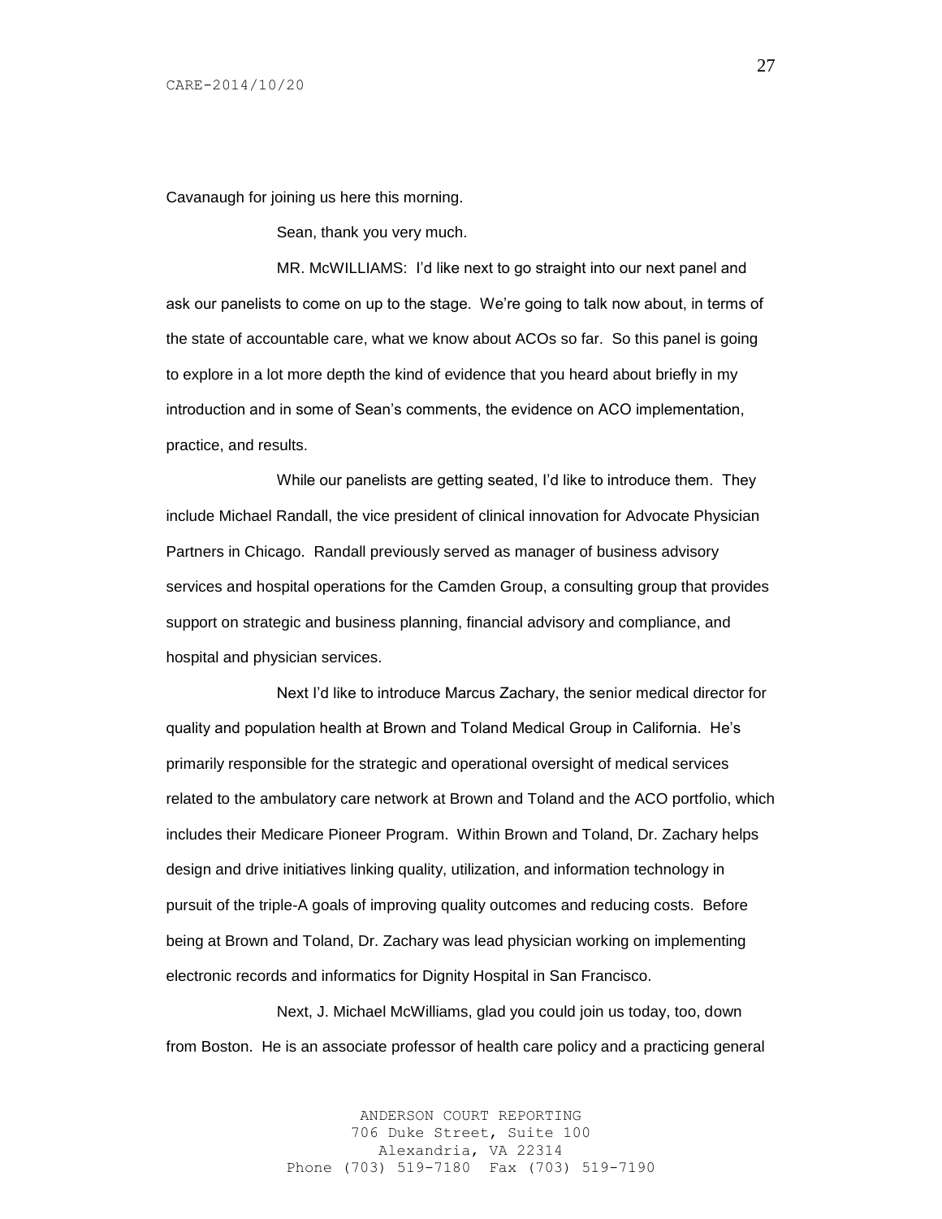Cavanaugh for joining us here this morning.

Sean, thank you very much.

MR. McWILLIAMS: I'd like next to go straight into our next panel and ask our panelists to come on up to the stage. We're going to talk now about, in terms of the state of accountable care, what we know about ACOs so far. So this panel is going to explore in a lot more depth the kind of evidence that you heard about briefly in my introduction and in some of Sean's comments, the evidence on ACO implementation, practice, and results.

While our panelists are getting seated, I'd like to introduce them. They include Michael Randall, the vice president of clinical innovation for Advocate Physician Partners in Chicago. Randall previously served as manager of business advisory services and hospital operations for the Camden Group, a consulting group that provides support on strategic and business planning, financial advisory and compliance, and hospital and physician services.

Next I'd like to introduce Marcus Zachary, the senior medical director for quality and population health at Brown and Toland Medical Group in California. He's primarily responsible for the strategic and operational oversight of medical services related to the ambulatory care network at Brown and Toland and the ACO portfolio, which includes their Medicare Pioneer Program. Within Brown and Toland, Dr. Zachary helps design and drive initiatives linking quality, utilization, and information technology in pursuit of the triple-A goals of improving quality outcomes and reducing costs. Before being at Brown and Toland, Dr. Zachary was lead physician working on implementing electronic records and informatics for Dignity Hospital in San Francisco.

Next, J. Michael McWilliams, glad you could join us today, too, down from Boston. He is an associate professor of health care policy and a practicing general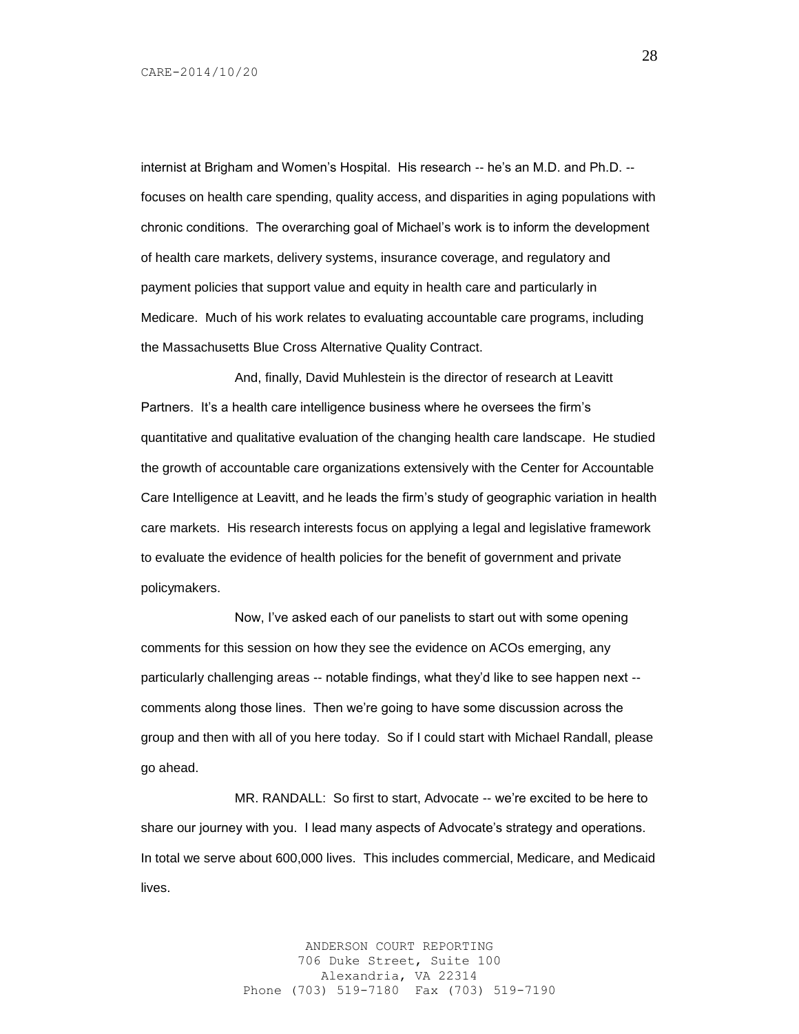internist at Brigham and Women's Hospital. His research -- he's an M.D. and Ph.D. -- focuses on health care spending, quality access, and disparities in aging populations with chronic conditions. The overarching goal of Michael's work is to inform the development of health care markets, delivery systems, insurance coverage, and regulatory and payment policies that support value and equity in health care and particularly in Medicare. Much of his work relates to evaluating accountable care programs, including the Massachusetts Blue Cross Alternative Quality Contract.

And, finally, David Muhlestein is the director of research at Leavitt Partners. It's a health care intelligence business where he oversees the firm's quantitative and qualitative evaluation of the changing health care landscape. He studied the growth of accountable care organizations extensively with the Center for Accountable Care Intelligence at Leavitt, and he leads the firm's study of geographic variation in health care markets. His research interests focus on applying a legal and legislative framework to evaluate the evidence of health policies for the benefit of government and private policymakers.

Now, I've asked each of our panelists to start out with some opening comments for this session on how they see the evidence on ACOs emerging, any particularly challenging areas -- notable findings, what they'd like to see happen next -- comments along those lines. Then we're going to have some discussion across the group and then with all of you here today. So if I could start with Michael Randall, please go ahead.

MR. RANDALL: So first to start, Advocate -- we're excited to be here to share our journey with you. I lead many aspects of Advocate's strategy and operations. In total we serve about 600,000 lives. This includes commercial, Medicare, and Medicaid lives.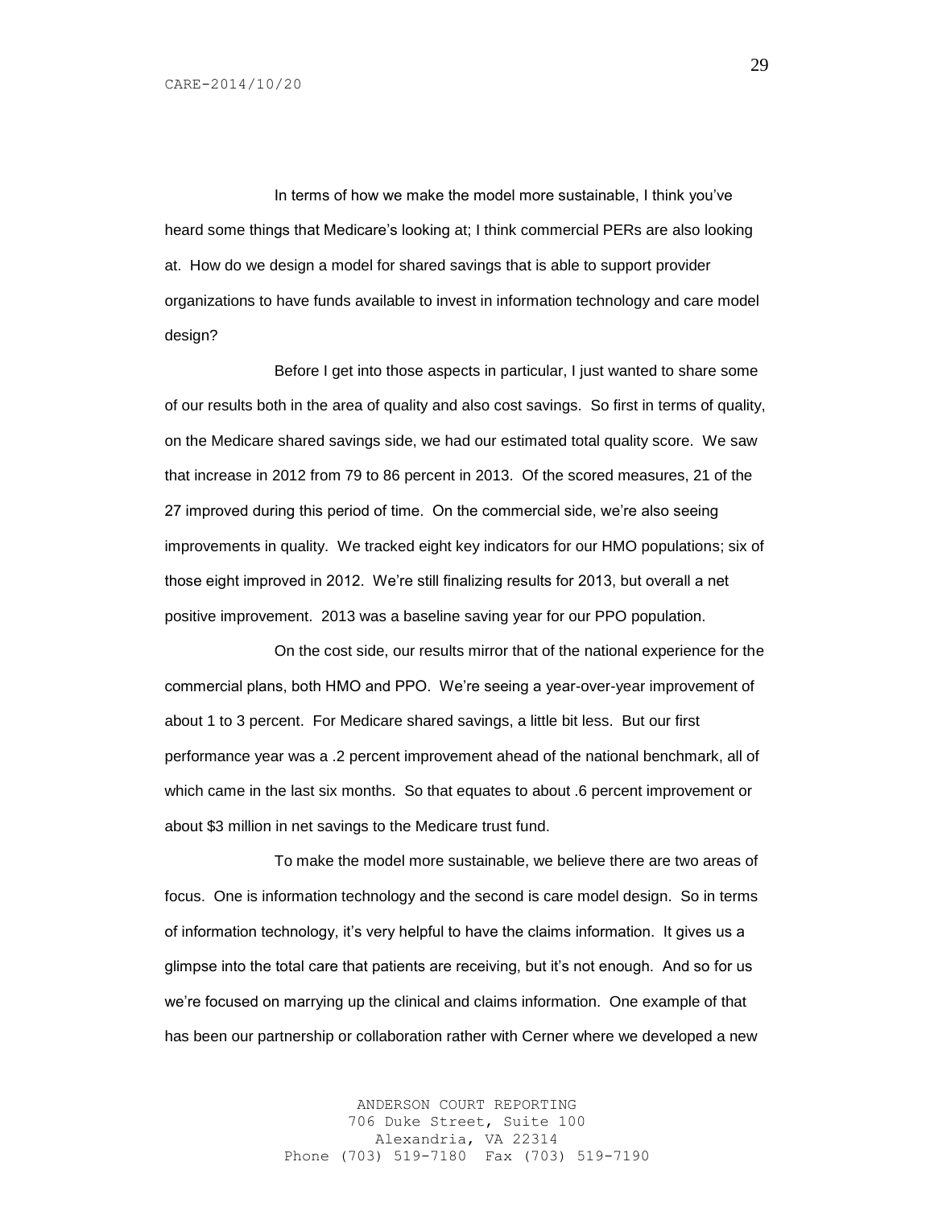In terms of how we make the model more sustainable, I think you've heard some things that Medicare's looking at; I think commercial PERs are also looking at. How do we design a model for shared savings that is able to support provider organizations to have funds available to invest in information technology and care model design?

Before I get into those aspects in particular, I just wanted to share some of our results both in the area of quality and also cost savings. So first in terms of quality, on the Medicare shared savings side, we had our estimated total quality score. We saw that increase in 2012 from 79 to 86 percent in 2013. Of the scored measures, 21 of the 27 improved during this period of time. On the commercial side, we're also seeing improvements in quality. We tracked eight key indicators for our HMO populations; six of those eight improved in 2012. We're still finalizing results for 2013, but overall a net positive improvement. 2013 was a baseline saving year for our PPO population.

On the cost side, our results mirror that of the national experience for the commercial plans, both HMO and PPO. We're seeing a year-over-year improvement of about 1 to 3 percent. For Medicare shared savings, a little bit less. But our first performance year was a .2 percent improvement ahead of the national benchmark, all of which came in the last six months. So that equates to about .6 percent improvement or about $3 million in net savings to the Medicare trust fund.

To make the model more sustainable, we believe there are two areas of focus. One is information technology and the second is care model design. So in terms of information technology, it's very helpful to have the claims information. It gives us a glimpse into the total care that patients are receiving, but it's not enough. And so for us we're focused on marrying up the clinical and claims information. One example of that has been our partnership or collaboration rather with Cerner where we developed a new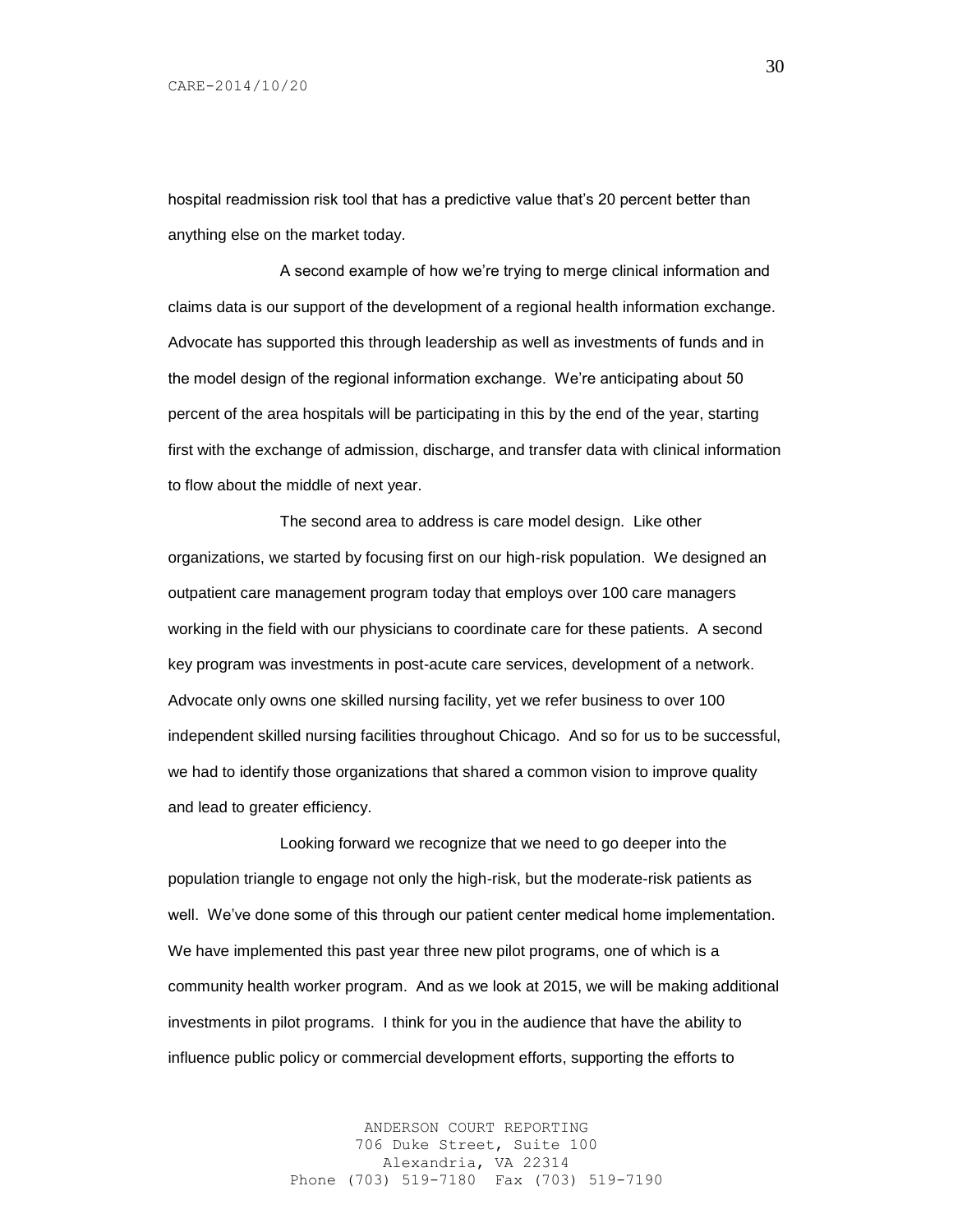hospital readmission risk tool that has a predictive value that's 20 percent better than anything else on the market today.

A second example of how we're trying to merge clinical information and claims data is our support of the development of a regional health information exchange. Advocate has supported this through leadership as well as investments of funds and in the model design of the regional information exchange. We're anticipating about 50 percent of the area hospitals will be participating in this by the end of the year, starting first with the exchange of admission, discharge, and transfer data with clinical information to flow about the middle of next year.

The second area to address is care model design. Like other organizations, we started by focusing first on our high-risk population. We designed an outpatient care management program today that employs over 100 care managers working in the field with our physicians to coordinate care for these patients. A second key program was investments in post-acute care services, development of a network. Advocate only owns one skilled nursing facility, yet we refer business to over 100 independent skilled nursing facilities throughout Chicago. And so for us to be successful, we had to identify those organizations that shared a common vision to improve quality and lead to greater efficiency.

Looking forward we recognize that we need to go deeper into the population triangle to engage not only the high-risk, but the moderate-risk patients as well. We've done some of this through our patient center medical home implementation. We have implemented this past year three new pilot programs, one of which is a community health worker program. And as we look at 2015, we will be making additional investments in pilot programs. I think for you in the audience that have the ability to influence public policy or commercial development efforts, supporting the efforts to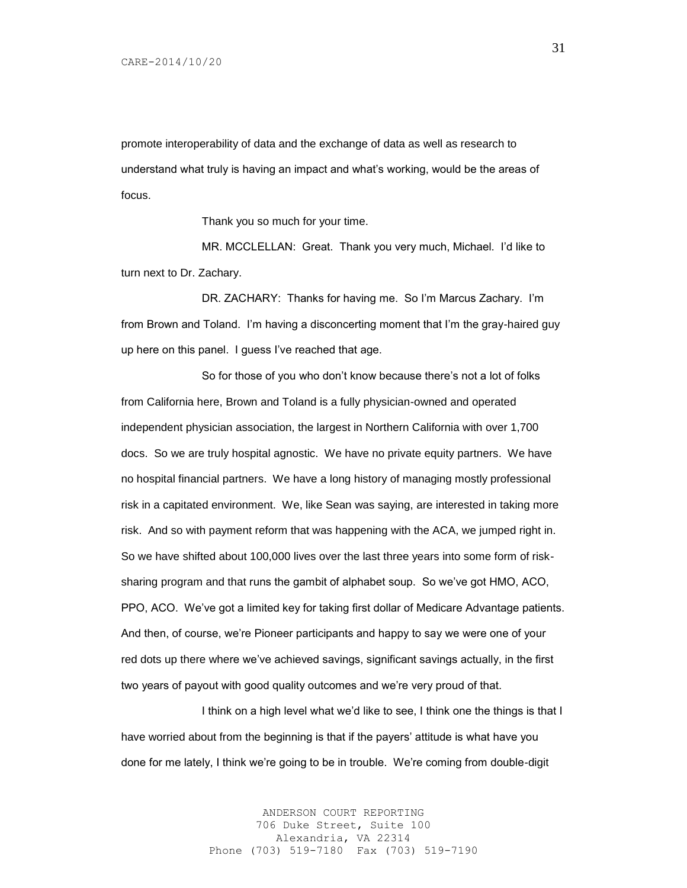promote interoperability of data and the exchange of data as well as research to understand what truly is having an impact and what's working, would be the areas of focus.

Thank you so much for your time.

MR. MCCLELLAN: Great. Thank you very much, Michael. I'd like to turn next to Dr. Zachary.

DR. ZACHARY: Thanks for having me. So I'm Marcus Zachary. I'm from Brown and Toland. I'm having a disconcerting moment that I'm the gray-haired guy up here on this panel. I guess I've reached that age.

So for those of you who don't know because there's not a lot of folks from California here, Brown and Toland is a fully physician-owned and operated independent physician association, the largest in Northern California with over 1,700 docs. So we are truly hospital agnostic. We have no private equity partners. We have no hospital financial partners. We have a long history of managing mostly professional risk in a capitated environment. We, like Sean was saying, are interested in taking more risk. And so with payment reform that was happening with the ACA, we jumped right in. So we have shifted about 100,000 lives over the last three years into some form of risk-sharing program and that runs the gambit of alphabet soup. So we've got HMO, ACO, PPO, ACO. We've got a limited key for taking first dollar of Medicare Advantage patients. And then, of course, we're Pioneer participants and happy to say we were one of your red dots up there where we've achieved savings, significant savings actually, in the first two years of payout with good quality outcomes and we're very proud of that.

I think on a high level what we'd like to see, I think one the things is that I have worried about from the beginning is that if the payers' attitude is what have you done for me lately, I think we're going to be in trouble. We're coming from double-digit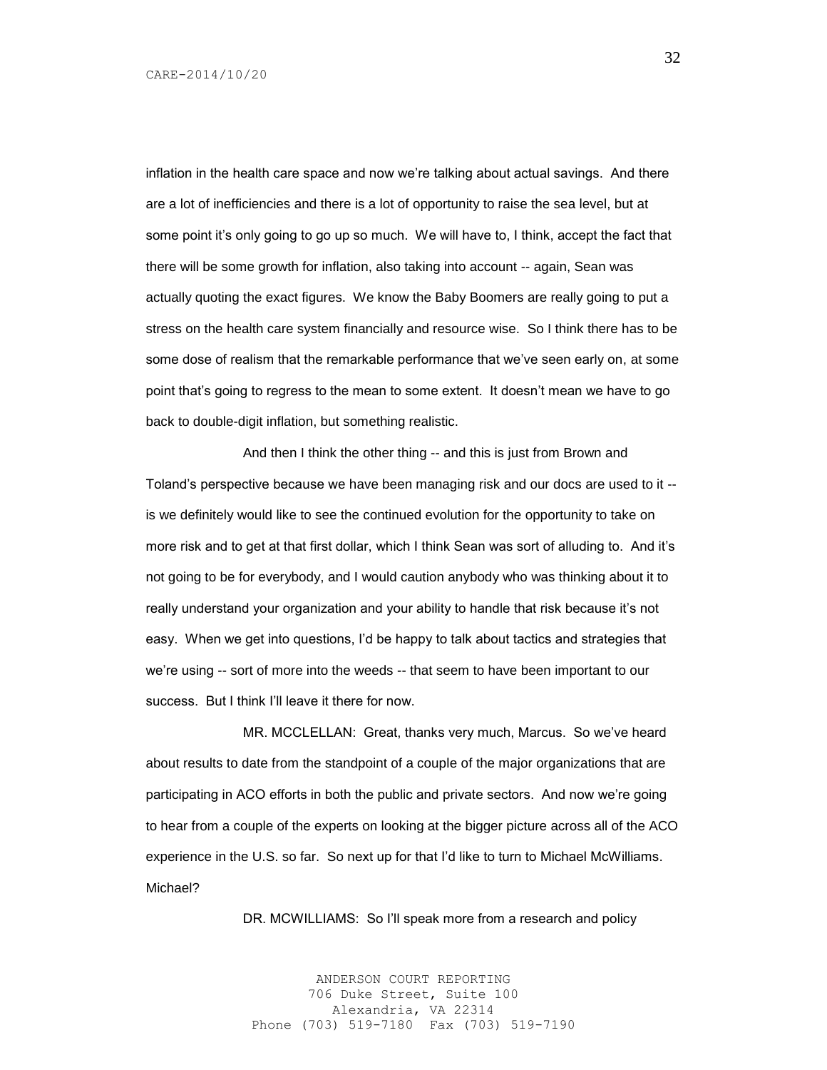inflation in the health care space and now we're talking about actual savings. And there are a lot of inefficiencies and there is a lot of opportunity to raise the sea level, but at some point it's only going to go up so much. We will have to, I think, accept the fact that there will be some growth for inflation, also taking into account -- again, Sean was actually quoting the exact figures. We know the Baby Boomers are really going to put a stress on the health care system financially and resource wise. So I think there has to be some dose of realism that the remarkable performance that we've seen early on, at some point that's going to regress to the mean to some extent. It doesn't mean we have to go back to double-digit inflation, but something realistic.

And then I think the other thing -- and this is just from Brown and Toland's perspective because we have been managing risk and our docs are used to it -- is we definitely would like to see the continued evolution for the opportunity to take on more risk and to get at that first dollar, which I think Sean was sort of alluding to. And it's not going to be for everybody, and I would caution anybody who was thinking about it to really understand your organization and your ability to handle that risk because it's not easy. When we get into questions, I'd be happy to talk about tactics and strategies that we're using -- sort of more into the weeds -- that seem to have been important to our success. But I think I'll leave it there for now.

MR. MCCLELLAN: Great, thanks very much, Marcus. So we've heard about results to date from the standpoint of a couple of the major organizations that are participating in ACO efforts in both the public and private sectors. And now we're going to hear from a couple of the experts on looking at the bigger picture across all of the ACO experience in the U.S. so far. So next up for that I'd like to turn to Michael McWilliams. Michael?

DR. MCWILLIAMS: So I'll speak more from a research and policy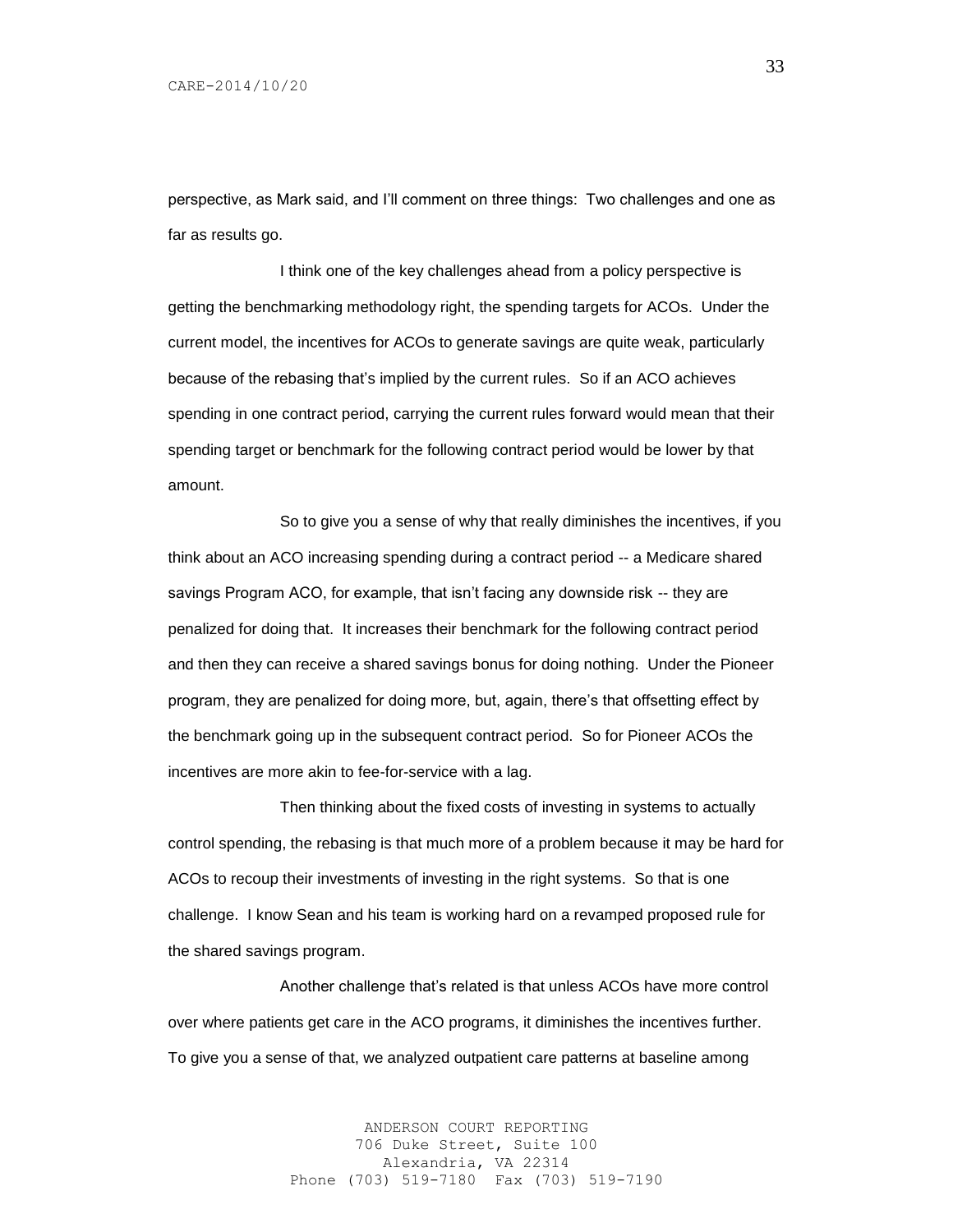perspective, as Mark said, and I'll comment on three things: Two challenges and one as far as results go.

I think one of the key challenges ahead from a policy perspective is getting the benchmarking methodology right, the spending targets for ACOs. Under the current model, the incentives for ACOs to generate savings are quite weak, particularly because of the rebasing that's implied by the current rules. So if an ACO achieves spending in one contract period, carrying the current rules forward would mean that their spending target or benchmark for the following contract period would be lower by that amount.

So to give you a sense of why that really diminishes the incentives, if you think about an ACO increasing spending during a contract period -- a Medicare shared savings Program ACO, for example, that isn't facing any downside risk -- they are penalized for doing that. It increases their benchmark for the following contract period and then they can receive a shared savings bonus for doing nothing. Under the Pioneer program, they are penalized for doing more, but, again, there's that offsetting effect by the benchmark going up in the subsequent contract period. So for Pioneer ACOs the incentives are more akin to fee-for-service with a lag.

Then thinking about the fixed costs of investing in systems to actually control spending, the rebasing is that much more of a problem because it may be hard for ACOs to recoup their investments of investing in the right systems. So that is one challenge. I know Sean and his team is working hard on a revamped proposed rule for the shared savings program.

Another challenge that's related is that unless ACOs have more control over where patients get care in the ACO programs, it diminishes the incentives further. To give you a sense of that, we analyzed outpatient care patterns at baseline among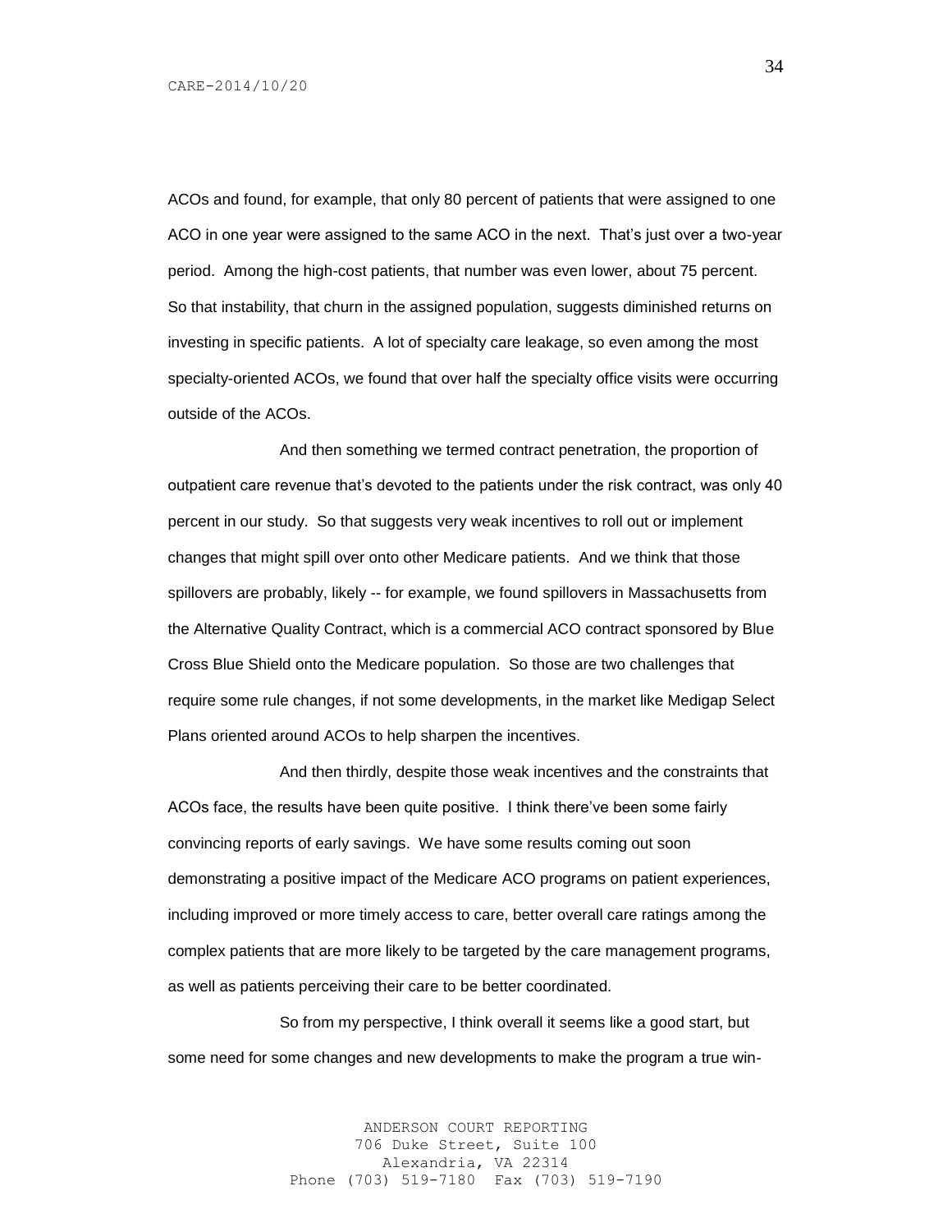ACOs and found, for example, that only 80 percent of patients that were assigned to one ACO in one year were assigned to the same ACO in the next. That's just over a two-year period. Among the high-cost patients, that number was even lower, about 75 percent. So that instability, that churn in the assigned population, suggests diminished returns on investing in specific patients. A lot of specialty care leakage, so even among the most specialty-oriented ACOs, we found that over half the specialty office visits were occurring outside of the ACOs.

And then something we termed contract penetration, the proportion of outpatient care revenue that's devoted to the patients under the risk contract, was only 40 percent in our study. So that suggests very weak incentives to roll out or implement changes that might spill over onto other Medicare patients. And we think that those spillovers are probably, likely -- for example, we found spillovers in Massachusetts from the Alternative Quality Contract, which is a commercial ACO contract sponsored by Blue Cross Blue Shield onto the Medicare population. So those are two challenges that require some rule changes, if not some developments, in the market like Medigap Select Plans oriented around ACOs to help sharpen the incentives.

And then thirdly, despite those weak incentives and the constraints that ACOs face, the results have been quite positive. I think there've been some fairly convincing reports of early savings. We have some results coming out soon demonstrating a positive impact of the Medicare ACO programs on patient experiences, including improved or more timely access to care, better overall care ratings among the complex patients that are more likely to be targeted by the care management programs, as well as patients perceiving their care to be better coordinated.

So from my perspective, I think overall it seems like a good start, but some need for some changes and new developments to make the program a true win-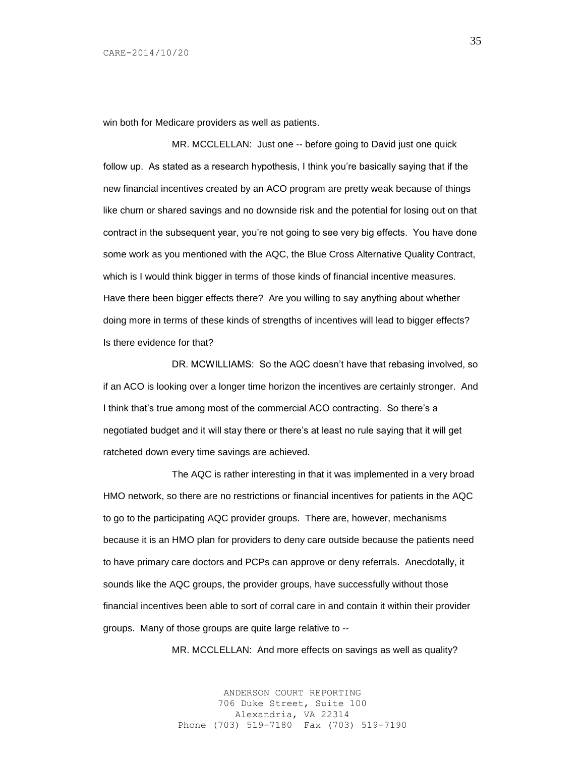win both for Medicare providers as well as patients.

MR. MCCLELLAN: Just one -- before going to David just one quick follow up. As stated as a research hypothesis, I think you're basically saying that if the new financial incentives created by an ACO program are pretty weak because of things like churn or shared savings and no downside risk and the potential for losing out on that contract in the subsequent year, you're not going to see very big effects. You have done some work as you mentioned with the AQC, the Blue Cross Alternative Quality Contract, which is I would think bigger in terms of those kinds of financial incentive measures. Have there been bigger effects there? Are you willing to say anything about whether doing more in terms of these kinds of strengths of incentives will lead to bigger effects? Is there evidence for that?

DR. MCWILLIAMS: So the AQC doesn't have that rebasing involved, so if an ACO is looking over a longer time horizon the incentives are certainly stronger. And I think that's true among most of the commercial ACO contracting. So there's a negotiated budget and it will stay there or there's at least no rule saying that it will get ratcheted down every time savings are achieved.

The AQC is rather interesting in that it was implemented in a very broad HMO network, so there are no restrictions or financial incentives for patients in the AQC to go to the participating AQC provider groups. There are, however, mechanisms because it is an HMO plan for providers to deny care outside because the patients need to have primary care doctors and PCPs can approve or deny referrals. Anecdotally, it sounds like the AQC groups, the provider groups, have successfully without those financial incentives been able to sort of corral care in and contain it within their provider groups. Many of those groups are quite large relative to --

MR. MCCLELLAN: And more effects on savings as well as quality?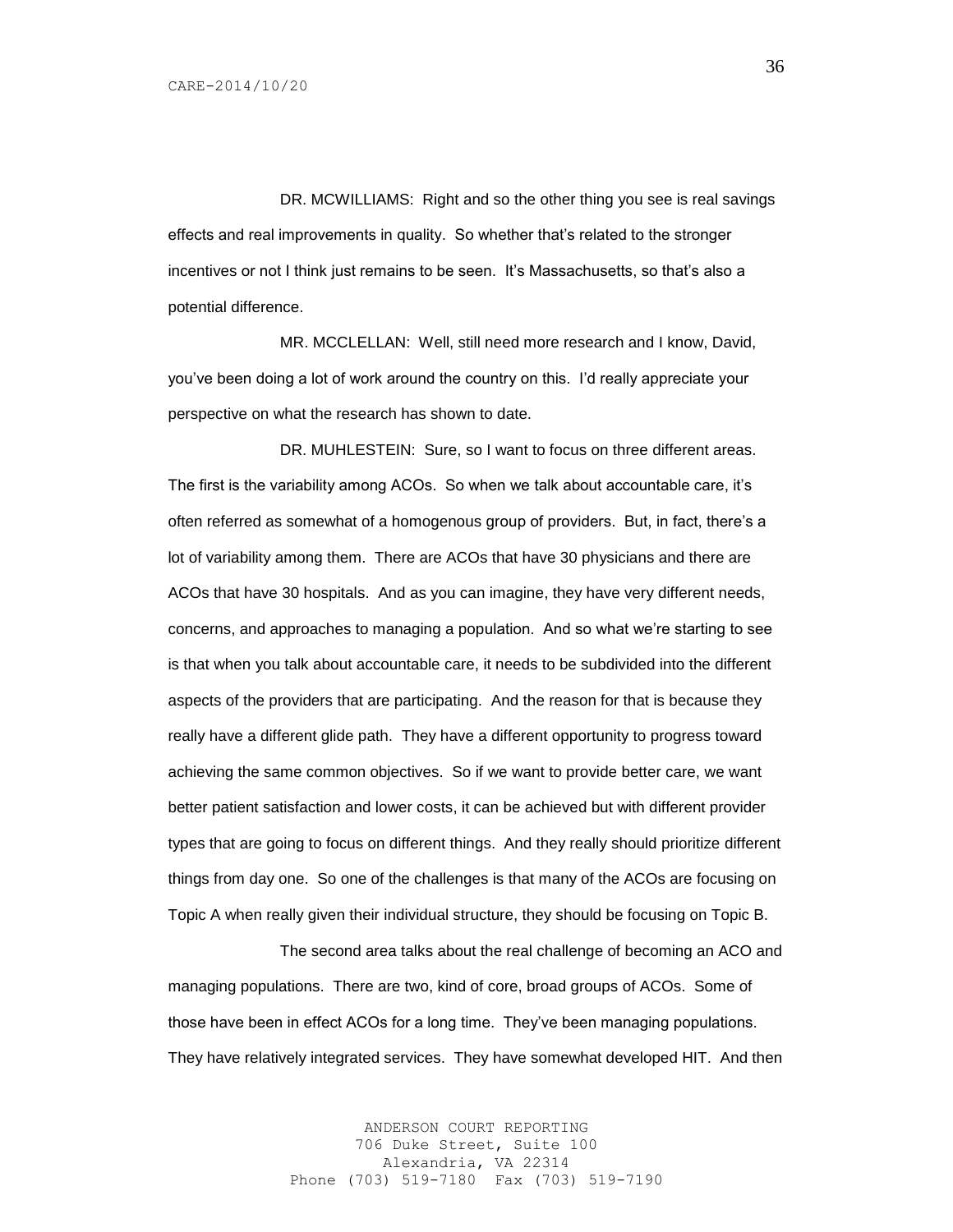DR. MCWILLIAMS: Right and so the other thing you see is real savings effects and real improvements in quality. So whether that's related to the stronger incentives or not I think just remains to be seen. It's Massachusetts, so that's also a potential difference.

MR. MCCLELLAN: Well, still need more research and I know, David, you've been doing a lot of work around the country on this. I'd really appreciate your perspective on what the research has shown to date.

DR. MUHLESTEIN: Sure, so I want to focus on three different areas. The first is the variability among ACOs. So when we talk about accountable care, it's often referred as somewhat of a homogenous group of providers. But, in fact, there's a lot of variability among them. There are ACOs that have 30 physicians and there are ACOs that have 30 hospitals. And as you can imagine, they have very different needs, concerns, and approaches to managing a population. And so what we're starting to see is that when you talk about accountable care, it needs to be subdivided into the different aspects of the providers that are participating. And the reason for that is because they really have a different glide path. They have a different opportunity to progress toward achieving the same common objectives. So if we want to provide better care, we want better patient satisfaction and lower costs, it can be achieved but with different provider types that are going to focus on different things. And they really should prioritize different things from day one. So one of the challenges is that many of the ACOs are focusing on Topic A when really given their individual structure, they should be focusing on Topic B.

The second area talks about the real challenge of becoming an ACO and managing populations. There are two, kind of core, broad groups of ACOs. Some of those have been in effect ACOs for a long time. They've been managing populations. They have relatively integrated services. They have somewhat developed HIT. And then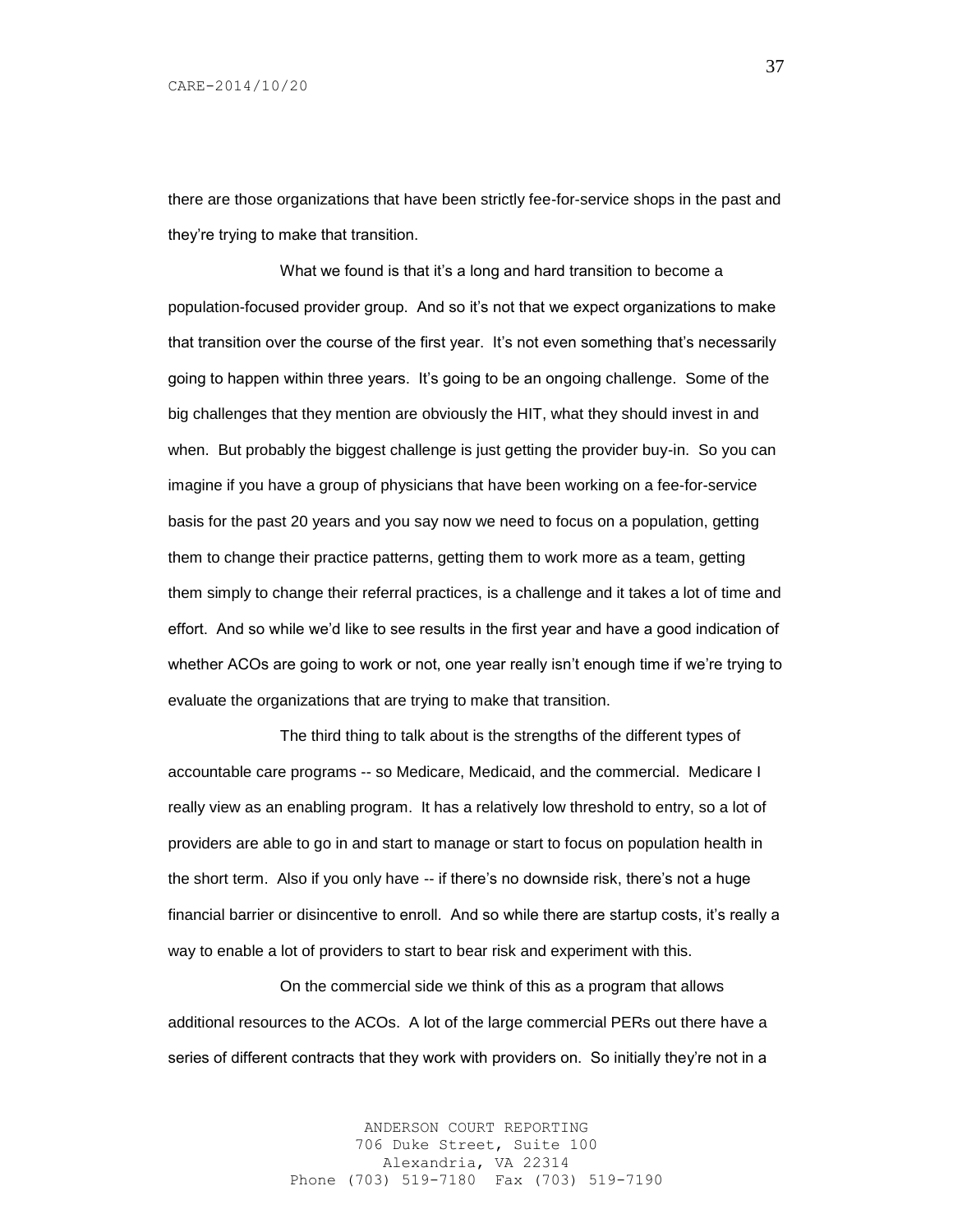there are those organizations that have been strictly fee-for-service shops in the past and they're trying to make that transition.

What we found is that it's a long and hard transition to become a population-focused provider group. And so it's not that we expect organizations to make that transition over the course of the first year. It's not even something that's necessarily going to happen within three years. It's going to be an ongoing challenge. Some of the big challenges that they mention are obviously the HIT, what they should invest in and when. But probably the biggest challenge is just getting the provider buy-in. So you can imagine if you have a group of physicians that have been working on a fee-for-service basis for the past 20 years and you say now we need to focus on a population, getting them to change their practice patterns, getting them to work more as a team, getting them simply to change their referral practices, is a challenge and it takes a lot of time and effort. And so while we'd like to see results in the first year and have a good indication of whether ACOs are going to work or not, one year really isn't enough time if we're trying to evaluate the organizations that are trying to make that transition.

The third thing to talk about is the strengths of the different types of accountable care programs -- so Medicare, Medicaid, and the commercial. Medicare I really view as an enabling program. It has a relatively low threshold to entry, so a lot of providers are able to go in and start to manage or start to focus on population health in the short term. Also if you only have -- if there's no downside risk, there's not a huge financial barrier or disincentive to enroll. And so while there are startup costs, it's really a way to enable a lot of providers to start to bear risk and experiment with this.

On the commercial side we think of this as a program that allows additional resources to the ACOs. A lot of the large commercial PERs out there have a series of different contracts that they work with providers on. So initially they're not in a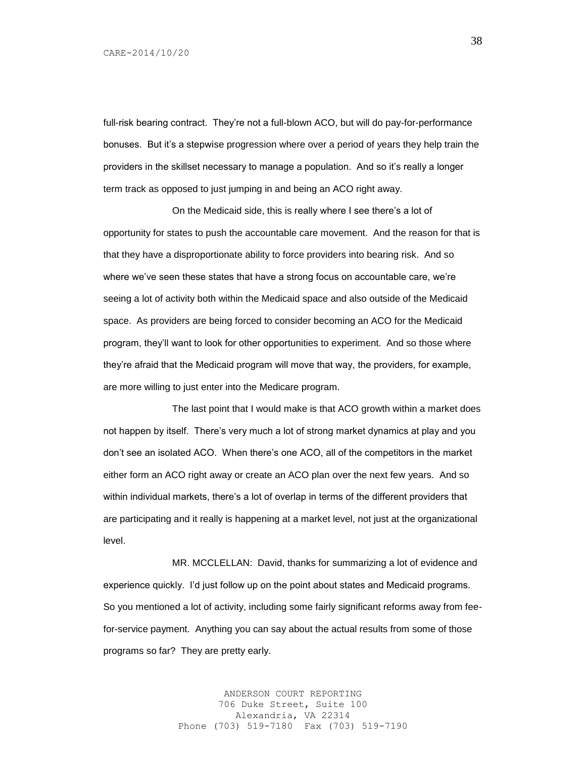full-risk bearing contract. They're not a full-blown ACO, but will do pay-for-performance bonuses. But it's a stepwise progression where over a period of years they help train the providers in the skillset necessary to manage a population. And so it's really a longer term track as opposed to just jumping in and being an ACO right away.

On the Medicaid side, this is really where I see there's a lot of opportunity for states to push the accountable care movement. And the reason for that is that they have a disproportionate ability to force providers into bearing risk. And so where we've seen these states that have a strong focus on accountable care, we're seeing a lot of activity both within the Medicaid space and also outside of the Medicaid space. As providers are being forced to consider becoming an ACO for the Medicaid program, they'll want to look for other opportunities to experiment. And so those where they're afraid that the Medicaid program will move that way, the providers, for example, are more willing to just enter into the Medicare program.

The last point that I would make is that ACO growth within a market does not happen by itself. There's very much a lot of strong market dynamics at play and you don't see an isolated ACO. When there's one ACO, all of the competitors in the market either form an ACO right away or create an ACO plan over the next few years. And so within individual markets, there's a lot of overlap in terms of the different providers that are participating and it really is happening at a market level, not just at the organizational level.

MR. MCCLELLAN: David, thanks for summarizing a lot of evidence and experience quickly. I'd just follow up on the point about states and Medicaid programs. So you mentioned a lot of activity, including some fairly significant reforms away from fee-for-service payment. Anything you can say about the actual results from some of those programs so far? They are pretty early.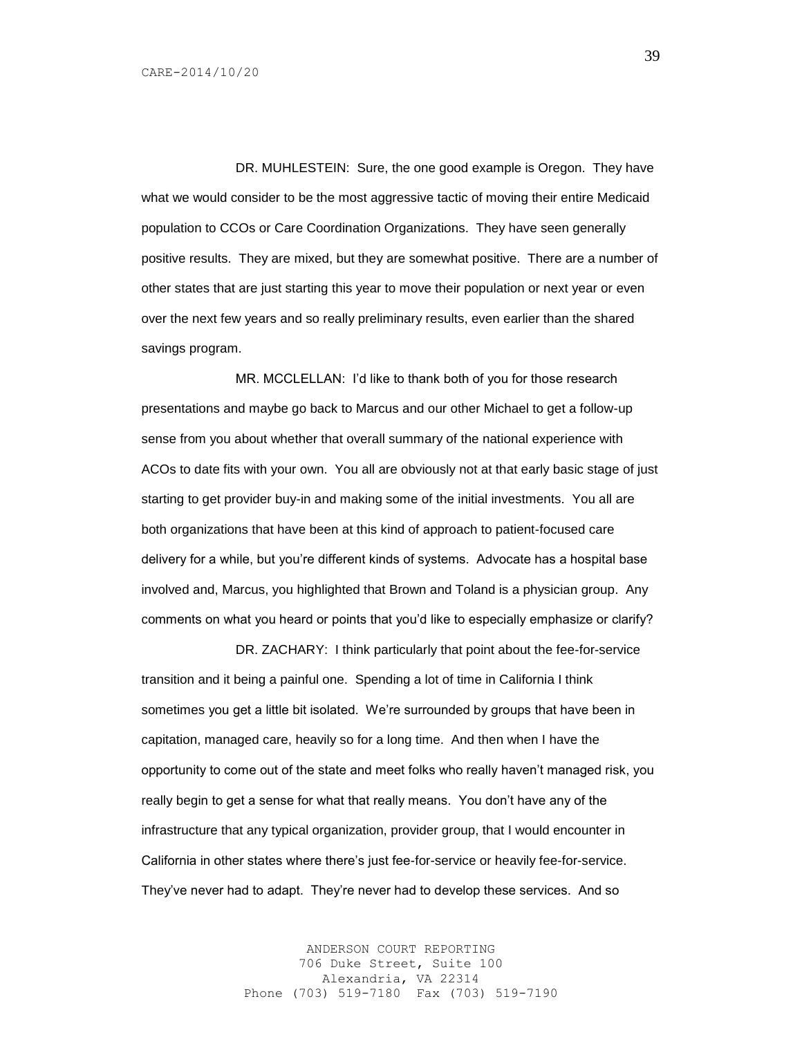DR. MUHLESTEIN: Sure, the one good example is Oregon. They have what we would consider to be the most aggressive tactic of moving their entire Medicaid population to CCOs or Care Coordination Organizations. They have seen generally positive results. They are mixed, but they are somewhat positive. There are a number of other states that are just starting this year to move their population or next year or even over the next few years and so really preliminary results, even earlier than the shared savings program.

MR. MCCLELLAN: I'd like to thank both of you for those research presentations and maybe go back to Marcus and our other Michael to get a follow-up sense from you about whether that overall summary of the national experience with ACOs to date fits with your own. You all are obviously not at that early basic stage of just starting to get provider buy-in and making some of the initial investments. You all are both organizations that have been at this kind of approach to patient-focused care delivery for a while, but you're different kinds of systems. Advocate has a hospital base involved and, Marcus, you highlighted that Brown and Toland is a physician group. Any comments on what you heard or points that you'd like to especially emphasize or clarify?

DR. ZACHARY: I think particularly that point about the fee-for-service transition and it being a painful one. Spending a lot of time in California I think sometimes you get a little bit isolated. We're surrounded by groups that have been in capitation, managed care, heavily so for a long time. And then when I have the opportunity to come out of the state and meet folks who really haven't managed risk, you really begin to get a sense for what that really means. You don't have any of the infrastructure that any typical organization, provider group, that I would encounter in California in other states where there's just fee-for-service or heavily fee-for-service. They've never had to adapt. They're never had to develop these services. And so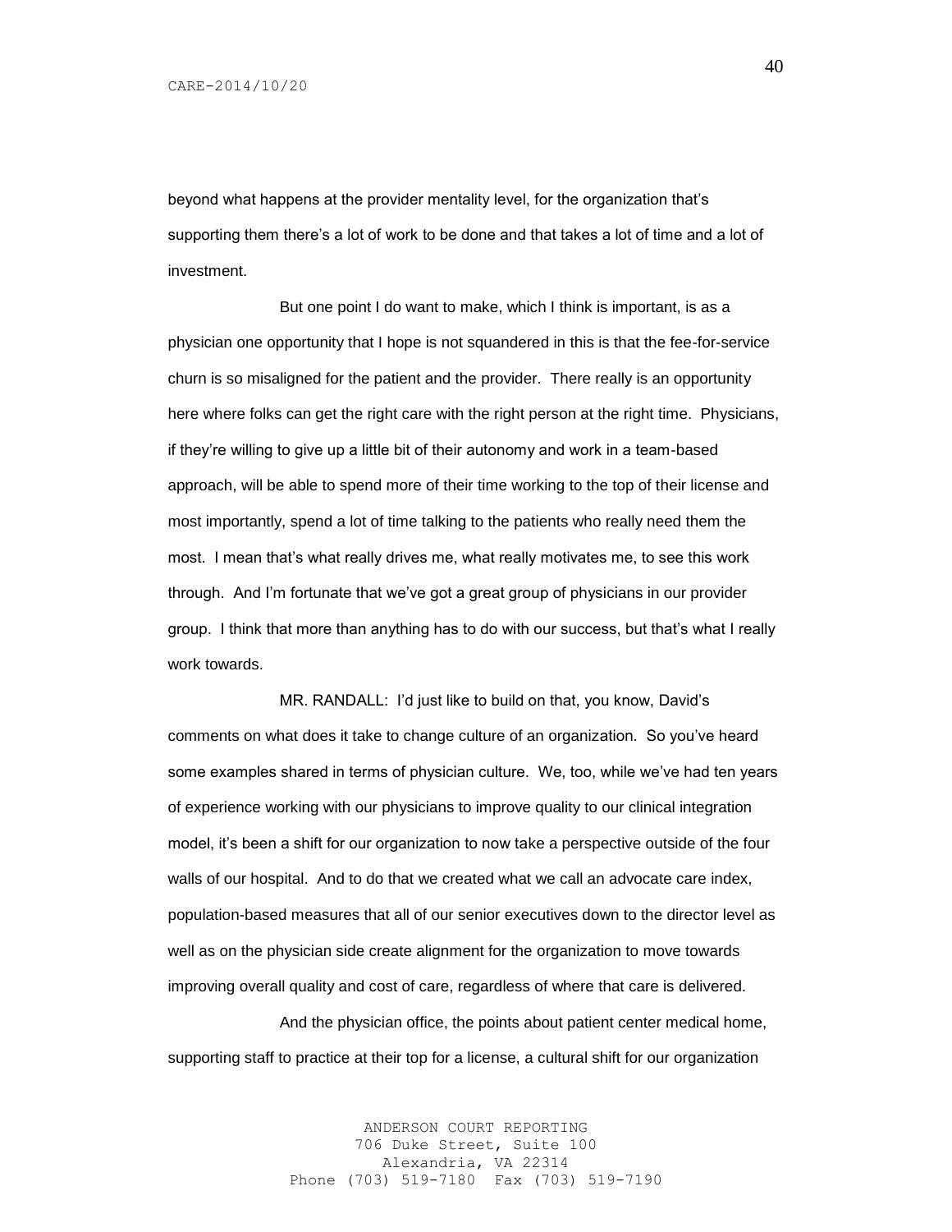beyond what happens at the provider mentality level, for the organization that's supporting them there's a lot of work to be done and that takes a lot of time and a lot of investment.

But one point I do want to make, which I think is important, is as a physician one opportunity that I hope is not squandered in this is that the fee-for-service churn is so misaligned for the patient and the provider. There really is an opportunity here where folks can get the right care with the right person at the right time. Physicians, if they're willing to give up a little bit of their autonomy and work in a team-based approach, will be able to spend more of their time working to the top of their license and most importantly, spend a lot of time talking to the patients who really need them the most. I mean that's what really drives me, what really motivates me, to see this work through. And I'm fortunate that we've got a great group of physicians in our provider group. I think that more than anything has to do with our success, but that's what I really work towards.

MR. RANDALL: I'd just like to build on that, you know, David's comments on what does it take to change culture of an organization. So you've heard some examples shared in terms of physician culture. We, too, while we've had ten years of experience working with our physicians to improve quality to our clinical integration model, it's been a shift for our organization to now take a perspective outside of the four walls of our hospital. And to do that we created what we call an advocate care index, population-based measures that all of our senior executives down to the director level as well as on the physician side create alignment for the organization to move towards improving overall quality and cost of care, regardless of where that care is delivered.

And the physician office, the points about patient center medical home, supporting staff to practice at their top for a license, a cultural shift for our organization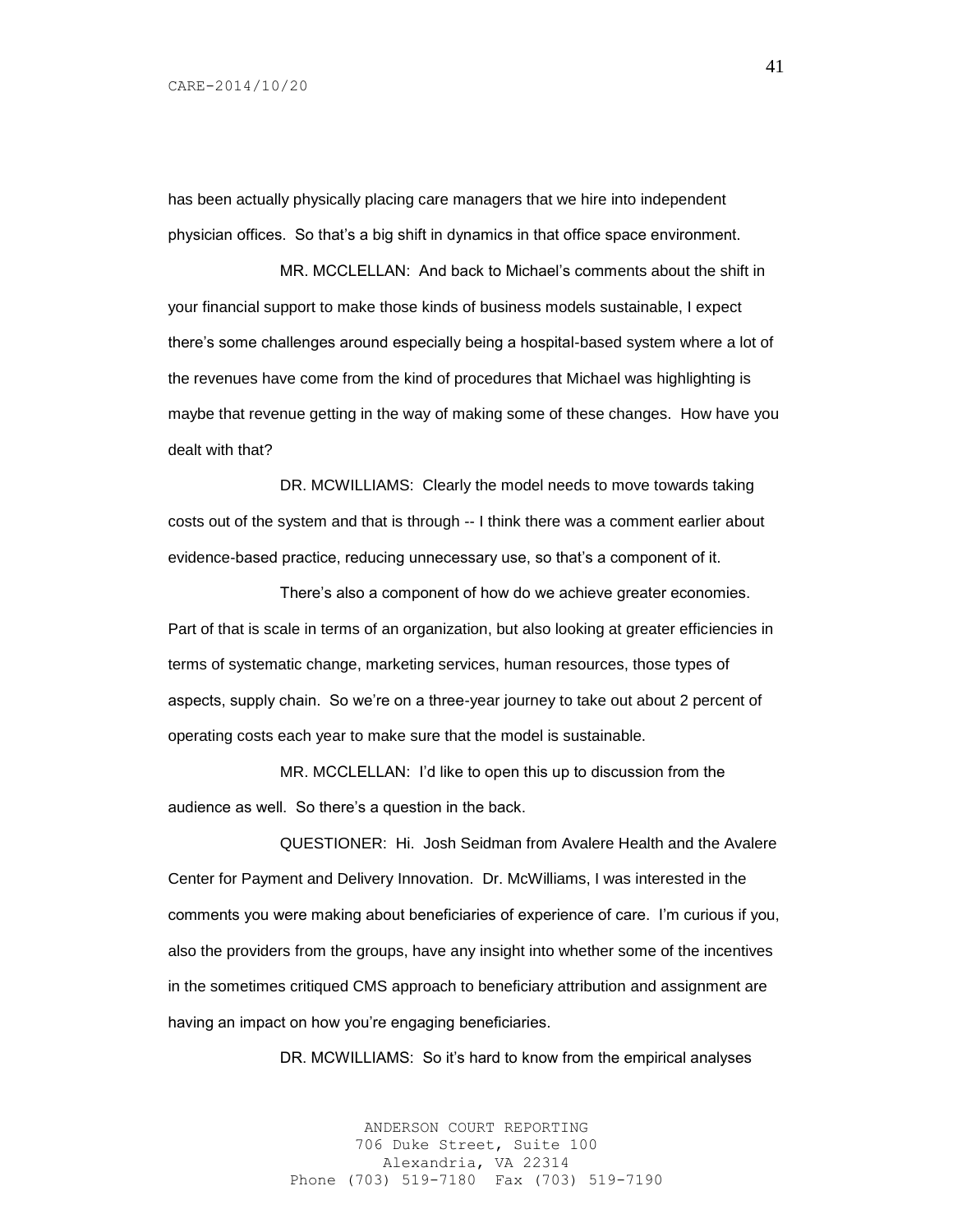has been actually physically placing care managers that we hire into independent physician offices. So that's a big shift in dynamics in that office space environment.

MR. MCCLELLAN: And back to Michael's comments about the shift in your financial support to make those kinds of business models sustainable, I expect there's some challenges around especially being a hospital-based system where a lot of the revenues have come from the kind of procedures that Michael was highlighting is maybe that revenue getting in the way of making some of these changes. How have you dealt with that?

DR. MCWILLIAMS: Clearly the model needs to move towards taking costs out of the system and that is through -- I think there was a comment earlier about evidence-based practice, reducing unnecessary use, so that's a component of it.

There's also a component of how do we achieve greater economies. Part of that is scale in terms of an organization, but also looking at greater efficiencies in terms of systematic change, marketing services, human resources, those types of aspects, supply chain. So we're on a three-year journey to take out about 2 percent of operating costs each year to make sure that the model is sustainable.

MR. MCCLELLAN: I'd like to open this up to discussion from the audience as well. So there's a question in the back.

QUESTIONER: Hi. Josh Seidman from Avalere Health and the Avalere Center for Payment and Delivery Innovation. Dr. McWilliams, I was interested in the comments you were making about beneficiaries of experience of care. I'm curious if you, also the providers from the groups, have any insight into whether some of the incentives in the sometimes critiqued CMS approach to beneficiary attribution and assignment are having an impact on how you're engaging beneficiaries.

DR. MCWILLIAMS: So it's hard to know from the empirical analyses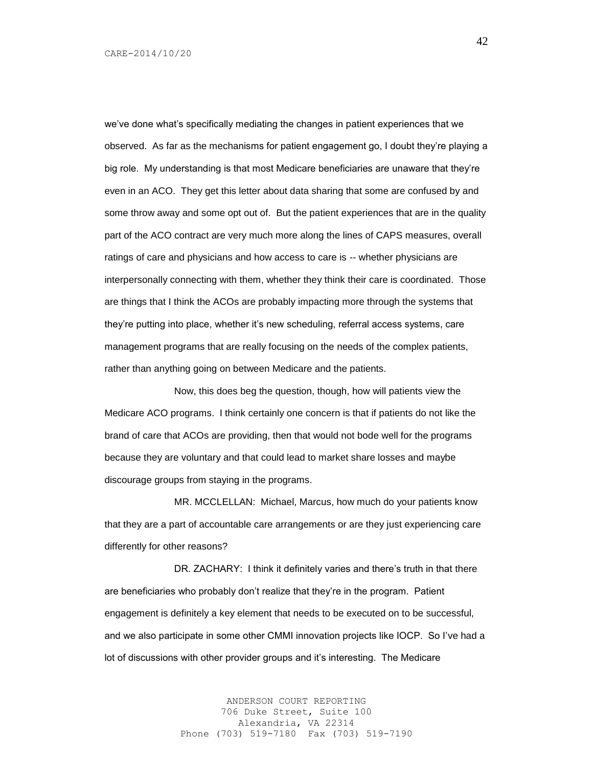we've done what's specifically mediating the changes in patient experiences that we observed. As far as the mechanisms for patient engagement go, I doubt they're playing a big role. My understanding is that most Medicare beneficiaries are unaware that they're even in an ACO. They get this letter about data sharing that some are confused by and some throw away and some opt out of. But the patient experiences that are in the quality part of the ACO contract are very much more along the lines of CAPS measures, overall ratings of care and physicians and how access to care is -- whether physicians are interpersonally connecting with them, whether they think their care is coordinated. Those are things that I think the ACOs are probably impacting more through the systems that they're putting into place, whether it's new scheduling, referral access systems, care management programs that are really focusing on the needs of the complex patients, rather than anything going on between Medicare and the patients.

Now, this does beg the question, though, how will patients view the Medicare ACO programs. I think certainly one concern is that if patients do not like the brand of care that ACOs are providing, then that would not bode well for the programs because they are voluntary and that could lead to market share losses and maybe discourage groups from staying in the programs.

MR. MCCLELLAN: Michael, Marcus, how much do your patients know that they are a part of accountable care arrangements or are they just experiencing care differently for other reasons?

DR. ZACHARY: I think it definitely varies and there's truth in that there are beneficiaries who probably don't realize that they're in the program. Patient engagement is definitely a key element that needs to be executed on to be successful, and we also participate in some other CMMI innovation projects like IOCP. So I've had a lot of discussions with other provider groups and it's interesting. The Medicare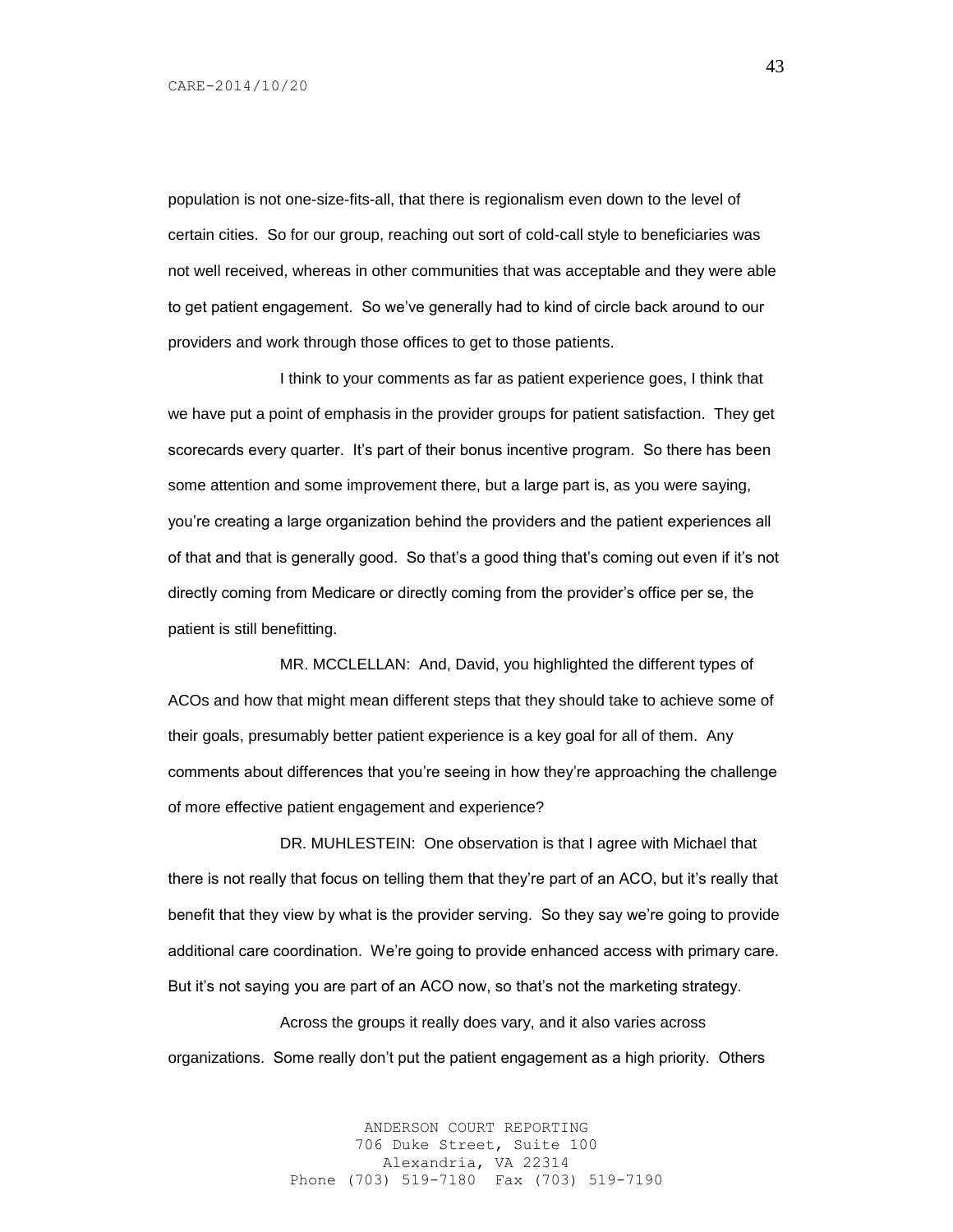population is not one-size-fits-all, that there is regionalism even down to the level of certain cities. So for our group, reaching out sort of cold-call style to beneficiaries was not well received, whereas in other communities that was acceptable and they were able to get patient engagement. So we've generally had to kind of circle back around to our providers and work through those offices to get to those patients.

I think to your comments as far as patient experience goes, I think that we have put a point of emphasis in the provider groups for patient satisfaction. They get scorecards every quarter. It's part of their bonus incentive program. So there has been some attention and some improvement there, but a large part is, as you were saying, you're creating a large organization behind the providers and the patient experiences all of that and that is generally good. So that's a good thing that's coming out even if it's not directly coming from Medicare or directly coming from the provider's office per se, the patient is still benefitting.

MR. MCCLELLAN: And, David, you highlighted the different types of ACOs and how that might mean different steps that they should take to achieve some of their goals, presumably better patient experience is a key goal for all of them. Any comments about differences that you're seeing in how they're approaching the challenge of more effective patient engagement and experience?

DR. MUHLESTEIN: One observation is that I agree with Michael that there is not really that focus on telling them that they're part of an ACO, but it's really that benefit that they view by what is the provider serving. So they say we're going to provide additional care coordination. We're going to provide enhanced access with primary care. But it's not saying you are part of an ACO now, so that's not the marketing strategy.

Across the groups it really does vary, and it also varies across organizations. Some really don't put the patient engagement as a high priority. Others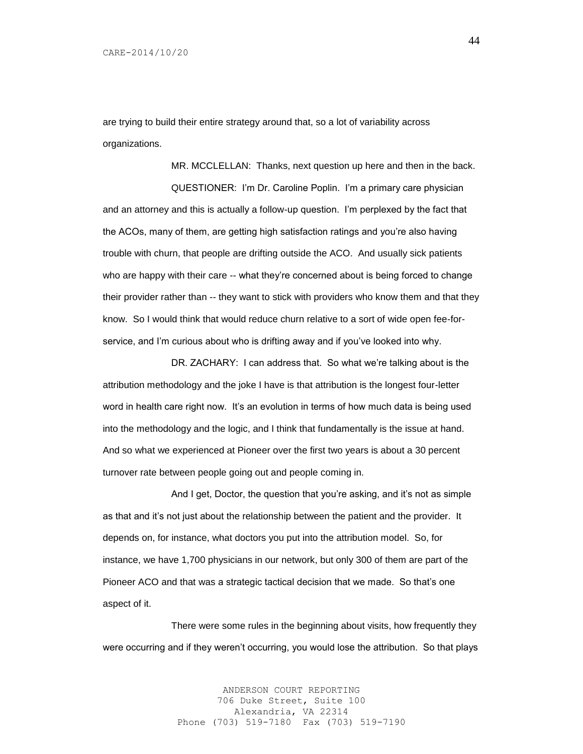are trying to build their entire strategy around that, so a lot of variability across organizations.

MR. MCCLELLAN: Thanks, next question up here and then in the back.

QUESTIONER: I'm Dr. Caroline Poplin. I'm a primary care physician and an attorney and this is actually a follow-up question. I'm perplexed by the fact that the ACOs, many of them, are getting high satisfaction ratings and you're also having trouble with churn, that people are drifting outside the ACO. And usually sick patients who are happy with their care -- what they're concerned about is being forced to change their provider rather than -- they want to stick with providers who know them and that they know. So I would think that would reduce churn relative to a sort of wide open fee-for-service, and I'm curious about who is drifting away and if you've looked into why.

DR. ZACHARY: I can address that. So what we're talking about is the attribution methodology and the joke I have is that attribution is the longest four-letter word in health care right now. It's an evolution in terms of how much data is being used into the methodology and the logic, and I think that fundamentally is the issue at hand. And so what we experienced at Pioneer over the first two years is about a 30 percent turnover rate between people going out and people coming in.

And I get, Doctor, the question that you're asking, and it's not as simple as that and it's not just about the relationship between the patient and the provider. It depends on, for instance, what doctors you put into the attribution model. So, for instance, we have 1,700 physicians in our network, but only 300 of them are part of the Pioneer ACO and that was a strategic tactical decision that we made. So that's one aspect of it.

There were some rules in the beginning about visits, how frequently they were occurring and if they weren't occurring, you would lose the attribution. So that plays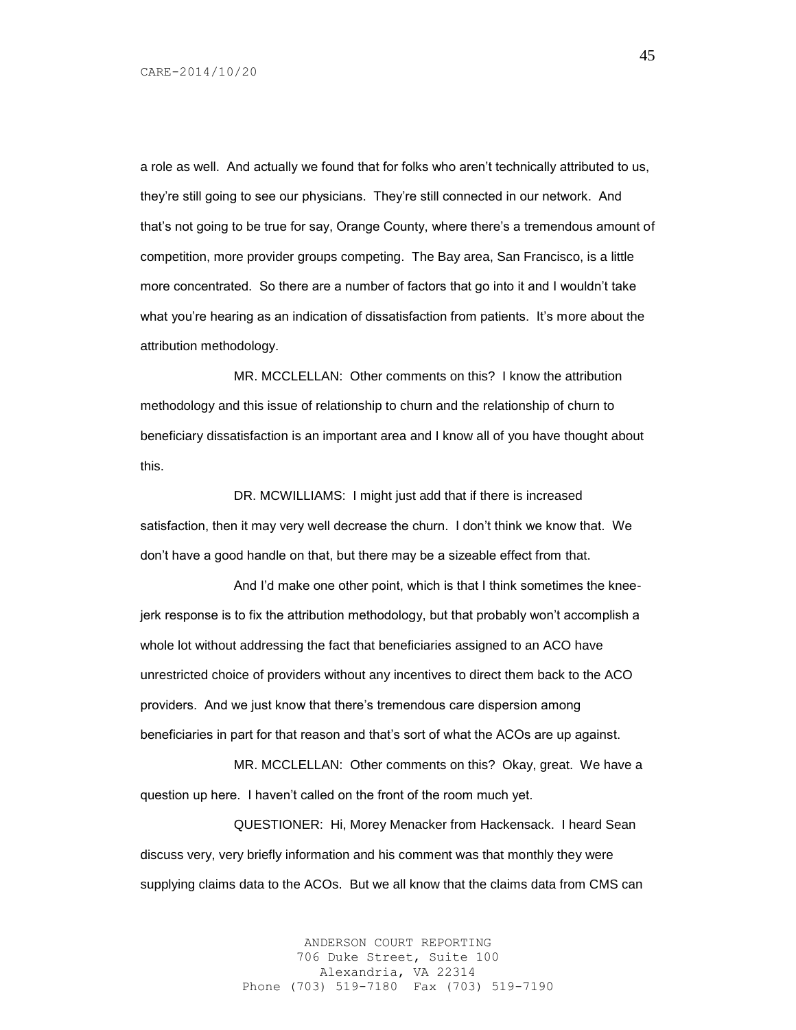a role as well. And actually we found that for folks who aren't technically attributed to us, they're still going to see our physicians. They're still connected in our network. And that's not going to be true for say, Orange County, where there's a tremendous amount of competition, more provider groups competing. The Bay area, San Francisco, is a little more concentrated. So there are a number of factors that go into it and I wouldn't take what you're hearing as an indication of dissatisfaction from patients. It's more about the attribution methodology.

MR. MCCLELLAN: Other comments on this? I know the attribution methodology and this issue of relationship to churn and the relationship of churn to beneficiary dissatisfaction is an important area and I know all of you have thought about this.

DR. MCWILLIAMS: I might just add that if there is increased satisfaction, then it may very well decrease the churn. I don't think we know that. We don't have a good handle on that, but there may be a sizeable effect from that.

And I'd make one other point, which is that I think sometimes the knee-jerk response is to fix the attribution methodology, but that probably won't accomplish a whole lot without addressing the fact that beneficiaries assigned to an ACO have unrestricted choice of providers without any incentives to direct them back to the ACO providers. And we just know that there's tremendous care dispersion among beneficiaries in part for that reason and that's sort of what the ACOs are up against.

MR. MCCLELLAN: Other comments on this? Okay, great. We have a question up here. I haven't called on the front of the room much yet.

QUESTIONER: Hi, Morey Menacker from Hackensack. I heard Sean discuss very, very briefly information and his comment was that monthly they were supplying claims data to the ACOs. But we all know that the claims data from CMS can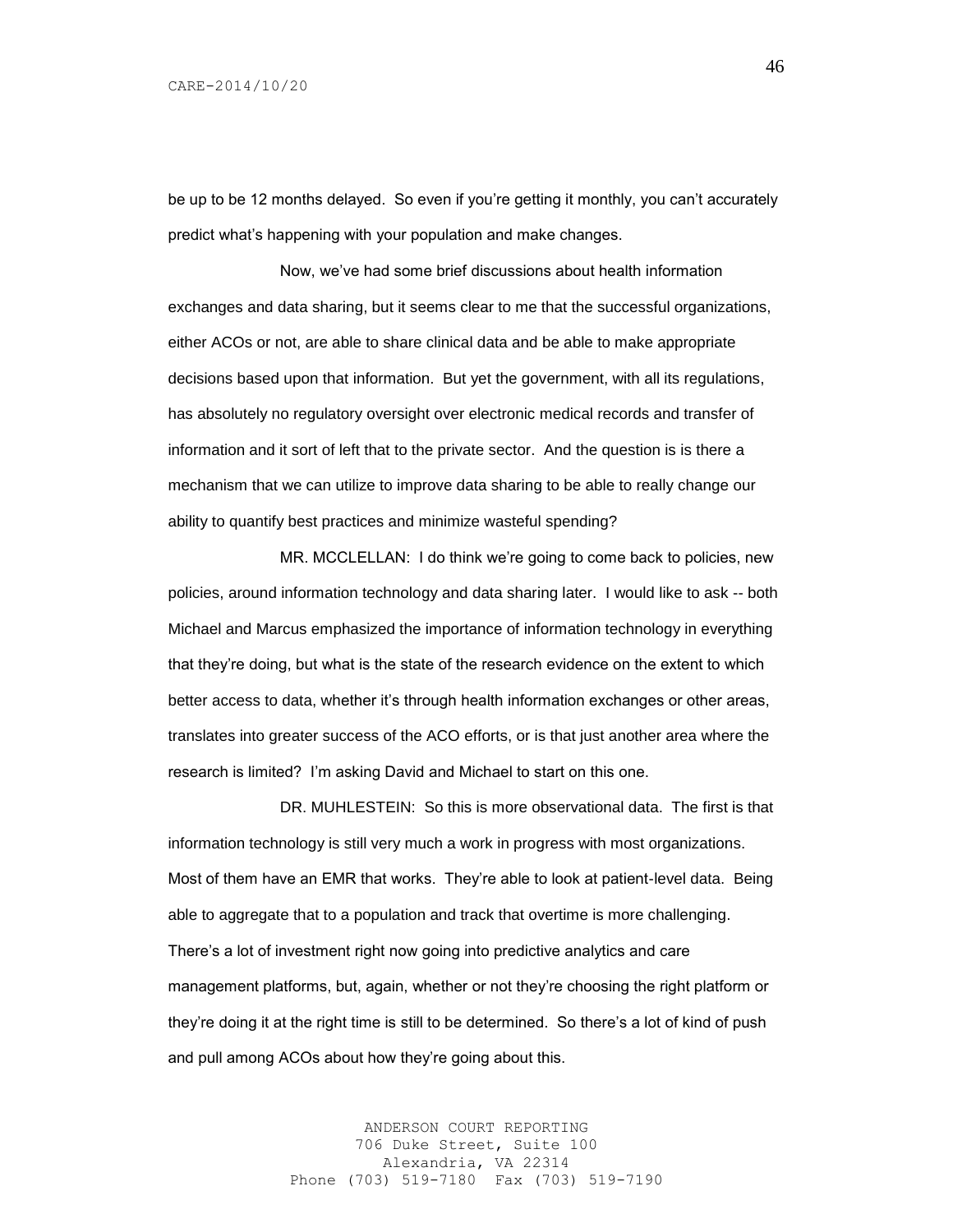be up to be 12 months delayed. So even if you're getting it monthly, you can't accurately predict what's happening with your population and make changes.

Now, we've had some brief discussions about health information exchanges and data sharing, but it seems clear to me that the successful organizations, either ACOs or not, are able to share clinical data and be able to make appropriate decisions based upon that information. But yet the government, with all its regulations, has absolutely no regulatory oversight over electronic medical records and transfer of information and it sort of left that to the private sector. And the question is is there a mechanism that we can utilize to improve data sharing to be able to really change our ability to quantify best practices and minimize wasteful spending?

MR. MCCLELLAN: I do think we're going to come back to policies, new policies, around information technology and data sharing later. I would like to ask -- both Michael and Marcus emphasized the importance of information technology in everything that they're doing, but what is the state of the research evidence on the extent to which better access to data, whether it's through health information exchanges or other areas, translates into greater success of the ACO efforts, or is that just another area where the research is limited? I'm asking David and Michael to start on this one.

DR. MUHLESTEIN: So this is more observational data. The first is that information technology is still very much a work in progress with most organizations. Most of them have an EMR that works. They're able to look at patient-level data. Being able to aggregate that to a population and track that overtime is more challenging. There's a lot of investment right now going into predictive analytics and care management platforms, but, again, whether or not they're choosing the right platform or they're doing it at the right time is still to be determined. So there's a lot of kind of push and pull among ACOs about how they're going about this.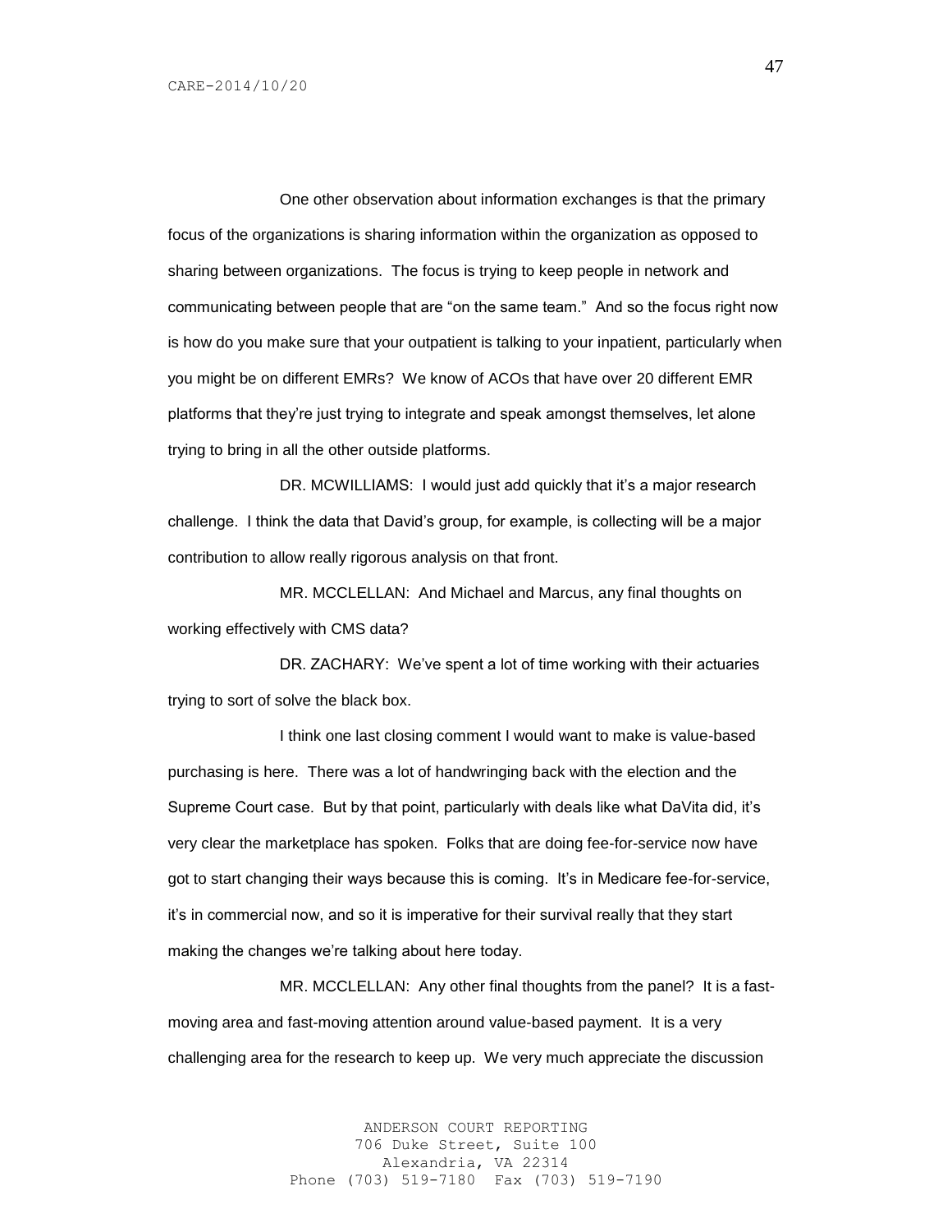One other observation about information exchanges is that the primary focus of the organizations is sharing information within the organization as opposed to sharing between organizations. The focus is trying to keep people in network and communicating between people that are "on the same team." And so the focus right now is how do you make sure that your outpatient is talking to your inpatient, particularly when you might be on different EMRs? We know of ACOs that have over 20 different EMR platforms that they're just trying to integrate and speak amongst themselves, let alone trying to bring in all the other outside platforms.

DR. MCWILLIAMS: I would just add quickly that it's a major research challenge. I think the data that David's group, for example, is collecting will be a major contribution to allow really rigorous analysis on that front.

MR. MCCLELLAN: And Michael and Marcus, any final thoughts on working effectively with CMS data?

DR. ZACHARY: We've spent a lot of time working with their actuaries trying to sort of solve the black box.

I think one last closing comment I would want to make is value-based purchasing is here. There was a lot of handwringing back with the election and the Supreme Court case. But by that point, particularly with deals like what DaVita did, it's very clear the marketplace has spoken. Folks that are doing fee-for-service now have got to start changing their ways because this is coming. It's in Medicare fee-for-service, it's in commercial now, and so it is imperative for their survival really that they start making the changes we're talking about here today.

MR. MCCLELLAN: Any other final thoughts from the panel? It is a fast-moving area and fast-moving attention around value-based payment. It is a very challenging area for the research to keep up. We very much appreciate the discussion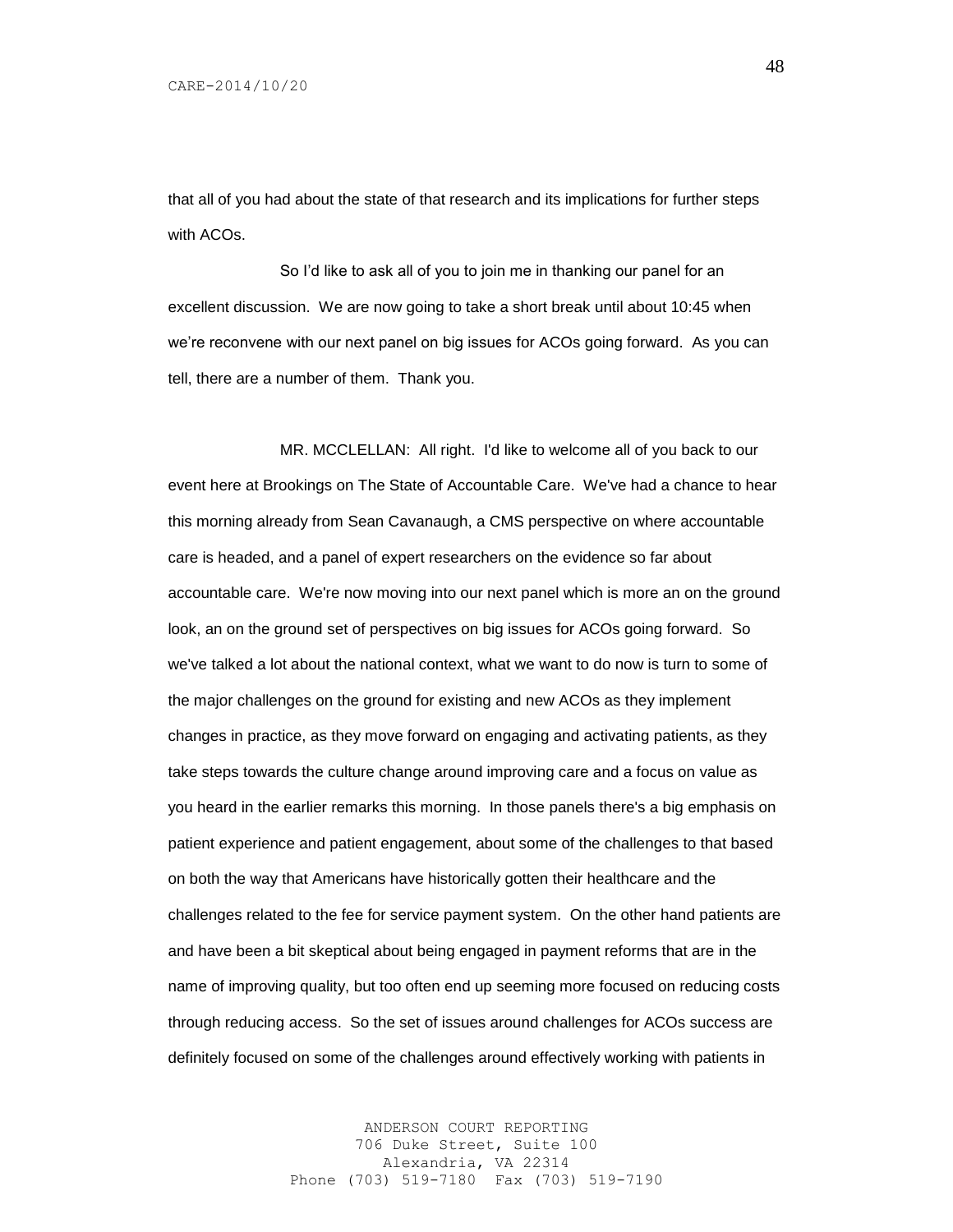that all of you had about the state of that research and its implications for further steps with ACOs.

So I'd like to ask all of you to join me in thanking our panel for an excellent discussion. We are now going to take a short break until about 10:45 when we're reconvene with our next panel on big issues for ACOs going forward. As you can tell, there are a number of them. Thank you.

MR. MCCLELLAN: All right. I'd like to welcome all of you back to our event here at Brookings on The State of Accountable Care. We've had a chance to hear this morning already from Sean Cavanaugh, a CMS perspective on where accountable care is headed, and a panel of expert researchers on the evidence so far about accountable care. We're now moving into our next panel which is more an on the ground look, an on the ground set of perspectives on big issues for ACOs going forward. So we've talked a lot about the national context, what we want to do now is turn to some of the major challenges on the ground for existing and new ACOs as they implement changes in practice, as they move forward on engaging and activating patients, as they take steps towards the culture change around improving care and a focus on value as you heard in the earlier remarks this morning. In those panels there's a big emphasis on patient experience and patient engagement, about some of the challenges to that based on both the way that Americans have historically gotten their healthcare and the challenges related to the fee for service payment system. On the other hand patients are and have been a bit skeptical about being engaged in payment reforms that are in the name of improving quality, but too often end up seeming more focused on reducing costs through reducing access. So the set of issues around challenges for ACOs success are definitely focused on some of the challenges around effectively working with patients in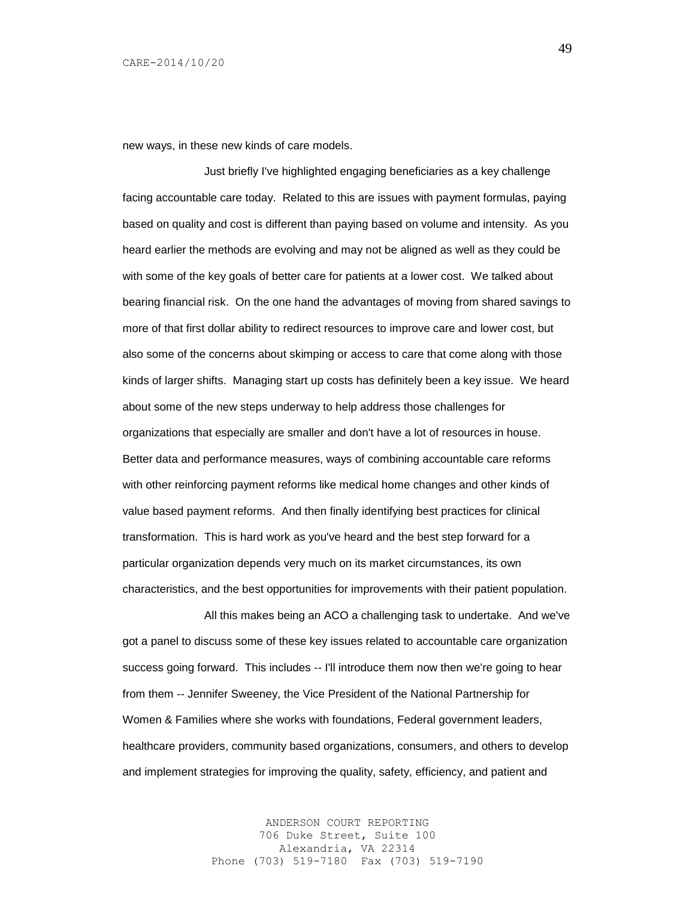new ways, in these new kinds of care models.

Just briefly I've highlighted engaging beneficiaries as a key challenge facing accountable care today. Related to this are issues with payment formulas, paying based on quality and cost is different than paying based on volume and intensity. As you heard earlier the methods are evolving and may not be aligned as well as they could be with some of the key goals of better care for patients at a lower cost. We talked about bearing financial risk. On the one hand the advantages of moving from shared savings to more of that first dollar ability to redirect resources to improve care and lower cost, but also some of the concerns about skimping or access to care that come along with those kinds of larger shifts. Managing start up costs has definitely been a key issue. We heard about some of the new steps underway to help address those challenges for organizations that especially are smaller and don't have a lot of resources in house. Better data and performance measures, ways of combining accountable care reforms with other reinforcing payment reforms like medical home changes and other kinds of value based payment reforms. And then finally identifying best practices for clinical transformation. This is hard work as you've heard and the best step forward for a particular organization depends very much on its market circumstances, its own characteristics, and the best opportunities for improvements with their patient population.

All this makes being an ACO a challenging task to undertake. And we've got a panel to discuss some of these key issues related to accountable care organization success going forward. This includes -- I'll introduce them now then we're going to hear from them -- Jennifer Sweeney, the Vice President of the National Partnership for Women & Families where she works with foundations, Federal government leaders, healthcare providers, community based organizations, consumers, and others to develop and implement strategies for improving the quality, safety, efficiency, and patient and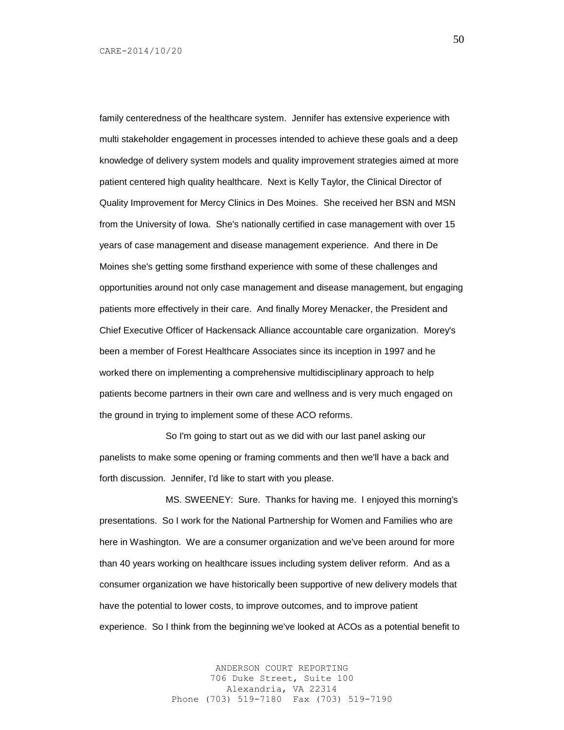family centeredness of the healthcare system. Jennifer has extensive experience with multi stakeholder engagement in processes intended to achieve these goals and a deep knowledge of delivery system models and quality improvement strategies aimed at more patient centered high quality healthcare. Next is Kelly Taylor, the Clinical Director of Quality Improvement for Mercy Clinics in Des Moines. She received her BSN and MSN from the University of Iowa. She's nationally certified in case management with over 15 years of case management and disease management experience. And there in De Moines she's getting some firsthand experience with some of these challenges and opportunities around not only case management and disease management, but engaging patients more effectively in their care. And finally Morey Menacker, the President and Chief Executive Officer of Hackensack Alliance accountable care organization. Morey's been a member of Forest Healthcare Associates since its inception in 1997 and he worked there on implementing a comprehensive multidisciplinary approach to help patients become partners in their own care and wellness and is very much engaged on the ground in trying to implement some of these ACO reforms.

So I'm going to start out as we did with our last panel asking our panelists to make some opening or framing comments and then we'll have a back and forth discussion. Jennifer, I'd like to start with you please.

MS. SWEENEY: Sure. Thanks for having me. I enjoyed this morning's presentations. So I work for the National Partnership for Women and Families who are here in Washington. We are a consumer organization and we've been around for more than 40 years working on healthcare issues including system deliver reform. And as a consumer organization we have historically been supportive of new delivery models that have the potential to lower costs, to improve outcomes, and to improve patient experience. So I think from the beginning we've looked at ACOs as a potential benefit to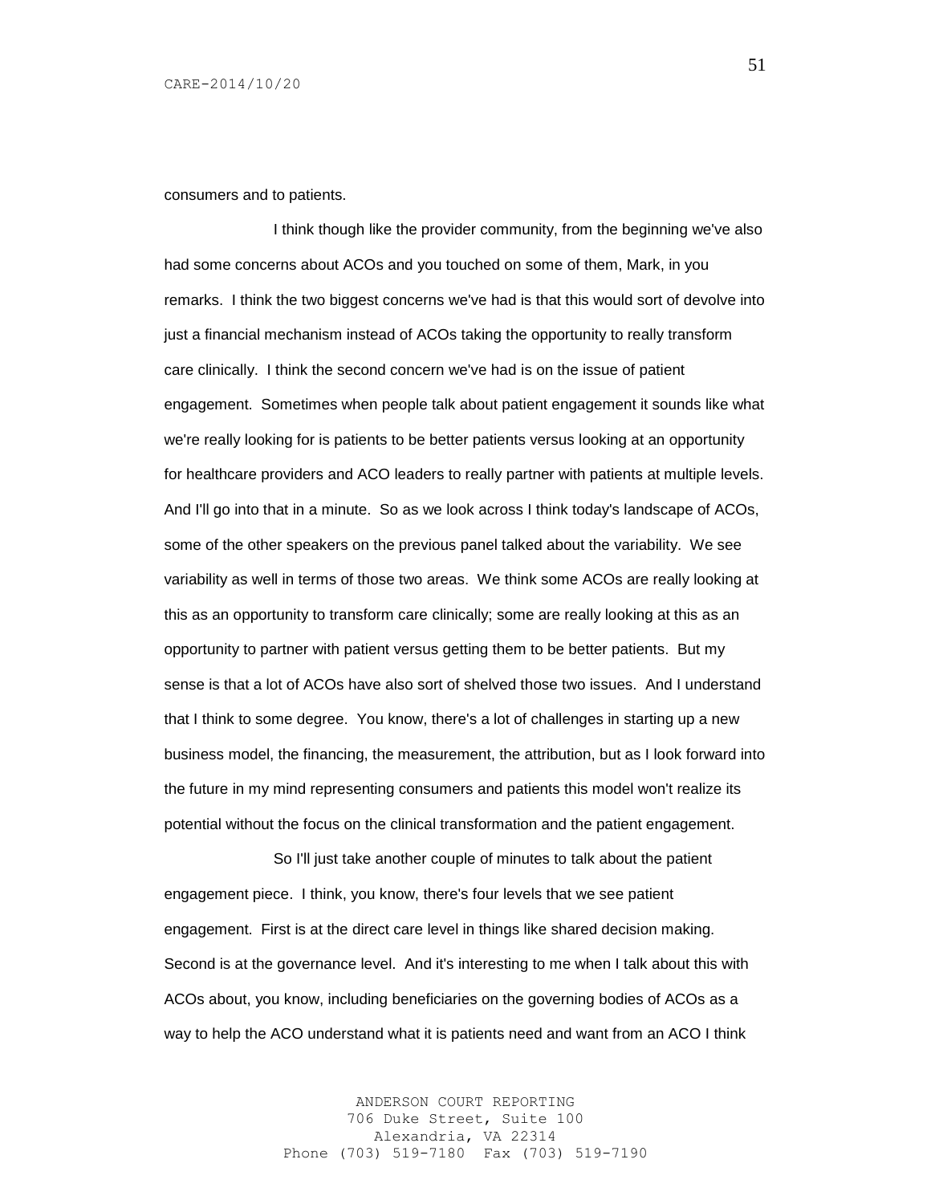consumers and to patients.

I think though like the provider community, from the beginning we've also had some concerns about ACOs and you touched on some of them, Mark, in you remarks. I think the two biggest concerns we've had is that this would sort of devolve into just a financial mechanism instead of ACOs taking the opportunity to really transform care clinically. I think the second concern we've had is on the issue of patient engagement. Sometimes when people talk about patient engagement it sounds like what we're really looking for is patients to be better patients versus looking at an opportunity for healthcare providers and ACO leaders to really partner with patients at multiple levels. And I'll go into that in a minute. So as we look across I think today's landscape of ACOs, some of the other speakers on the previous panel talked about the variability. We see variability as well in terms of those two areas. We think some ACOs are really looking at this as an opportunity to transform care clinically; some are really looking at this as an opportunity to partner with patient versus getting them to be better patients. But my sense is that a lot of ACOs have also sort of shelved those two issues. And I understand that I think to some degree. You know, there's a lot of challenges in starting up a new business model, the financing, the measurement, the attribution, but as I look forward into the future in my mind representing consumers and patients this model won't realize its potential without the focus on the clinical transformation and the patient engagement.

So I'll just take another couple of minutes to talk about the patient engagement piece. I think, you know, there's four levels that we see patient engagement. First is at the direct care level in things like shared decision making. Second is at the governance level. And it's interesting to me when I talk about this with ACOs about, you know, including beneficiaries on the governing bodies of ACOs as a way to help the ACO understand what it is patients need and want from an ACO I think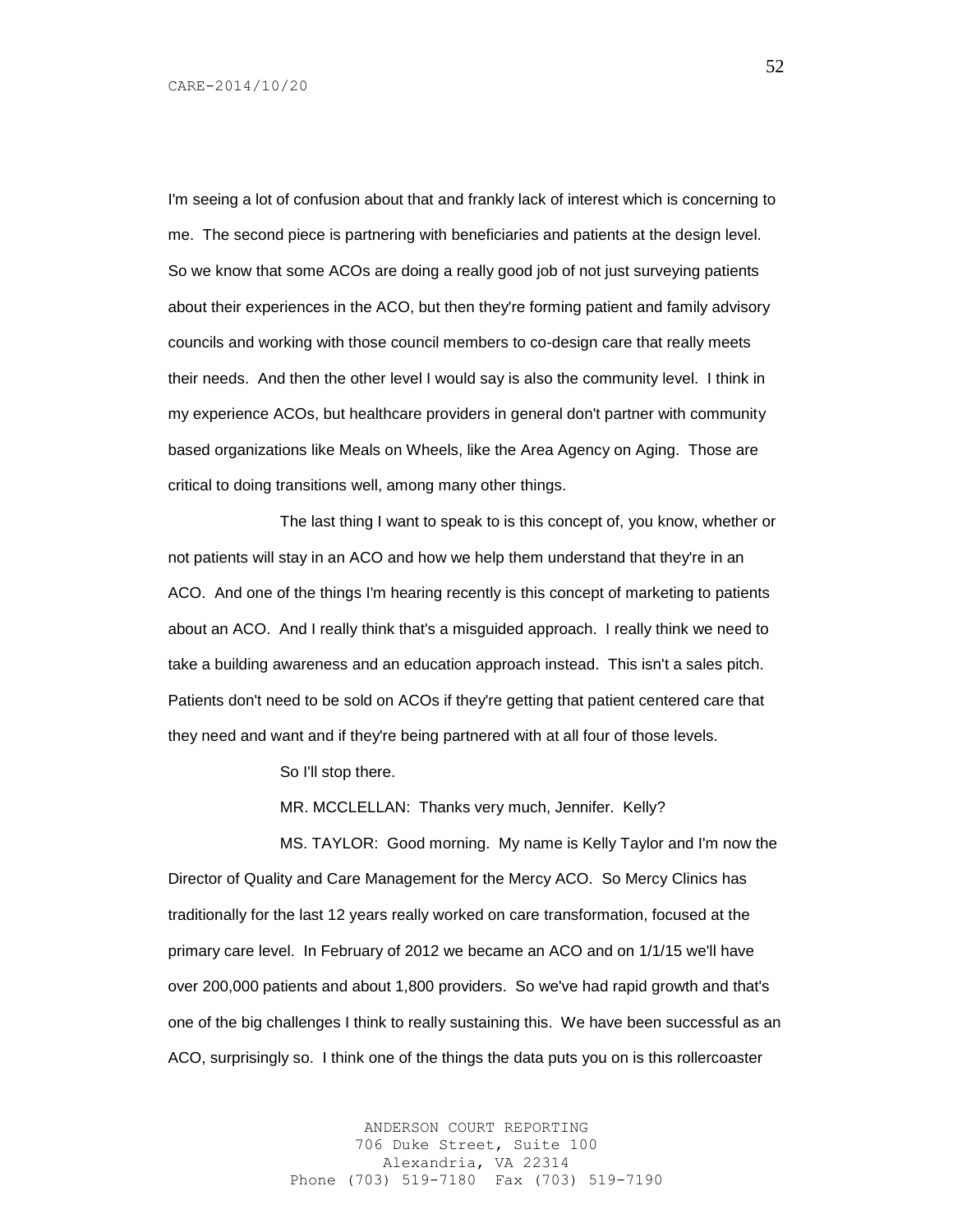I'm seeing a lot of confusion about that and frankly lack of interest which is concerning to me. The second piece is partnering with beneficiaries and patients at the design level. So we know that some ACOs are doing a really good job of not just surveying patients about their experiences in the ACO, but then they're forming patient and family advisory councils and working with those council members to co-design care that really meets their needs. And then the other level I would say is also the community level. I think in my experience ACOs, but healthcare providers in general don't partner with community based organizations like Meals on Wheels, like the Area Agency on Aging. Those are critical to doing transitions well, among many other things.

The last thing I want to speak to is this concept of, you know, whether or not patients will stay in an ACO and how we help them understand that they're in an ACO. And one of the things I'm hearing recently is this concept of marketing to patients about an ACO. And I really think that's a misguided approach. I really think we need to take a building awareness and an education approach instead. This isn't a sales pitch. Patients don't need to be sold on ACOs if they're getting that patient centered care that they need and want and if they're being partnered with at all four of those levels.

So I'll stop there.

MR. MCCLELLAN: Thanks very much, Jennifer. Kelly?

MS. TAYLOR: Good morning. My name is Kelly Taylor and I'm now the Director of Quality and Care Management for the Mercy ACO. So Mercy Clinics has traditionally for the last 12 years really worked on care transformation, focused at the primary care level. In February of 2012 we became an ACO and on 1/1/15 we'll have over 200,000 patients and about 1,800 providers. So we've had rapid growth and that's one of the big challenges I think to really sustaining this. We have been successful as an ACO, surprisingly so. I think one of the things the data puts you on is this rollercoaster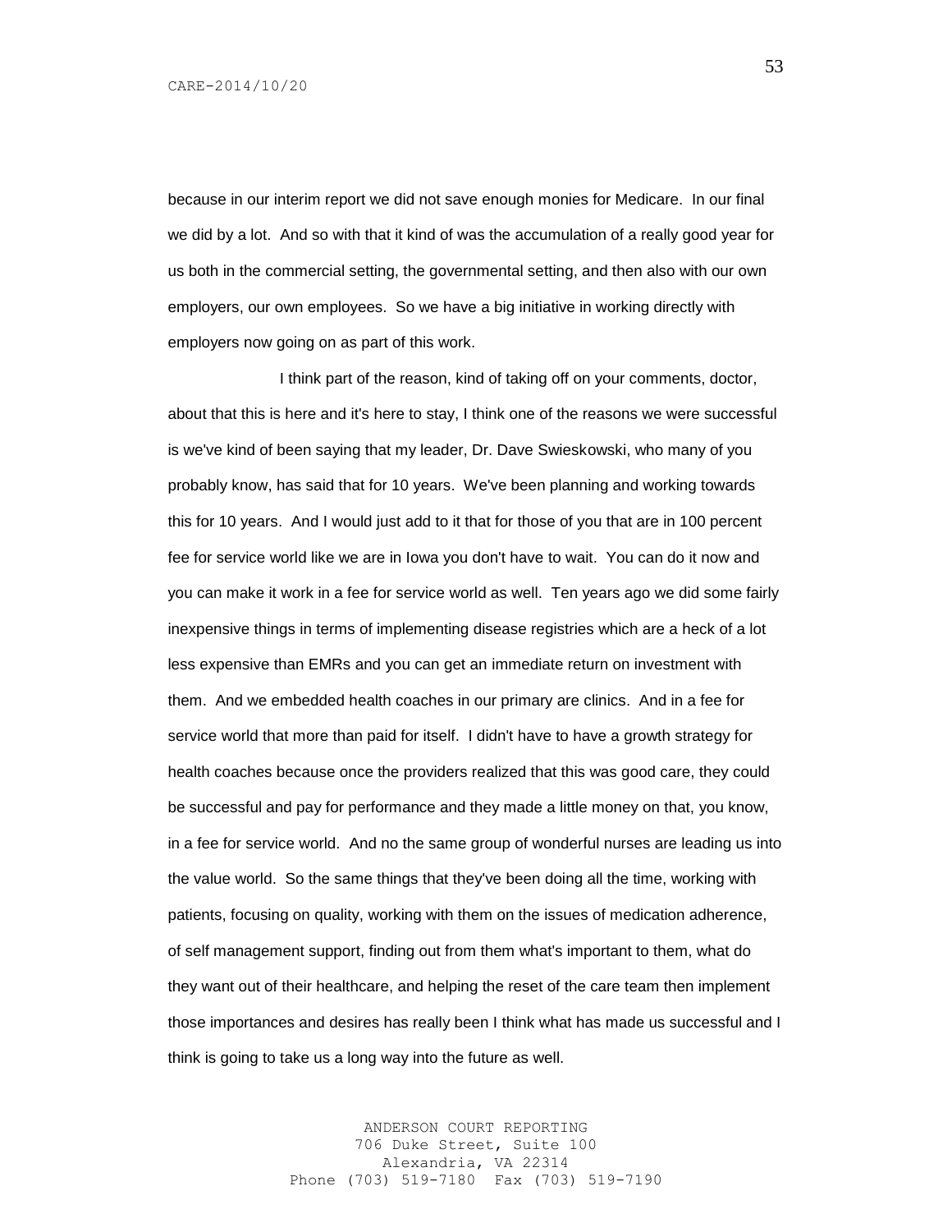because in our interim report we did not save enough monies for Medicare. In our final we did by a lot. And so with that it kind of was the accumulation of a really good year for us both in the commercial setting, the governmental setting, and then also with our own employers, our own employees. So we have a big initiative in working directly with employers now going on as part of this work.

I think part of the reason, kind of taking off on your comments, doctor, about that this is here and it's here to stay, I think one of the reasons we were successful is we've kind of been saying that my leader, Dr. Dave Swieskowski, who many of you probably know, has said that for 10 years. We've been planning and working towards this for 10 years. And I would just add to it that for those of you that are in 100 percent fee for service world like we are in Iowa you don't have to wait. You can do it now and you can make it work in a fee for service world as well. Ten years ago we did some fairly inexpensive things in terms of implementing disease registries which are a heck of a lot less expensive than EMRs and you can get an immediate return on investment with them. And we embedded health coaches in our primary are clinics. And in a fee for service world that more than paid for itself. I didn't have to have a growth strategy for health coaches because once the providers realized that this was good care, they could be successful and pay for performance and they made a little money on that, you know, in a fee for service world. And no the same group of wonderful nurses are leading us into the value world. So the same things that they've been doing all the time, working with patients, focusing on quality, working with them on the issues of medication adherence, of self management support, finding out from them what's important to them, what do they want out of their healthcare, and helping the reset of the care team then implement those importances and desires has really been I think what has made us successful and I think is going to take us a long way into the future as well.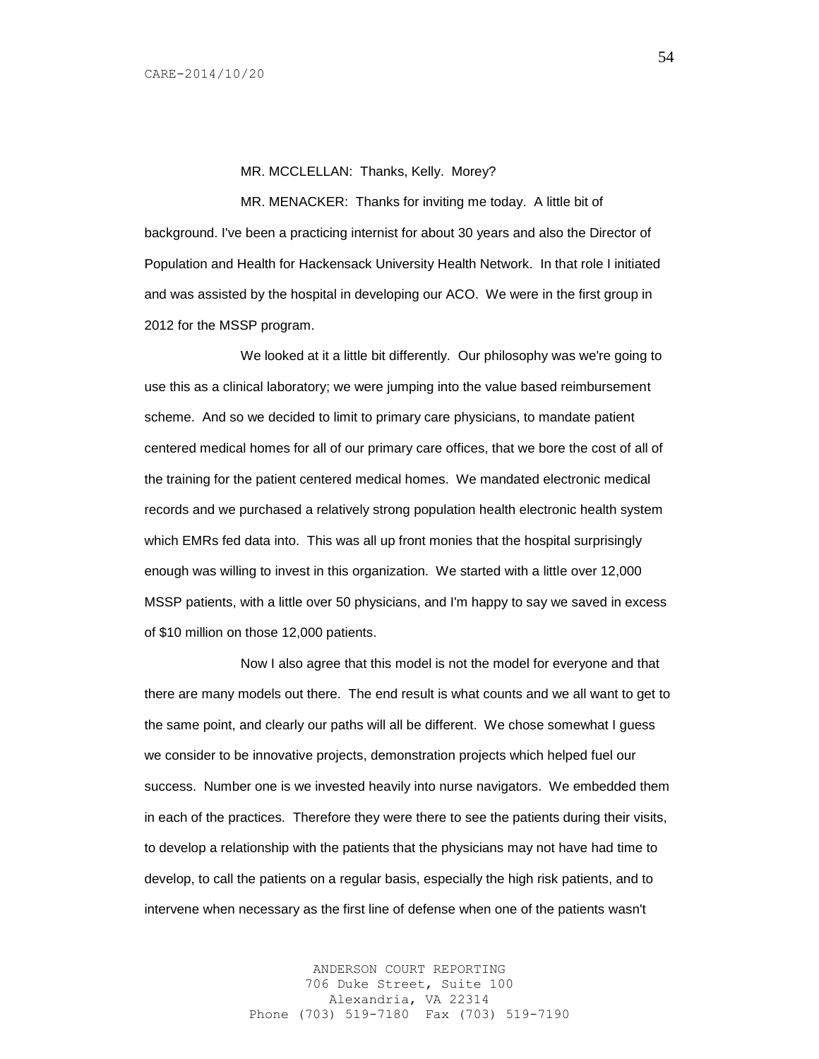MR. MCCLELLAN: Thanks, Kelly. Morey?

MR. MENACKER: Thanks for inviting me today. A little bit of background. I've been a practicing internist for about 30 years and also the Director of Population and Health for Hackensack University Health Network. In that role I initiated and was assisted by the hospital in developing our ACO. We were in the first group in 2012 for the MSSP program.

We looked at it a little bit differently. Our philosophy was we're going to use this as a clinical laboratory; we were jumping into the value based reimbursement scheme. And so we decided to limit to primary care physicians, to mandate patient centered medical homes for all of our primary care offices, that we bore the cost of all of the training for the patient centered medical homes. We mandated electronic medical records and we purchased a relatively strong population health electronic health system which EMRs fed data into. This was all up front monies that the hospital surprisingly enough was willing to invest in this organization. We started with a little over 12,000 MSSP patients, with a little over 50 physicians, and I'm happy to say we saved in excess of $10 million on those 12,000 patients.

Now I also agree that this model is not the model for everyone and that there are many models out there. The end result is what counts and we all want to get to the same point, and clearly our paths will all be different. We chose somewhat I guess we consider to be innovative projects, demonstration projects which helped fuel our success. Number one is we invested heavily into nurse navigators. We embedded them in each of the practices. Therefore they were there to see the patients during their visits, to develop a relationship with the patients that the physicians may not have had time to develop, to call the patients on a regular basis, especially the high risk patients, and to intervene when necessary as the first line of defense when one of the patients wasn't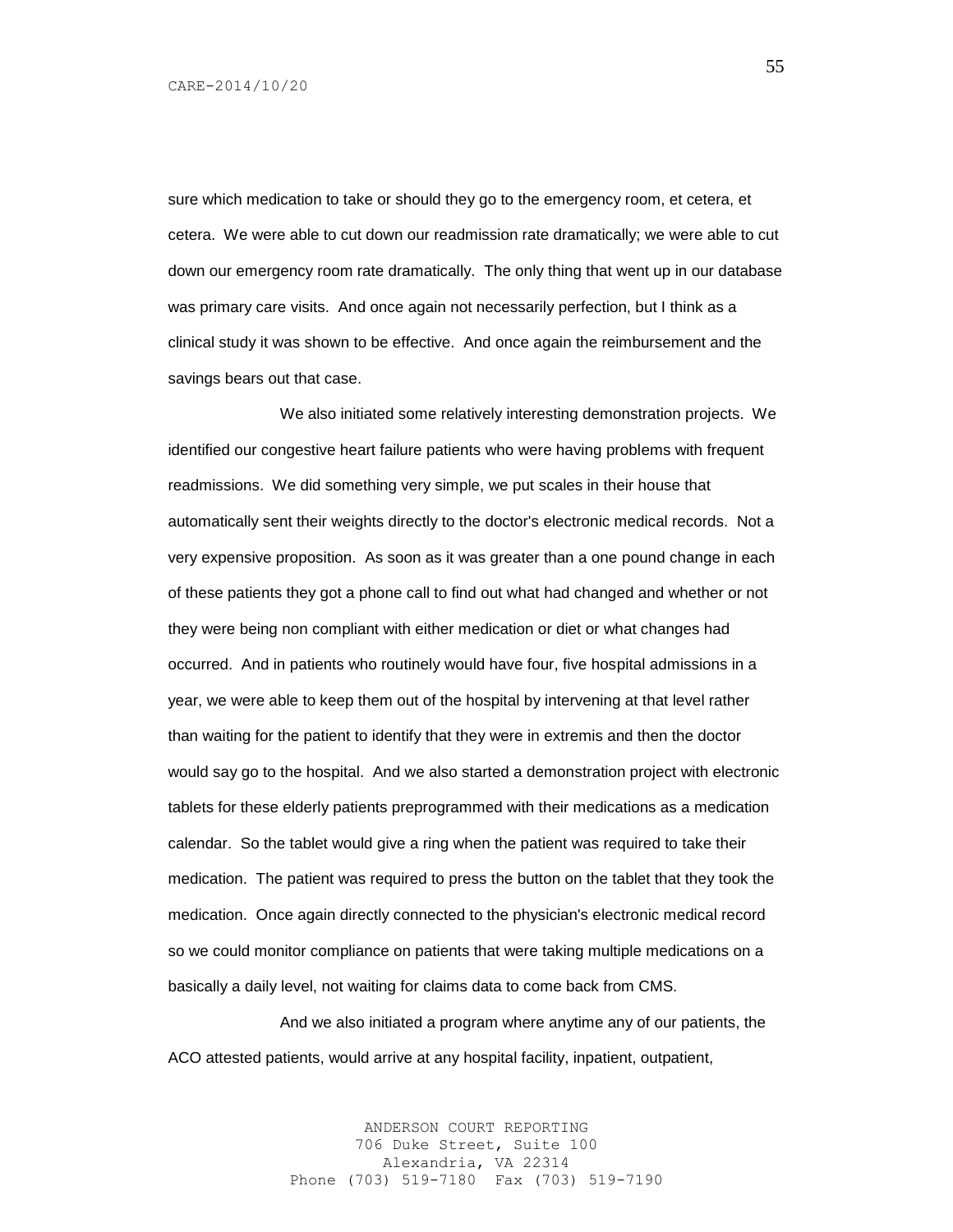sure which medication to take or should they go to the emergency room, et cetera, et cetera. We were able to cut down our readmission rate dramatically; we were able to cut down our emergency room rate dramatically. The only thing that went up in our database was primary care visits. And once again not necessarily perfection, but I think as a clinical study it was shown to be effective. And once again the reimbursement and the savings bears out that case.

We also initiated some relatively interesting demonstration projects. We identified our congestive heart failure patients who were having problems with frequent readmissions. We did something very simple, we put scales in their house that automatically sent their weights directly to the doctor's electronic medical records. Not a very expensive proposition. As soon as it was greater than a one pound change in each of these patients they got a phone call to find out what had changed and whether or not they were being non compliant with either medication or diet or what changes had occurred. And in patients who routinely would have four, five hospital admissions in a year, we were able to keep them out of the hospital by intervening at that level rather than waiting for the patient to identify that they were in extremis and then the doctor would say go to the hospital. And we also started a demonstration project with electronic tablets for these elderly patients preprogrammed with their medications as a medication calendar. So the tablet would give a ring when the patient was required to take their medication. The patient was required to press the button on the tablet that they took the medication. Once again directly connected to the physician's electronic medical record so we could monitor compliance on patients that were taking multiple medications on a basically a daily level, not waiting for claims data to come back from CMS.

And we also initiated a program where anytime any of our patients, the ACO attested patients, would arrive at any hospital facility, inpatient, outpatient,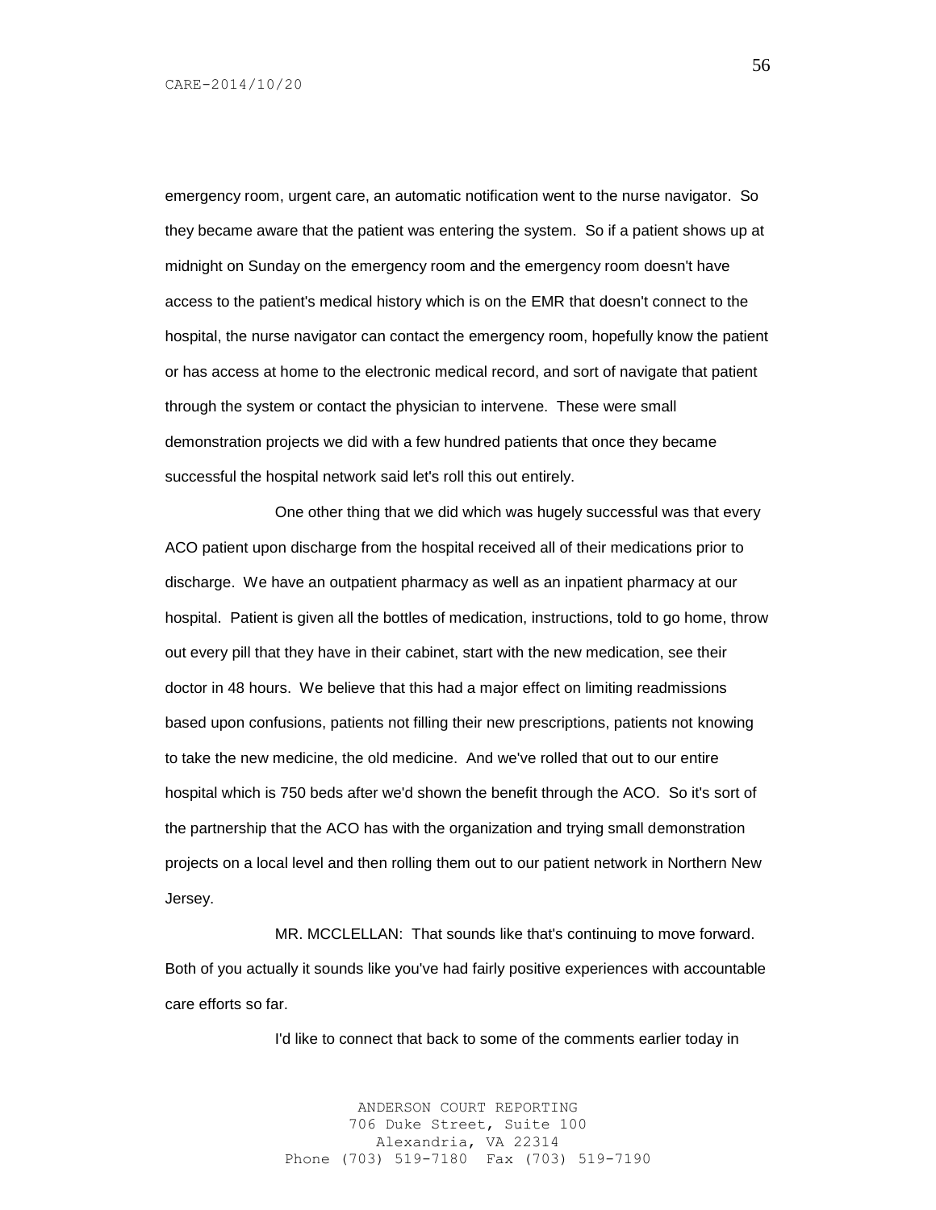emergency room, urgent care, an automatic notification went to the nurse navigator. So they became aware that the patient was entering the system. So if a patient shows up at midnight on Sunday on the emergency room and the emergency room doesn't have access to the patient's medical history which is on the EMR that doesn't connect to the hospital, the nurse navigator can contact the emergency room, hopefully know the patient or has access at home to the electronic medical record, and sort of navigate that patient through the system or contact the physician to intervene. These were small demonstration projects we did with a few hundred patients that once they became successful the hospital network said let's roll this out entirely.

One other thing that we did which was hugely successful was that every ACO patient upon discharge from the hospital received all of their medications prior to discharge. We have an outpatient pharmacy as well as an inpatient pharmacy at our hospital. Patient is given all the bottles of medication, instructions, told to go home, throw out every pill that they have in their cabinet, start with the new medication, see their doctor in 48 hours. We believe that this had a major effect on limiting readmissions based upon confusions, patients not filling their new prescriptions, patients not knowing to take the new medicine, the old medicine. And we've rolled that out to our entire hospital which is 750 beds after we'd shown the benefit through the ACO. So it's sort of the partnership that the ACO has with the organization and trying small demonstration projects on a local level and then rolling them out to our patient network in Northern New Jersey.

MR. MCCLELLAN: That sounds like that's continuing to move forward. Both of you actually it sounds like you've had fairly positive experiences with accountable care efforts so far.

I'd like to connect that back to some of the comments earlier today in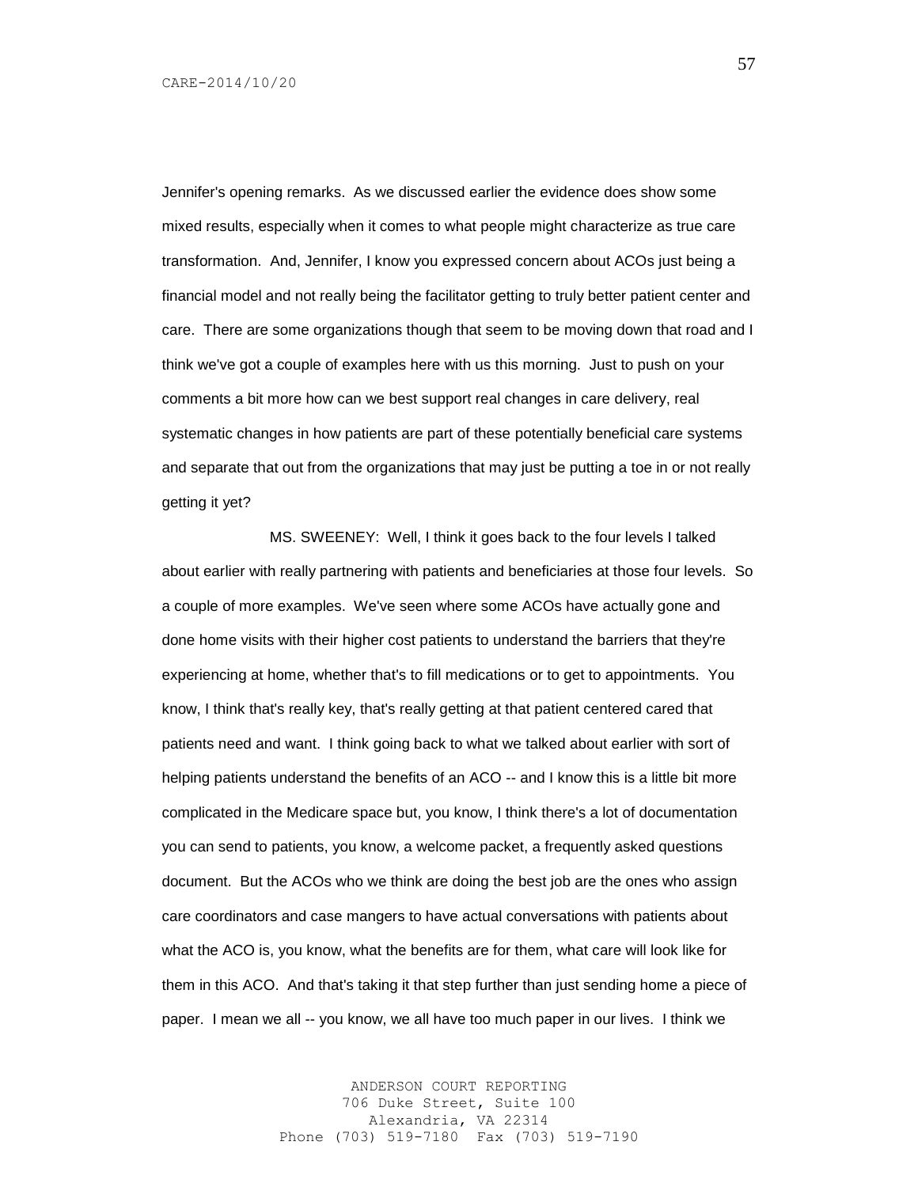Jennifer's opening remarks. As we discussed earlier the evidence does show some mixed results, especially when it comes to what people might characterize as true care transformation. And, Jennifer, I know you expressed concern about ACOs just being a financial model and not really being the facilitator getting to truly better patient center and care. There are some organizations though that seem to be moving down that road and I think we've got a couple of examples here with us this morning. Just to push on your comments a bit more how can we best support real changes in care delivery, real systematic changes in how patients are part of these potentially beneficial care systems and separate that out from the organizations that may just be putting a toe in or not really getting it yet?

MS. SWEENEY: Well, I think it goes back to the four levels I talked about earlier with really partnering with patients and beneficiaries at those four levels. So a couple of more examples. We've seen where some ACOs have actually gone and done home visits with their higher cost patients to understand the barriers that they're experiencing at home, whether that's to fill medications or to get to appointments. You know, I think that's really key, that's really getting at that patient centered cared that patients need and want. I think going back to what we talked about earlier with sort of helping patients understand the benefits of an ACO -- and I know this is a little bit more complicated in the Medicare space but, you know, I think there's a lot of documentation you can send to patients, you know, a welcome packet, a frequently asked questions document. But the ACOs who we think are doing the best job are the ones who assign care coordinators and case mangers to have actual conversations with patients about what the ACO is, you know, what the benefits are for them, what care will look like for them in this ACO. And that's taking it that step further than just sending home a piece of paper. I mean we all -- you know, we all have too much paper in our lives. I think we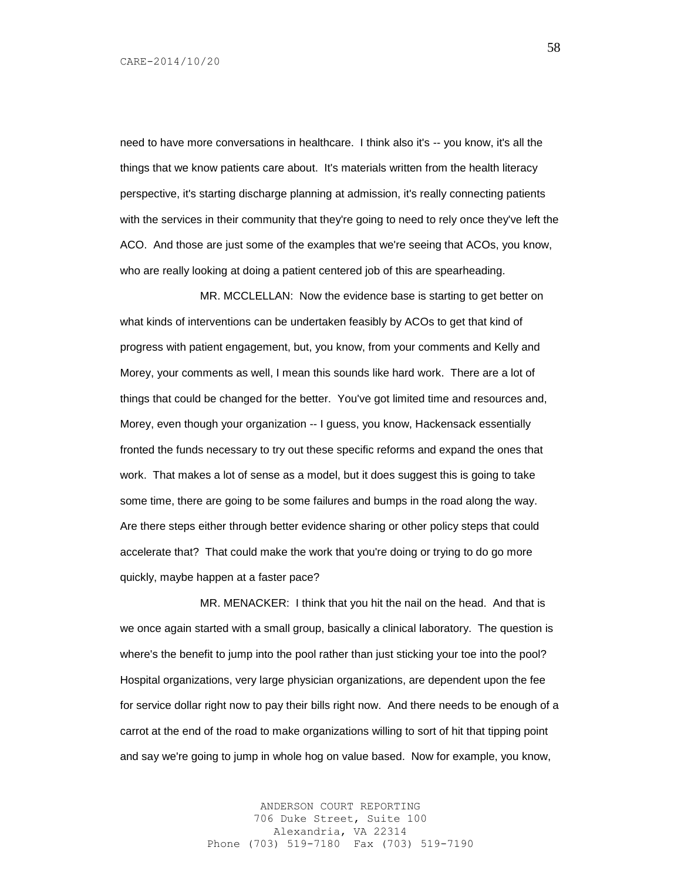need to have more conversations in healthcare. I think also it's -- you know, it's all the things that we know patients care about. It's materials written from the health literacy perspective, it's starting discharge planning at admission, it's really connecting patients with the services in their community that they're going to need to rely once they've left the ACO. And those are just some of the examples that we're seeing that ACOs, you know, who are really looking at doing a patient centered job of this are spearheading.

MR. MCCLELLAN: Now the evidence base is starting to get better on what kinds of interventions can be undertaken feasibly by ACOs to get that kind of progress with patient engagement, but, you know, from your comments and Kelly and Morey, your comments as well, I mean this sounds like hard work. There are a lot of things that could be changed for the better. You've got limited time and resources and, Morey, even though your organization -- I guess, you know, Hackensack essentially fronted the funds necessary to try out these specific reforms and expand the ones that work. That makes a lot of sense as a model, but it does suggest this is going to take some time, there are going to be some failures and bumps in the road along the way. Are there steps either through better evidence sharing or other policy steps that could accelerate that? That could make the work that you're doing or trying to do go more quickly, maybe happen at a faster pace?

MR. MENACKER: I think that you hit the nail on the head. And that is we once again started with a small group, basically a clinical laboratory. The question is where's the benefit to jump into the pool rather than just sticking your toe into the pool? Hospital organizations, very large physician organizations, are dependent upon the fee for service dollar right now to pay their bills right now. And there needs to be enough of a carrot at the end of the road to make organizations willing to sort of hit that tipping point and say we're going to jump in whole hog on value based. Now for example, you know,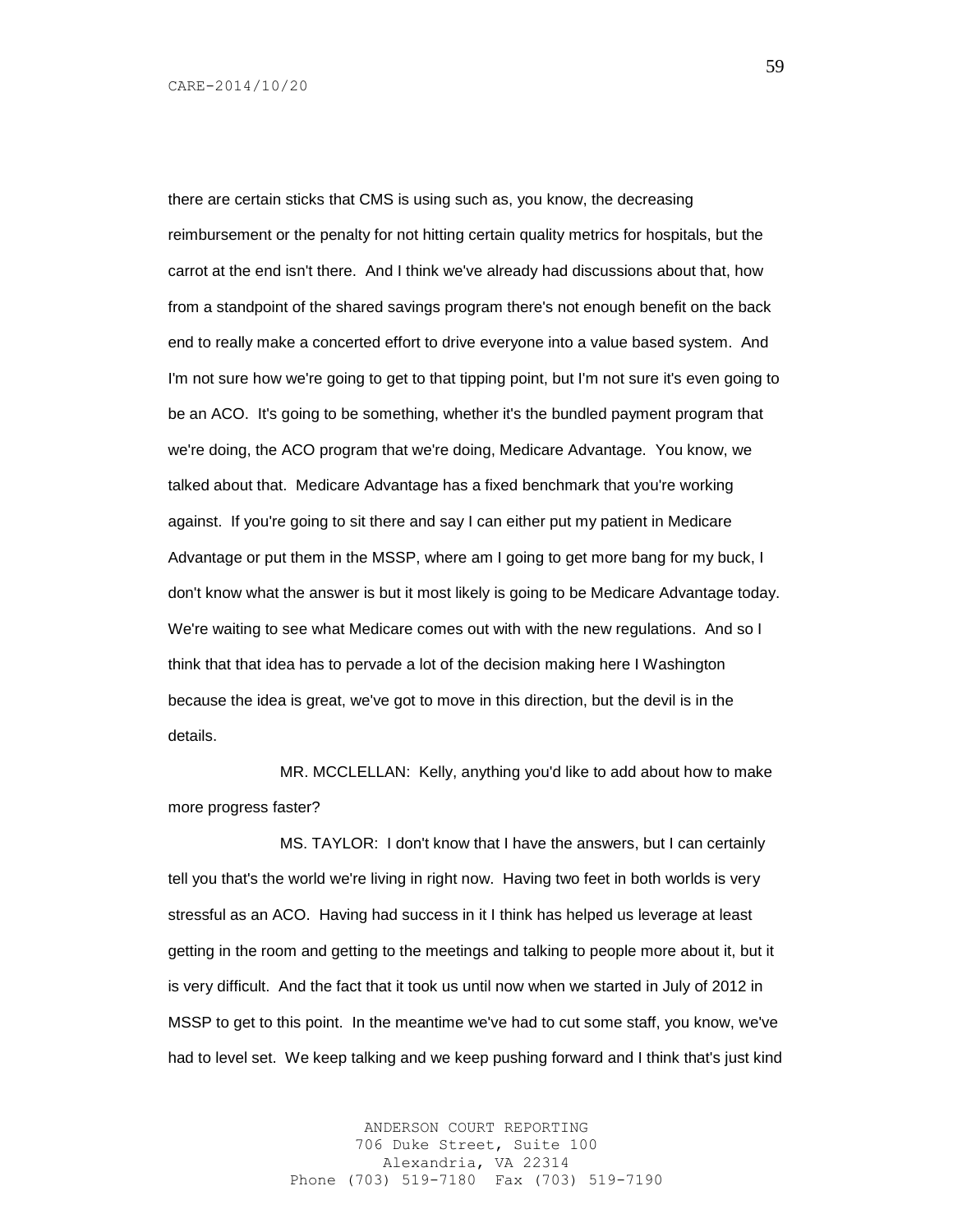there are certain sticks that CMS is using such as, you know, the decreasing reimbursement or the penalty for not hitting certain quality metrics for hospitals, but the carrot at the end isn't there. And I think we've already had discussions about that, how from a standpoint of the shared savings program there's not enough benefit on the back end to really make a concerted effort to drive everyone into a value based system. And I'm not sure how we're going to get to that tipping point, but I'm not sure it's even going to be an ACO. It's going to be something, whether it's the bundled payment program that we're doing, the ACO program that we're doing, Medicare Advantage. You know, we talked about that. Medicare Advantage has a fixed benchmark that you're working against. If you're going to sit there and say I can either put my patient in Medicare Advantage or put them in the MSSP, where am I going to get more bang for my buck, I don't know what the answer is but it most likely is going to be Medicare Advantage today. We're waiting to see what Medicare comes out with with the new regulations. And so I think that that idea has to pervade a lot of the decision making here I Washington because the idea is great, we've got to move in this direction, but the devil is in the details.

MR. MCCLELLAN: Kelly, anything you'd like to add about how to make more progress faster?

MS. TAYLOR: I don't know that I have the answers, but I can certainly tell you that's the world we're living in right now. Having two feet in both worlds is very stressful as an ACO. Having had success in it I think has helped us leverage at least getting in the room and getting to the meetings and talking to people more about it, but it is very difficult. And the fact that it took us until now when we started in July of 2012 in MSSP to get to this point. In the meantime we've had to cut some staff, you know, we've had to level set. We keep talking and we keep pushing forward and I think that's just kind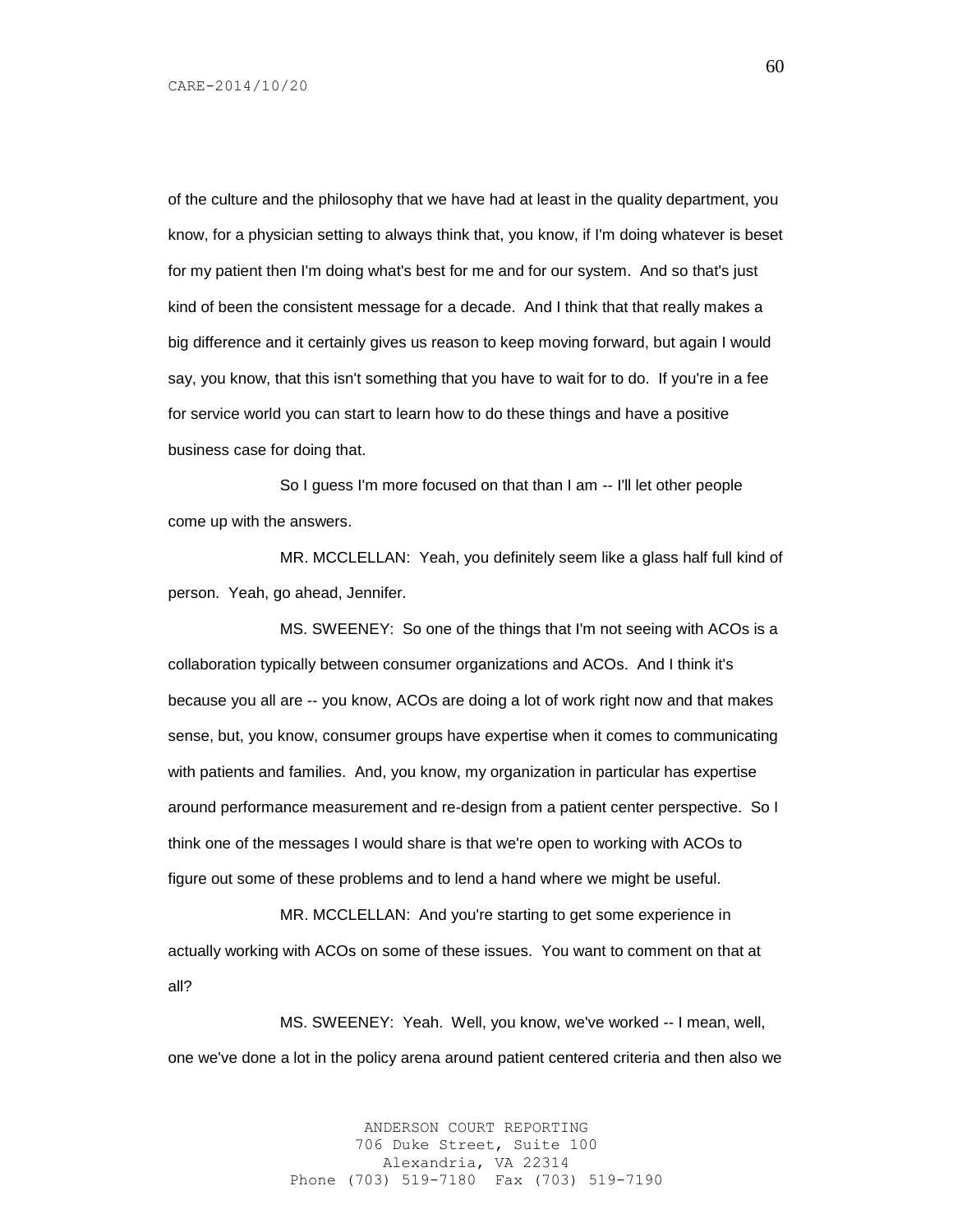of the culture and the philosophy that we have had at least in the quality department, you know, for a physician setting to always think that, you know, if I'm doing whatever is beset for my patient then I'm doing what's best for me and for our system. And so that's just kind of been the consistent message for a decade. And I think that that really makes a big difference and it certainly gives us reason to keep moving forward, but again I would say, you know, that this isn't something that you have to wait for to do. If you're in a fee for service world you can start to learn how to do these things and have a positive business case for doing that.

So I guess I'm more focused on that than I am -- I'll let other people come up with the answers.

MR. MCCLELLAN: Yeah, you definitely seem like a glass half full kind of person. Yeah, go ahead, Jennifer.

MS. SWEENEY: So one of the things that I'm not seeing with ACOs is a collaboration typically between consumer organizations and ACOs. And I think it's because you all are -- you know, ACOs are doing a lot of work right now and that makes sense, but, you know, consumer groups have expertise when it comes to communicating with patients and families. And, you know, my organization in particular has expertise around performance measurement and re-design from a patient center perspective. So I think one of the messages I would share is that we're open to working with ACOs to figure out some of these problems and to lend a hand where we might be useful.

MR. MCCLELLAN: And you're starting to get some experience in actually working with ACOs on some of these issues. You want to comment on that at all?

MS. SWEENEY: Yeah. Well, you know, we've worked -- I mean, well, one we've done a lot in the policy arena around patient centered criteria and then also we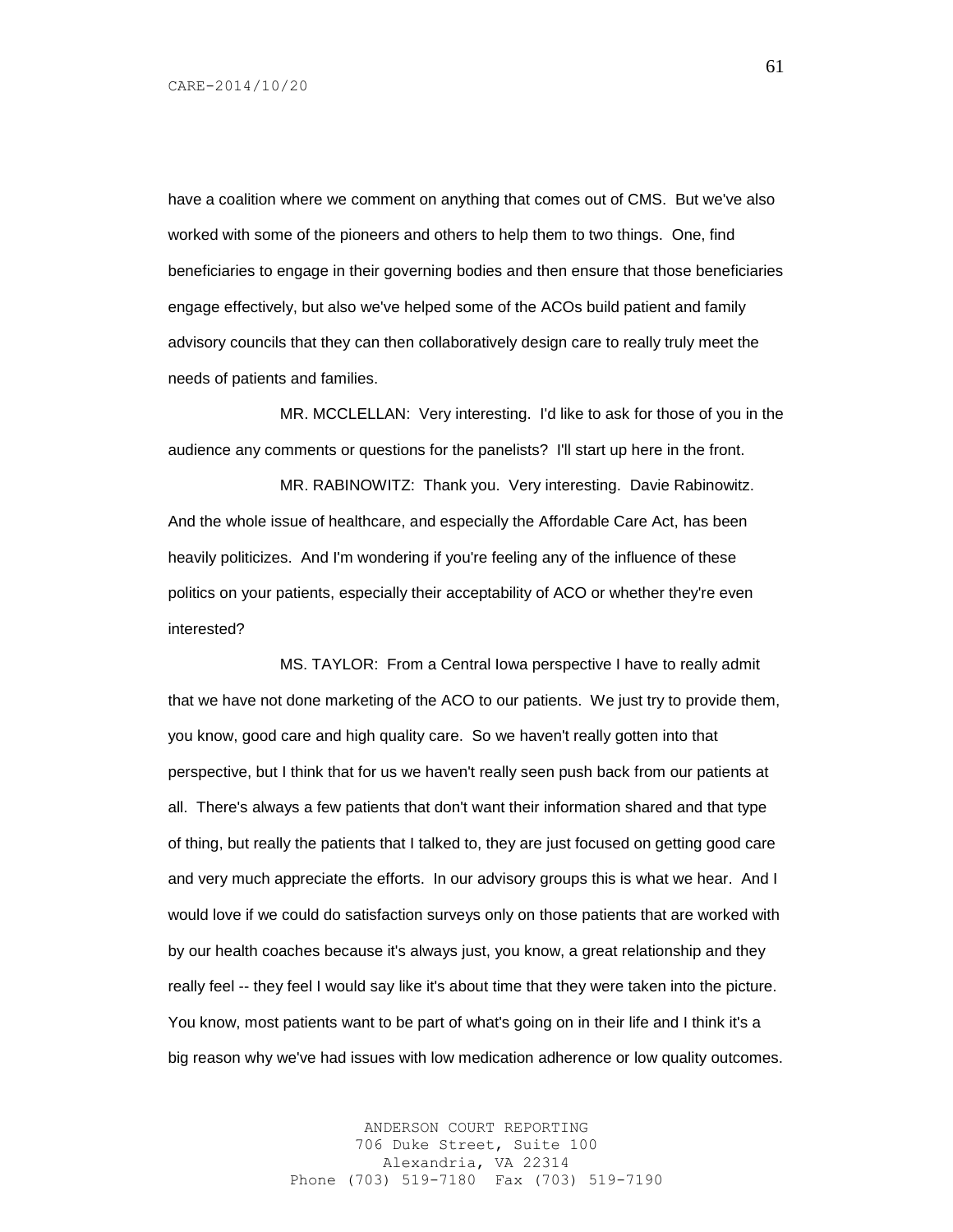have a coalition where we comment on anything that comes out of CMS. But we've also worked with some of the pioneers and others to help them to two things. One, find beneficiaries to engage in their governing bodies and then ensure that those beneficiaries engage effectively, but also we've helped some of the ACOs build patient and family advisory councils that they can then collaboratively design care to really truly meet the needs of patients and families.

MR. MCCLELLAN: Very interesting. I'd like to ask for those of you in the audience any comments or questions for the panelists? I'll start up here in the front.

MR. RABINOWITZ: Thank you. Very interesting. Davie Rabinowitz. And the whole issue of healthcare, and especially the Affordable Care Act, has been heavily politicizes. And I'm wondering if you're feeling any of the influence of these politics on your patients, especially their acceptability of ACO or whether they're even interested?

MS. TAYLOR: From a Central Iowa perspective I have to really admit that we have not done marketing of the ACO to our patients. We just try to provide them, you know, good care and high quality care. So we haven't really gotten into that perspective, but I think that for us we haven't really seen push back from our patients at all. There's always a few patients that don't want their information shared and that type of thing, but really the patients that I talked to, they are just focused on getting good care and very much appreciate the efforts. In our advisory groups this is what we hear. And I would love if we could do satisfaction surveys only on those patients that are worked with by our health coaches because it's always just, you know, a great relationship and they really feel -- they feel I would say like it's about time that they were taken into the picture. You know, most patients want to be part of what's going on in their life and I think it's a big reason why we've had issues with low medication adherence or low quality outcomes.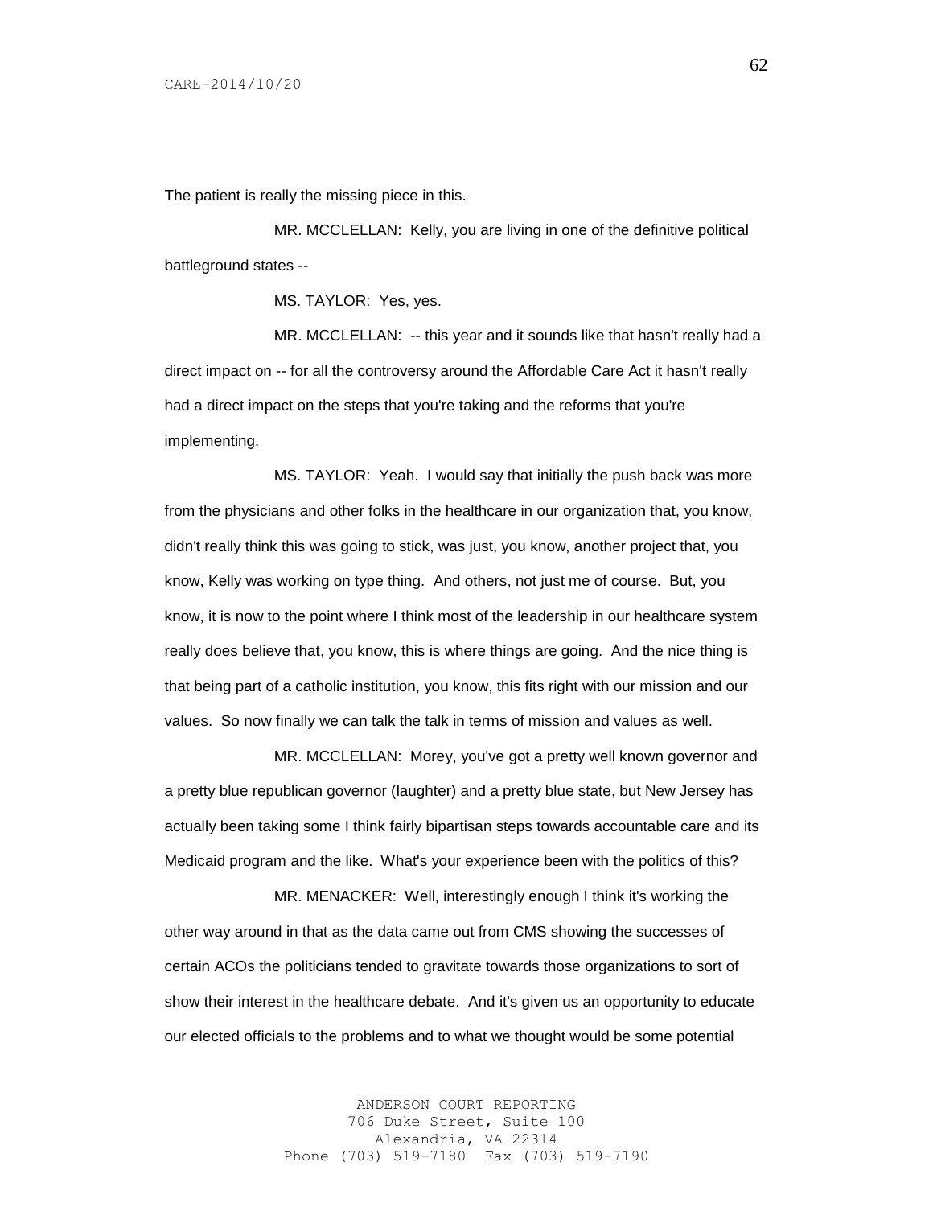The patient is really the missing piece in this.

MR. MCCLELLAN: Kelly, you are living in one of the definitive political battleground states --

MS. TAYLOR: Yes, yes.

MR. MCCLELLAN: -- this year and it sounds like that hasn't really had a direct impact on -- for all the controversy around the Affordable Care Act it hasn't really had a direct impact on the steps that you're taking and the reforms that you're implementing.

MS. TAYLOR: Yeah. I would say that initially the push back was more from the physicians and other folks in the healthcare in our organization that, you know, didn't really think this was going to stick, was just, you know, another project that, you know, Kelly was working on type thing. And others, not just me of course. But, you know, it is now to the point where I think most of the leadership in our healthcare system really does believe that, you know, this is where things are going. And the nice thing is that being part of a catholic institution, you know, this fits right with our mission and our values. So now finally we can talk the talk in terms of mission and values as well.

MR. MCCLELLAN: Morey, you've got a pretty well known governor and a pretty blue republican governor (laughter) and a pretty blue state, but New Jersey has actually been taking some I think fairly bipartisan steps towards accountable care and its Medicaid program and the like. What's your experience been with the politics of this?

MR. MENACKER: Well, interestingly enough I think it's working the other way around in that as the data came out from CMS showing the successes of certain ACOs the politicians tended to gravitate towards those organizations to sort of show their interest in the healthcare debate. And it's given us an opportunity to educate our elected officials to the problems and to what we thought would be some potential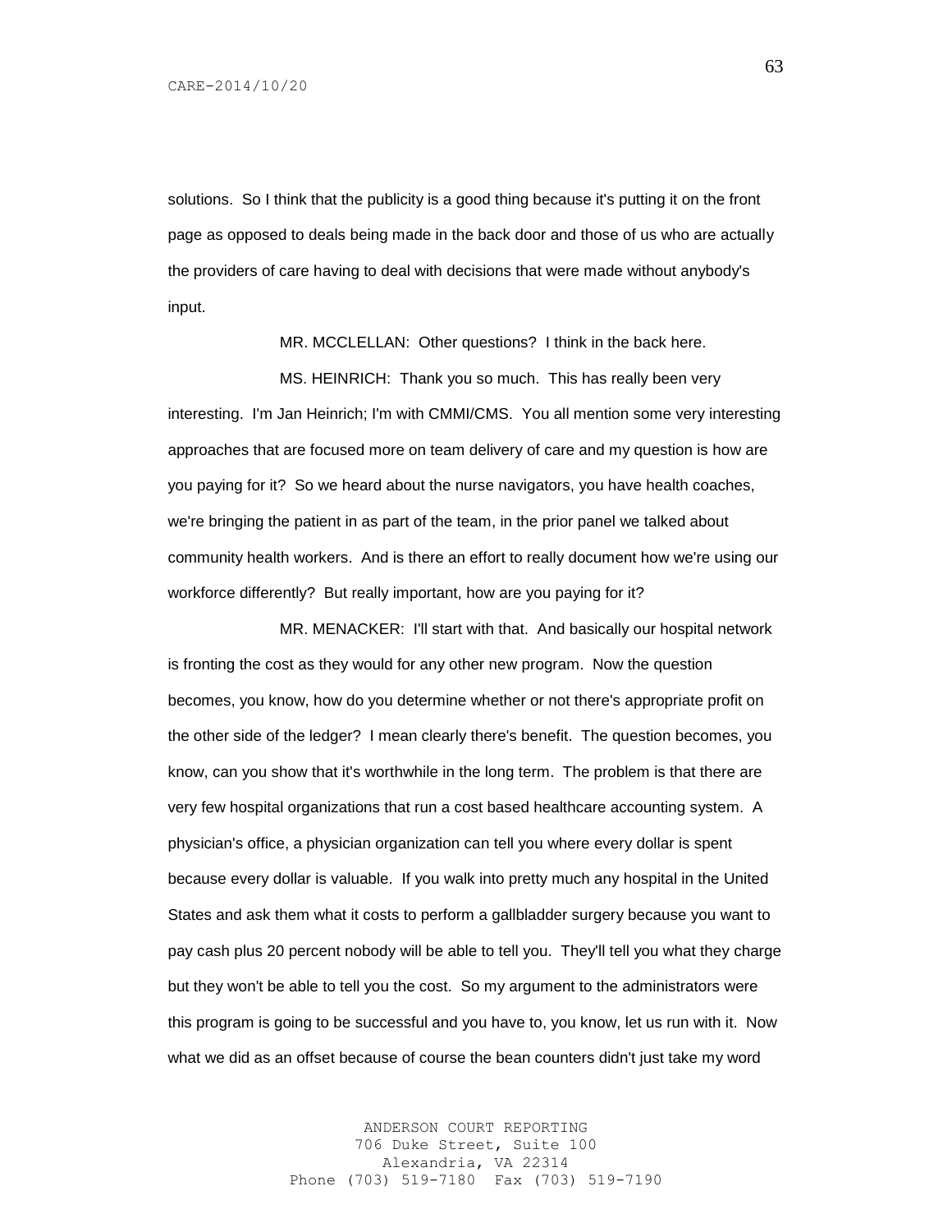solutions. So I think that the publicity is a good thing because it's putting it on the front page as opposed to deals being made in the back door and those of us who are actually the providers of care having to deal with decisions that were made without anybody's input.

MR. MCCLELLAN: Other questions? I think in the back here.

MS. HEINRICH: Thank you so much. This has really been very interesting. I'm Jan Heinrich; I'm with CMMI/CMS. You all mention some very interesting approaches that are focused more on team delivery of care and my question is how are you paying for it? So we heard about the nurse navigators, you have health coaches, we're bringing the patient in as part of the team, in the prior panel we talked about community health workers. And is there an effort to really document how we're using our workforce differently? But really important, how are you paying for it?

MR. MENACKER: I'll start with that. And basically our hospital network is fronting the cost as they would for any other new program. Now the question becomes, you know, how do you determine whether or not there's appropriate profit on the other side of the ledger? I mean clearly there's benefit. The question becomes, you know, can you show that it's worthwhile in the long term. The problem is that there are very few hospital organizations that run a cost based healthcare accounting system. A physician's office, a physician organization can tell you where every dollar is spent because every dollar is valuable. If you walk into pretty much any hospital in the United States and ask them what it costs to perform a gallbladder surgery because you want to pay cash plus 20 percent nobody will be able to tell you. They'll tell you what they charge but they won't be able to tell you the cost. So my argument to the administrators were this program is going to be successful and you have to, you know, let us run with it. Now what we did as an offset because of course the bean counters didn't just take my word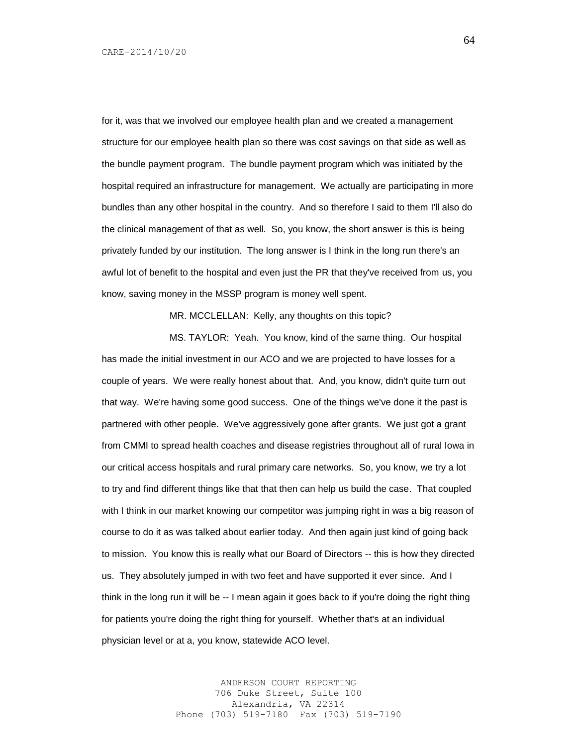for it, was that we involved our employee health plan and we created a management structure for our employee health plan so there was cost savings on that side as well as the bundle payment program. The bundle payment program which was initiated by the hospital required an infrastructure for management. We actually are participating in more bundles than any other hospital in the country. And so therefore I said to them I'll also do the clinical management of that as well. So, you know, the short answer is this is being privately funded by our institution. The long answer is I think in the long run there's an awful lot of benefit to the hospital and even just the PR that they've received from us, you know, saving money in the MSSP program is money well spent.

MR. MCCLELLAN: Kelly, any thoughts on this topic?

MS. TAYLOR: Yeah. You know, kind of the same thing. Our hospital has made the initial investment in our ACO and we are projected to have losses for a couple of years. We were really honest about that. And, you know, didn't quite turn out that way. We're having some good success. One of the things we've done it the past is partnered with other people. We've aggressively gone after grants. We just got a grant from CMMI to spread health coaches and disease registries throughout all of rural Iowa in our critical access hospitals and rural primary care networks. So, you know, we try a lot to try and find different things like that that then can help us build the case. That coupled with I think in our market knowing our competitor was jumping right in was a big reason of course to do it as was talked about earlier today. And then again just kind of going back to mission. You know this is really what our Board of Directors -- this is how they directed us. They absolutely jumped in with two feet and have supported it ever since. And I think in the long run it will be -- I mean again it goes back to if you're doing the right thing for patients you're doing the right thing for yourself. Whether that's at an individual physician level or at a, you know, statewide ACO level.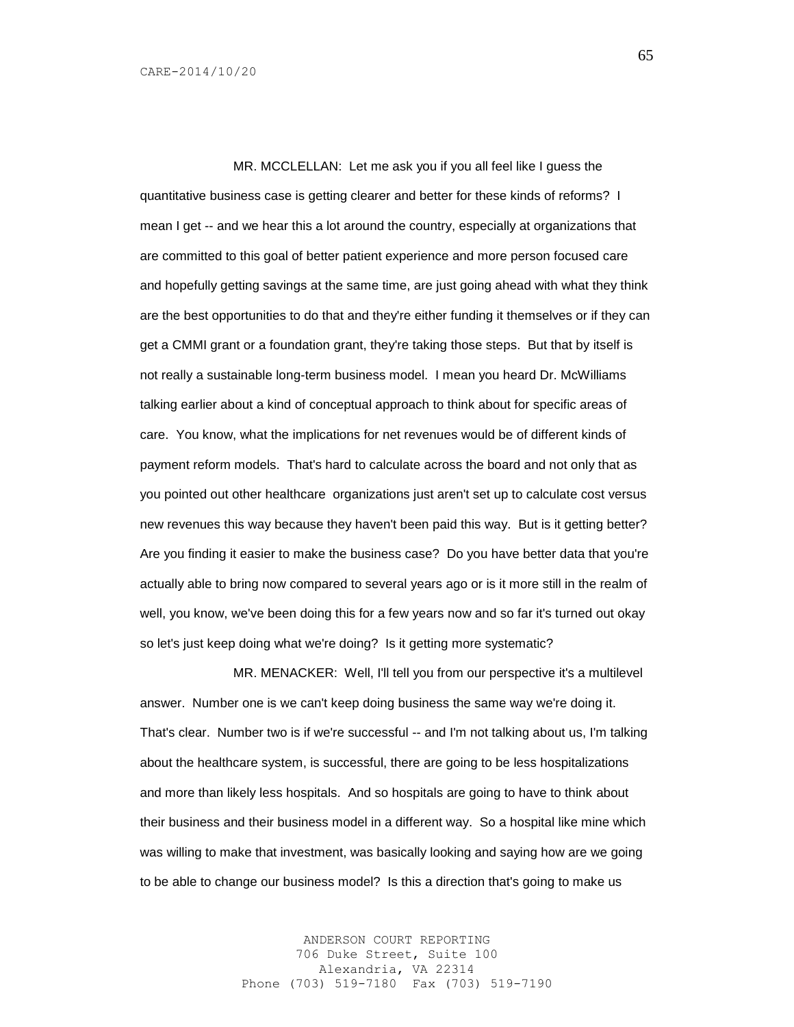MR. MCCLELLAN: Let me ask you if you all feel like I guess the quantitative business case is getting clearer and better for these kinds of reforms? I mean I get -- and we hear this a lot around the country, especially at organizations that are committed to this goal of better patient experience and more person focused care and hopefully getting savings at the same time, are just going ahead with what they think are the best opportunities to do that and they're either funding it themselves or if they can get a CMMI grant or a foundation grant, they're taking those steps. But that by itself is not really a sustainable long-term business model. I mean you heard Dr. McWilliams talking earlier about a kind of conceptual approach to think about for specific areas of care. You know, what the implications for net revenues would be of different kinds of payment reform models. That's hard to calculate across the board and not only that as you pointed out other healthcare organizations just aren't set up to calculate cost versus new revenues this way because they haven't been paid this way. But is it getting better? Are you finding it easier to make the business case? Do you have better data that you're actually able to bring now compared to several years ago or is it more still in the realm of well, you know, we've been doing this for a few years now and so far it's turned out okay so let's just keep doing what we're doing? Is it getting more systematic?

MR. MENACKER: Well, I'll tell you from our perspective it's a multilevel answer. Number one is we can't keep doing business the same way we're doing it. That's clear. Number two is if we're successful -- and I'm not talking about us, I'm talking about the healthcare system, is successful, there are going to be less hospitalizations and more than likely less hospitals. And so hospitals are going to have to think about their business and their business model in a different way. So a hospital like mine which was willing to make that investment, was basically looking and saying how are we going to be able to change our business model? Is this a direction that's going to make us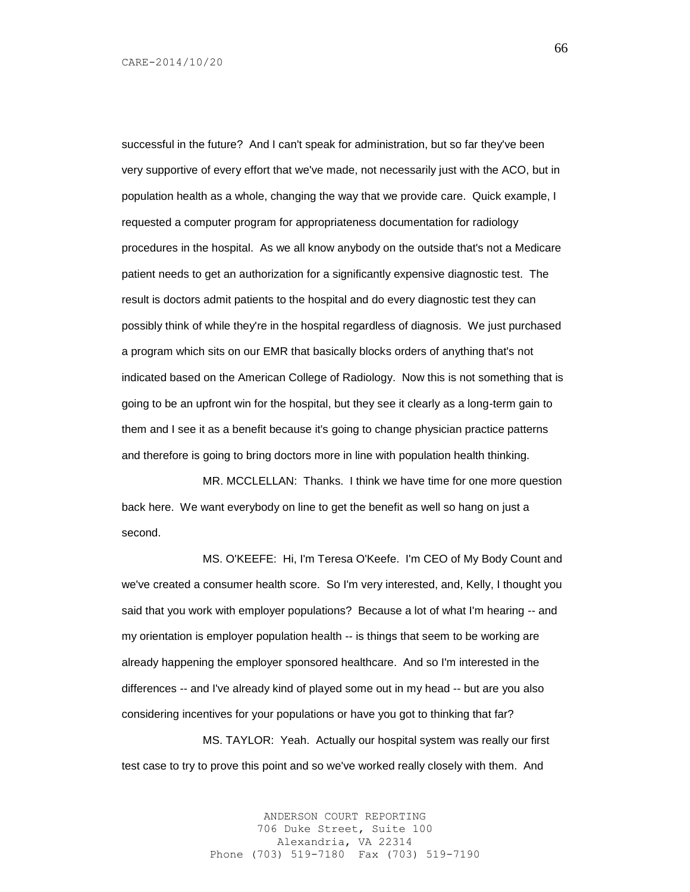successful in the future? And I can't speak for administration, but so far they've been very supportive of every effort that we've made, not necessarily just with the ACO, but in population health as a whole, changing the way that we provide care. Quick example, I requested a computer program for appropriateness documentation for radiology procedures in the hospital. As we all know anybody on the outside that's not a Medicare patient needs to get an authorization for a significantly expensive diagnostic test. The result is doctors admit patients to the hospital and do every diagnostic test they can possibly think of while they're in the hospital regardless of diagnosis. We just purchased a program which sits on our EMR that basically blocks orders of anything that's not indicated based on the American College of Radiology. Now this is not something that is going to be an upfront win for the hospital, but they see it clearly as a long-term gain to them and I see it as a benefit because it's going to change physician practice patterns and therefore is going to bring doctors more in line with population health thinking.

MR. MCCLELLAN: Thanks. I think we have time for one more question back here. We want everybody on line to get the benefit as well so hang on just a second.

MS. O'KEEFE: Hi, I'm Teresa O'Keefe. I'm CEO of My Body Count and we've created a consumer health score. So I'm very interested, and, Kelly, I thought you said that you work with employer populations? Because a lot of what I'm hearing -- and my orientation is employer population health -- is things that seem to be working are already happening the employer sponsored healthcare. And so I'm interested in the differences -- and I've already kind of played some out in my head -- but are you also considering incentives for your populations or have you got to thinking that far?

MS. TAYLOR: Yeah. Actually our hospital system was really our first test case to try to prove this point and so we've worked really closely with them. And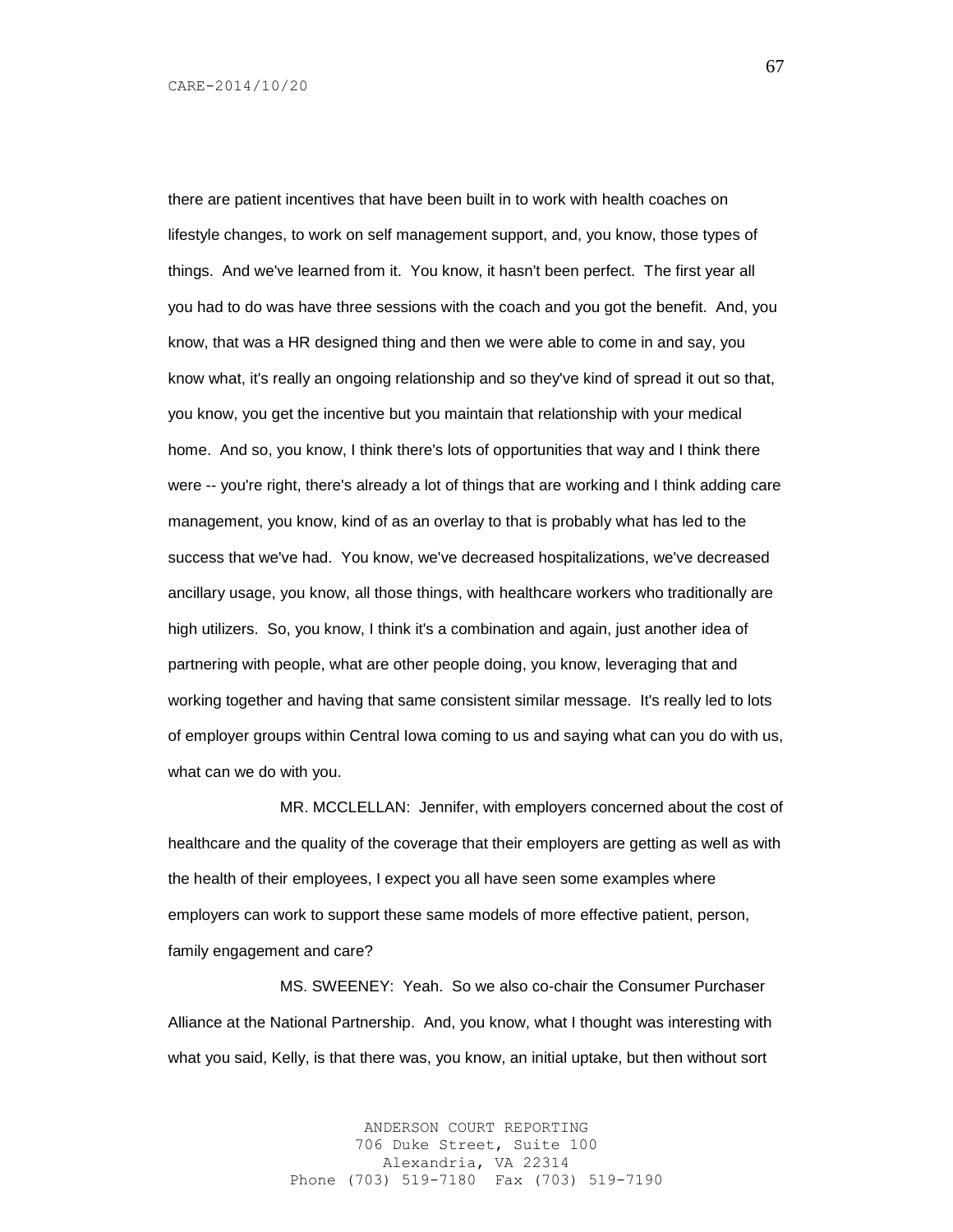there are patient incentives that have been built in to work with health coaches on lifestyle changes, to work on self management support, and, you know, those types of things. And we've learned from it. You know, it hasn't been perfect. The first year all you had to do was have three sessions with the coach and you got the benefit. And, you know, that was a HR designed thing and then we were able to come in and say, you know what, it's really an ongoing relationship and so they've kind of spread it out so that, you know, you get the incentive but you maintain that relationship with your medical home. And so, you know, I think there's lots of opportunities that way and I think there were -- you're right, there's already a lot of things that are working and I think adding care management, you know, kind of as an overlay to that is probably what has led to the success that we've had. You know, we've decreased hospitalizations, we've decreased ancillary usage, you know, all those things, with healthcare workers who traditionally are high utilizers. So, you know, I think it's a combination and again, just another idea of partnering with people, what are other people doing, you know, leveraging that and working together and having that same consistent similar message. It's really led to lots of employer groups within Central Iowa coming to us and saying what can you do with us, what can we do with you.

MR. MCCLELLAN: Jennifer, with employers concerned about the cost of healthcare and the quality of the coverage that their employers are getting as well as with the health of their employees, I expect you all have seen some examples where employers can work to support these same models of more effective patient, person, family engagement and care?

MS. SWEENEY: Yeah. So we also co-chair the Consumer Purchaser Alliance at the National Partnership. And, you know, what I thought was interesting with what you said, Kelly, is that there was, you know, an initial uptake, but then without sort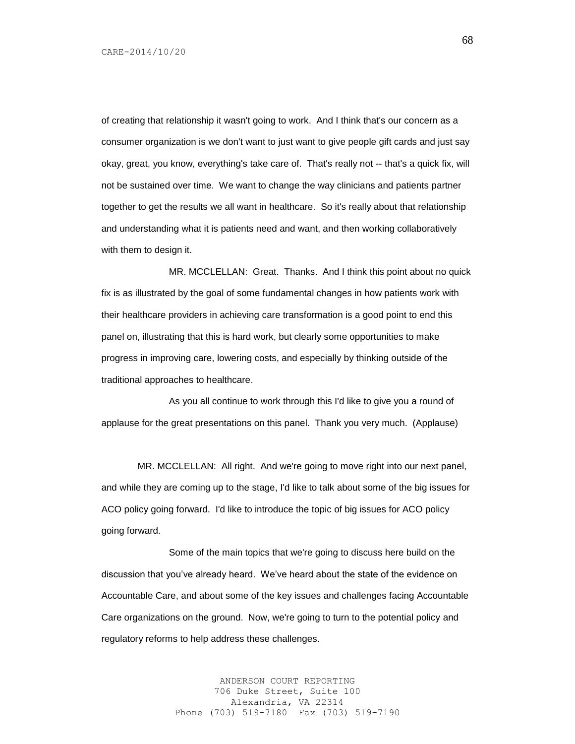of creating that relationship it wasn't going to work. And I think that's our concern as a consumer organization is we don't want to just want to give people gift cards and just say okay, great, you know, everything's take care of. That's really not -- that's a quick fix, will not be sustained over time. We want to change the way clinicians and patients partner together to get the results we all want in healthcare. So it's really about that relationship and understanding what it is patients need and want, and then working collaboratively with them to design it.

MR. MCCLELLAN: Great. Thanks. And I think this point about no quick fix is as illustrated by the goal of some fundamental changes in how patients work with their healthcare providers in achieving care transformation is a good point to end this panel on, illustrating that this is hard work, but clearly some opportunities to make progress in improving care, lowering costs, and especially by thinking outside of the traditional approaches to healthcare.

As you all continue to work through this I'd like to give you a round of applause for the great presentations on this panel. Thank you very much. (Applause)

MR. MCCLELLAN: All right. And we're going to move right into our next panel, and while they are coming up to the stage, I'd like to talk about some of the big issues for ACO policy going forward. I'd like to introduce the topic of big issues for ACO policy going forward.

Some of the main topics that we're going to discuss here build on the discussion that you've already heard. We've heard about the state of the evidence on Accountable Care, and about some of the key issues and challenges facing Accountable Care organizations on the ground. Now, we're going to turn to the potential policy and regulatory reforms to help address these challenges.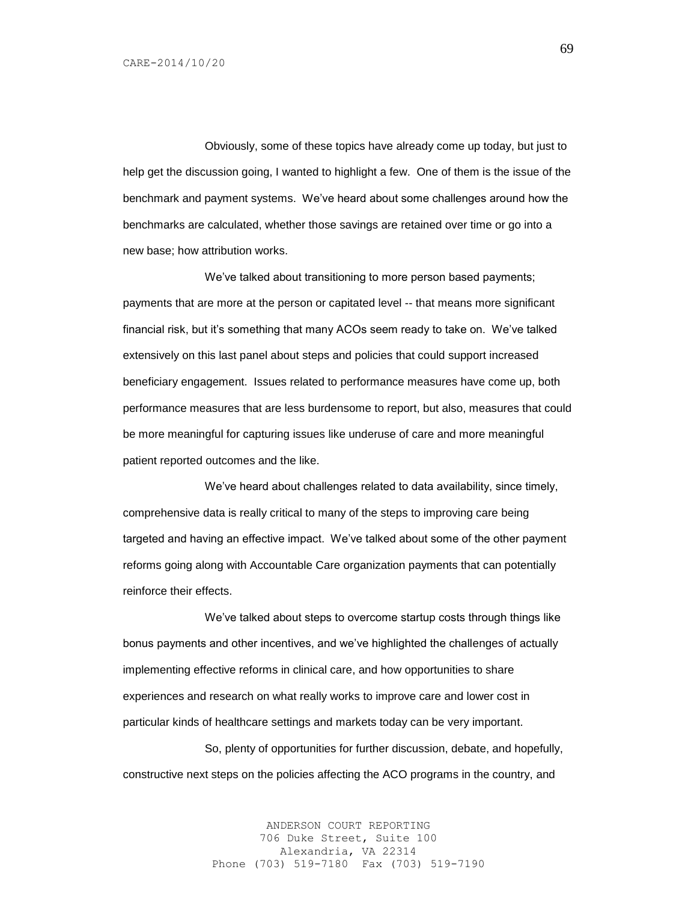Obviously, some of these topics have already come up today, but just to help get the discussion going, I wanted to highlight a few. One of them is the issue of the benchmark and payment systems. We've heard about some challenges around how the benchmarks are calculated, whether those savings are retained over time or go into a new base; how attribution works.

We've talked about transitioning to more person based payments; payments that are more at the person or capitated level -- that means more significant financial risk, but it's something that many ACOs seem ready to take on. We've talked extensively on this last panel about steps and policies that could support increased beneficiary engagement. Issues related to performance measures have come up, both performance measures that are less burdensome to report, but also, measures that could be more meaningful for capturing issues like underuse of care and more meaningful patient reported outcomes and the like.

We've heard about challenges related to data availability, since timely, comprehensive data is really critical to many of the steps to improving care being targeted and having an effective impact. We've talked about some of the other payment reforms going along with Accountable Care organization payments that can potentially reinforce their effects.

We've talked about steps to overcome startup costs through things like bonus payments and other incentives, and we've highlighted the challenges of actually implementing effective reforms in clinical care, and how opportunities to share experiences and research on what really works to improve care and lower cost in particular kinds of healthcare settings and markets today can be very important.

So, plenty of opportunities for further discussion, debate, and hopefully, constructive next steps on the policies affecting the ACO programs in the country, and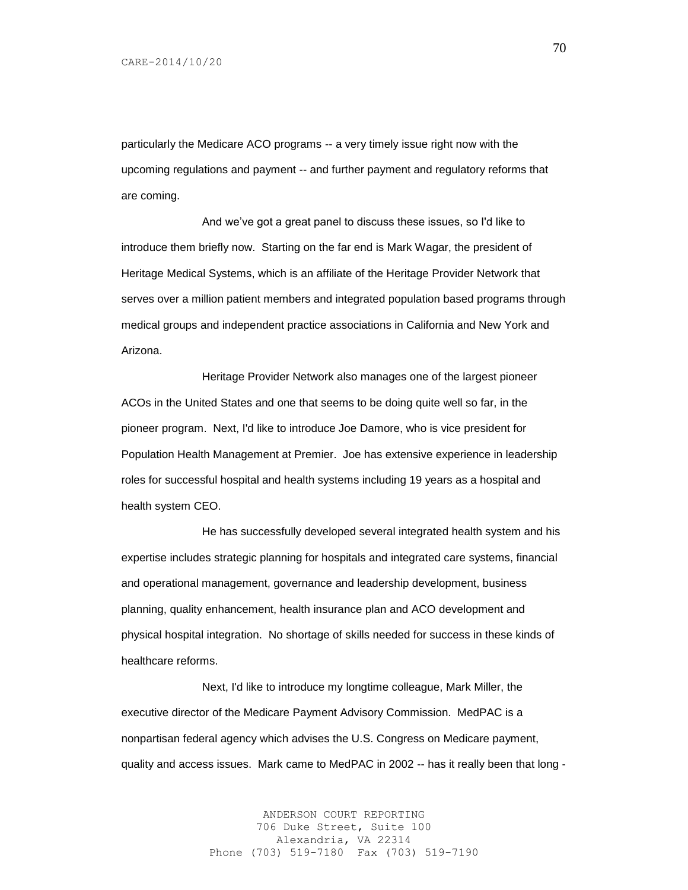particularly the Medicare ACO programs -- a very timely issue right now with the upcoming regulations and payment -- and further payment and regulatory reforms that are coming.

And we've got a great panel to discuss these issues, so I'd like to introduce them briefly now. Starting on the far end is Mark Wagar, the president of Heritage Medical Systems, which is an affiliate of the Heritage Provider Network that serves over a million patient members and integrated population based programs through medical groups and independent practice associations in California and New York and Arizona.

Heritage Provider Network also manages one of the largest pioneer ACOs in the United States and one that seems to be doing quite well so far, in the pioneer program. Next, I'd like to introduce Joe Damore, who is vice president for Population Health Management at Premier. Joe has extensive experience in leadership roles for successful hospital and health systems including 19 years as a hospital and health system CEO.

He has successfully developed several integrated health system and his expertise includes strategic planning for hospitals and integrated care systems, financial and operational management, governance and leadership development, business planning, quality enhancement, health insurance plan and ACO development and physical hospital integration. No shortage of skills needed for success in these kinds of healthcare reforms.

Next, I'd like to introduce my longtime colleague, Mark Miller, the executive director of the Medicare Payment Advisory Commission. MedPAC is a nonpartisan federal agency which advises the U.S. Congress on Medicare payment, quality and access issues. Mark came to MedPAC in 2002 -- has it really been that long -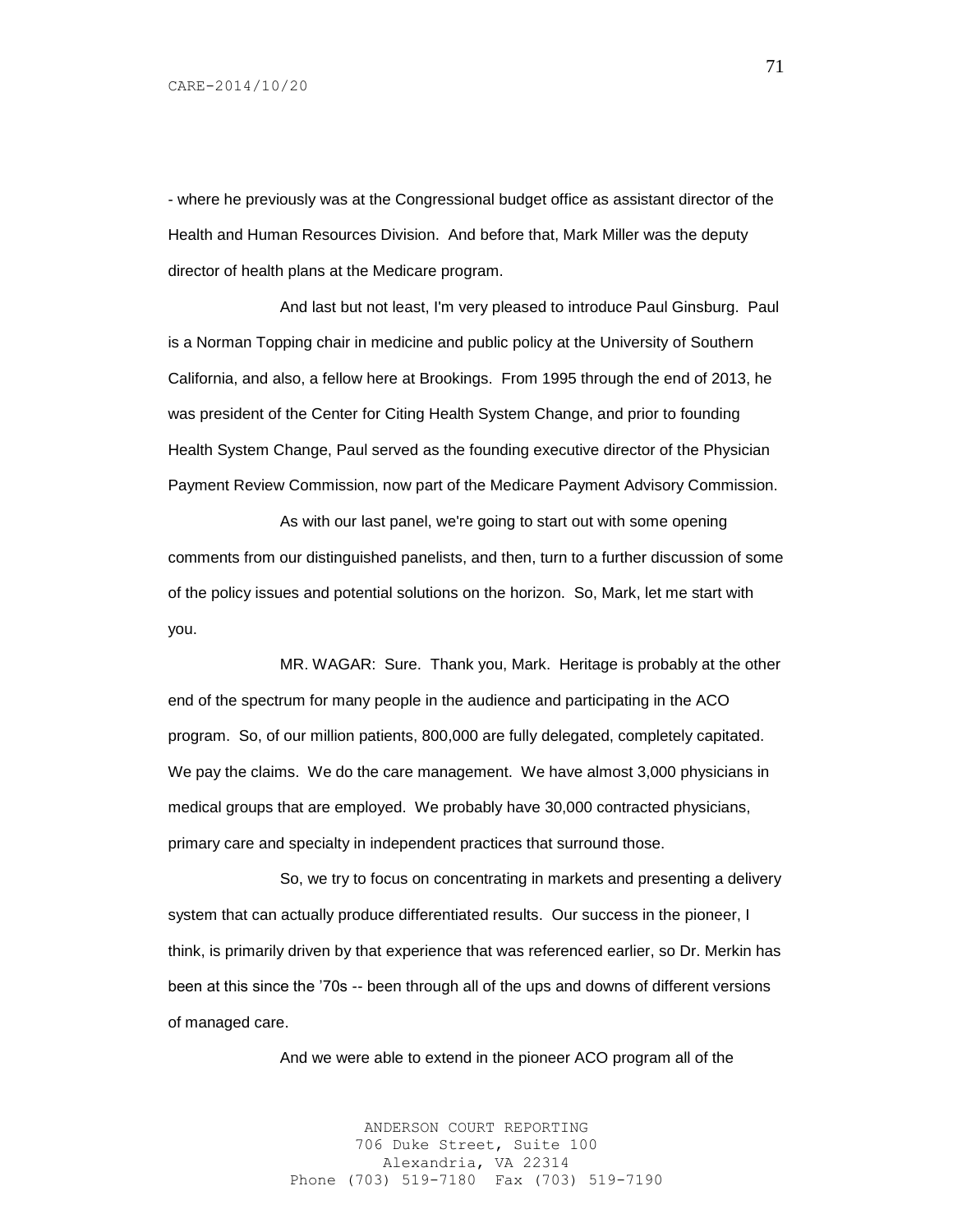- where he previously was at the Congressional budget office as assistant director of the Health and Human Resources Division. And before that, Mark Miller was the deputy director of health plans at the Medicare program.

And last but not least, I'm very pleased to introduce Paul Ginsburg. Paul is a Norman Topping chair in medicine and public policy at the University of Southern California, and also, a fellow here at Brookings. From 1995 through the end of 2013, he was president of the Center for Citing Health System Change, and prior to founding Health System Change, Paul served as the founding executive director of the Physician Payment Review Commission, now part of the Medicare Payment Advisory Commission.

As with our last panel, we're going to start out with some opening comments from our distinguished panelists, and then, turn to a further discussion of some of the policy issues and potential solutions on the horizon. So, Mark, let me start with you.

MR. WAGAR: Sure. Thank you, Mark. Heritage is probably at the other end of the spectrum for many people in the audience and participating in the ACO program. So, of our million patients, 800,000 are fully delegated, completely capitated. We pay the claims. We do the care management. We have almost 3,000 physicians in medical groups that are employed. We probably have 30,000 contracted physicians, primary care and specialty in independent practices that surround those.

So, we try to focus on concentrating in markets and presenting a delivery system that can actually produce differentiated results. Our success in the pioneer, I think, is primarily driven by that experience that was referenced earlier, so Dr. Merkin has been at this since the '70s -- been through all of the ups and downs of different versions of managed care.

And we were able to extend in the pioneer ACO program all of the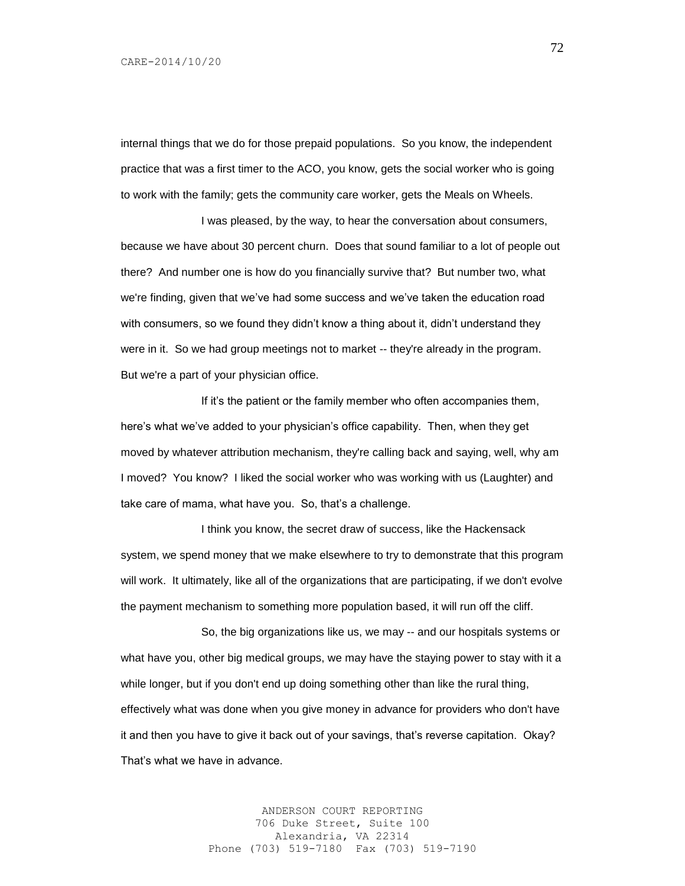internal things that we do for those prepaid populations. So you know, the independent practice that was a first timer to the ACO, you know, gets the social worker who is going to work with the family; gets the community care worker, gets the Meals on Wheels.

I was pleased, by the way, to hear the conversation about consumers, because we have about 30 percent churn. Does that sound familiar to a lot of people out there? And number one is how do you financially survive that? But number two, what we're finding, given that we've had some success and we've taken the education road with consumers, so we found they didn't know a thing about it, didn't understand they were in it. So we had group meetings not to market -- they're already in the program. But we're a part of your physician office.

If it's the patient or the family member who often accompanies them, here's what we've added to your physician's office capability. Then, when they get moved by whatever attribution mechanism, they're calling back and saying, well, why am I moved? You know? I liked the social worker who was working with us (Laughter) and take care of mama, what have you. So, that's a challenge.

I think you know, the secret draw of success, like the Hackensack system, we spend money that we make elsewhere to try to demonstrate that this program will work. It ultimately, like all of the organizations that are participating, if we don't evolve the payment mechanism to something more population based, it will run off the cliff.

So, the big organizations like us, we may -- and our hospitals systems or what have you, other big medical groups, we may have the staying power to stay with it a while longer, but if you don't end up doing something other than like the rural thing, effectively what was done when you give money in advance for providers who don't have it and then you have to give it back out of your savings, that's reverse capitation. Okay? That's what we have in advance.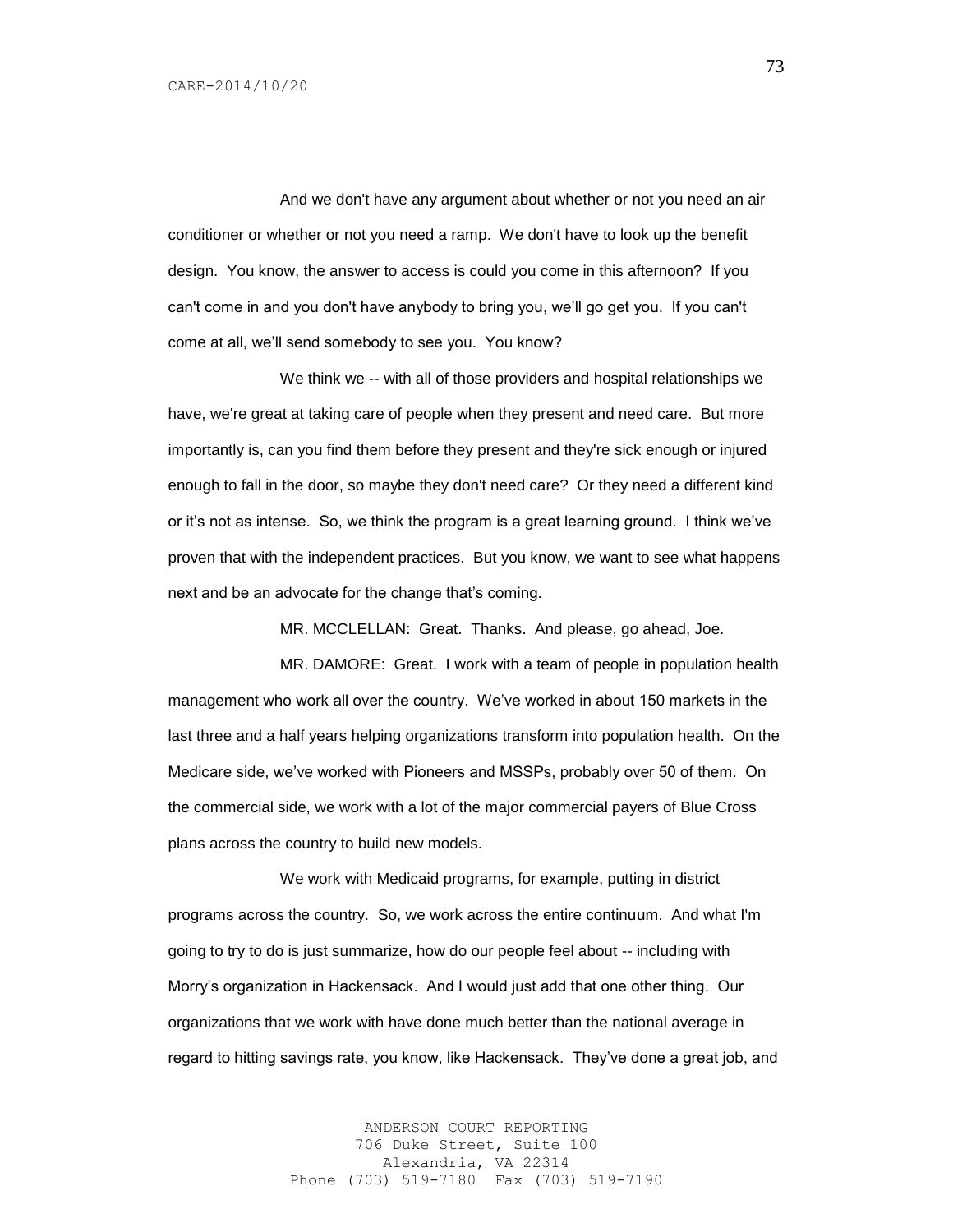And we don't have any argument about whether or not you need an air conditioner or whether or not you need a ramp. We don't have to look up the benefit design. You know, the answer to access is could you come in this afternoon? If you can't come in and you don't have anybody to bring you, we'll go get you. If you can't come at all, we'll send somebody to see you. You know?

We think we -- with all of those providers and hospital relationships we have, we're great at taking care of people when they present and need care. But more importantly is, can you find them before they present and they're sick enough or injured enough to fall in the door, so maybe they don't need care? Or they need a different kind or it's not as intense. So, we think the program is a great learning ground. I think we've proven that with the independent practices. But you know, we want to see what happens next and be an advocate for the change that's coming.

MR. MCCLELLAN: Great. Thanks. And please, go ahead, Joe.

MR. DAMORE: Great. I work with a team of people in population health management who work all over the country. We've worked in about 150 markets in the last three and a half years helping organizations transform into population health. On the Medicare side, we've worked with Pioneers and MSSPs, probably over 50 of them. On the commercial side, we work with a lot of the major commercial payers of Blue Cross plans across the country to build new models.

We work with Medicaid programs, for example, putting in district programs across the country. So, we work across the entire continuum. And what I'm going to try to do is just summarize, how do our people feel about -- including with Morry's organization in Hackensack. And I would just add that one other thing. Our organizations that we work with have done much better than the national average in regard to hitting savings rate, you know, like Hackensack. They've done a great job, and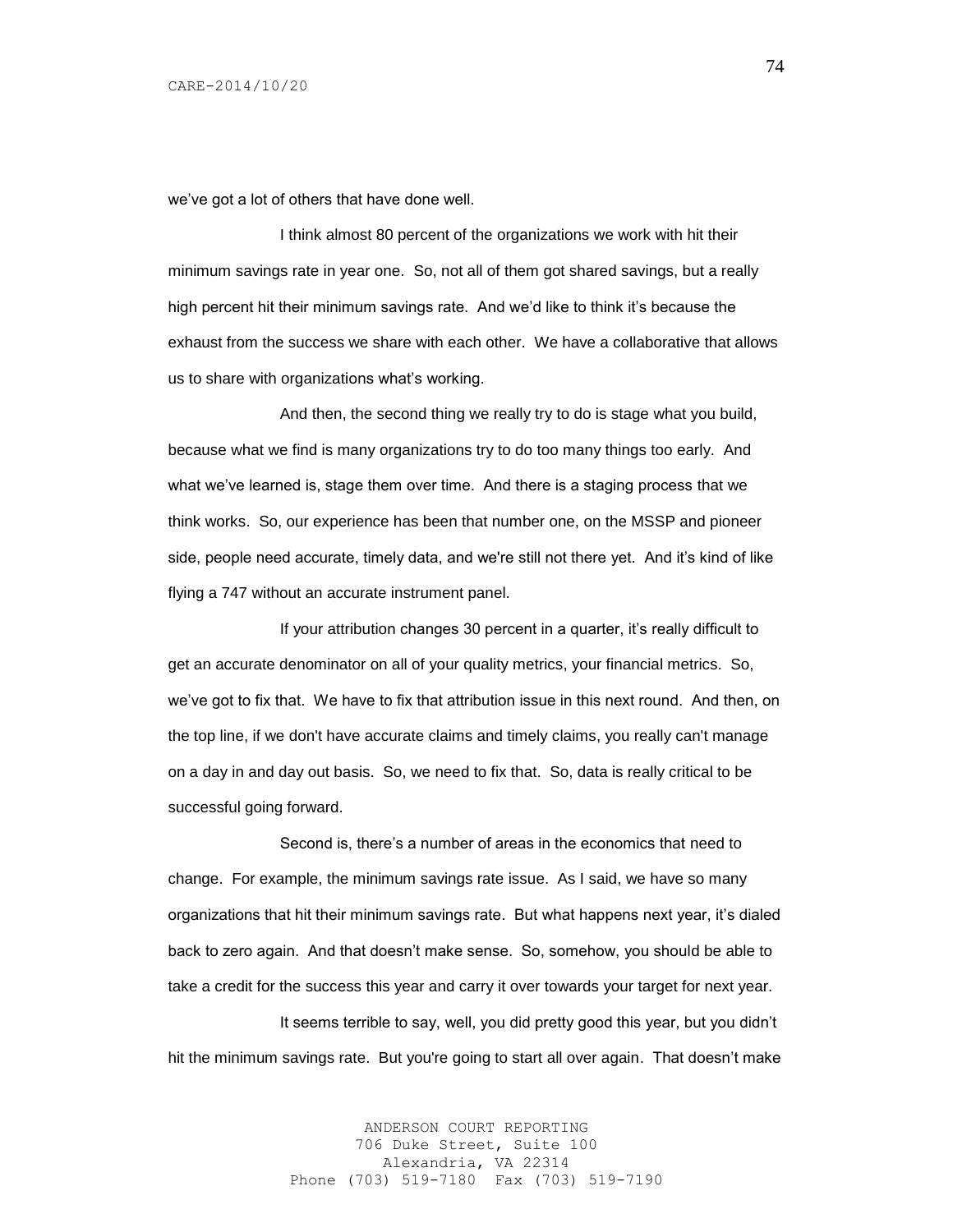we've got a lot of others that have done well.

I think almost 80 percent of the organizations we work with hit their minimum savings rate in year one. So, not all of them got shared savings, but a really high percent hit their minimum savings rate. And we'd like to think it's because the exhaust from the success we share with each other. We have a collaborative that allows us to share with organizations what's working.

And then, the second thing we really try to do is stage what you build, because what we find is many organizations try to do too many things too early. And what we've learned is, stage them over time. And there is a staging process that we think works. So, our experience has been that number one, on the MSSP and pioneer side, people need accurate, timely data, and we're still not there yet. And it's kind of like flying a 747 without an accurate instrument panel.

If your attribution changes 30 percent in a quarter, it's really difficult to get an accurate denominator on all of your quality metrics, your financial metrics. So, we've got to fix that. We have to fix that attribution issue in this next round. And then, on the top line, if we don't have accurate claims and timely claims, you really can't manage on a day in and day out basis. So, we need to fix that. So, data is really critical to be successful going forward.

Second is, there's a number of areas in the economics that need to change. For example, the minimum savings rate issue. As I said, we have so many organizations that hit their minimum savings rate. But what happens next year, it's dialed back to zero again. And that doesn't make sense. So, somehow, you should be able to take a credit for the success this year and carry it over towards your target for next year.

It seems terrible to say, well, you did pretty good this year, but you didn't hit the minimum savings rate. But you're going to start all over again. That doesn't make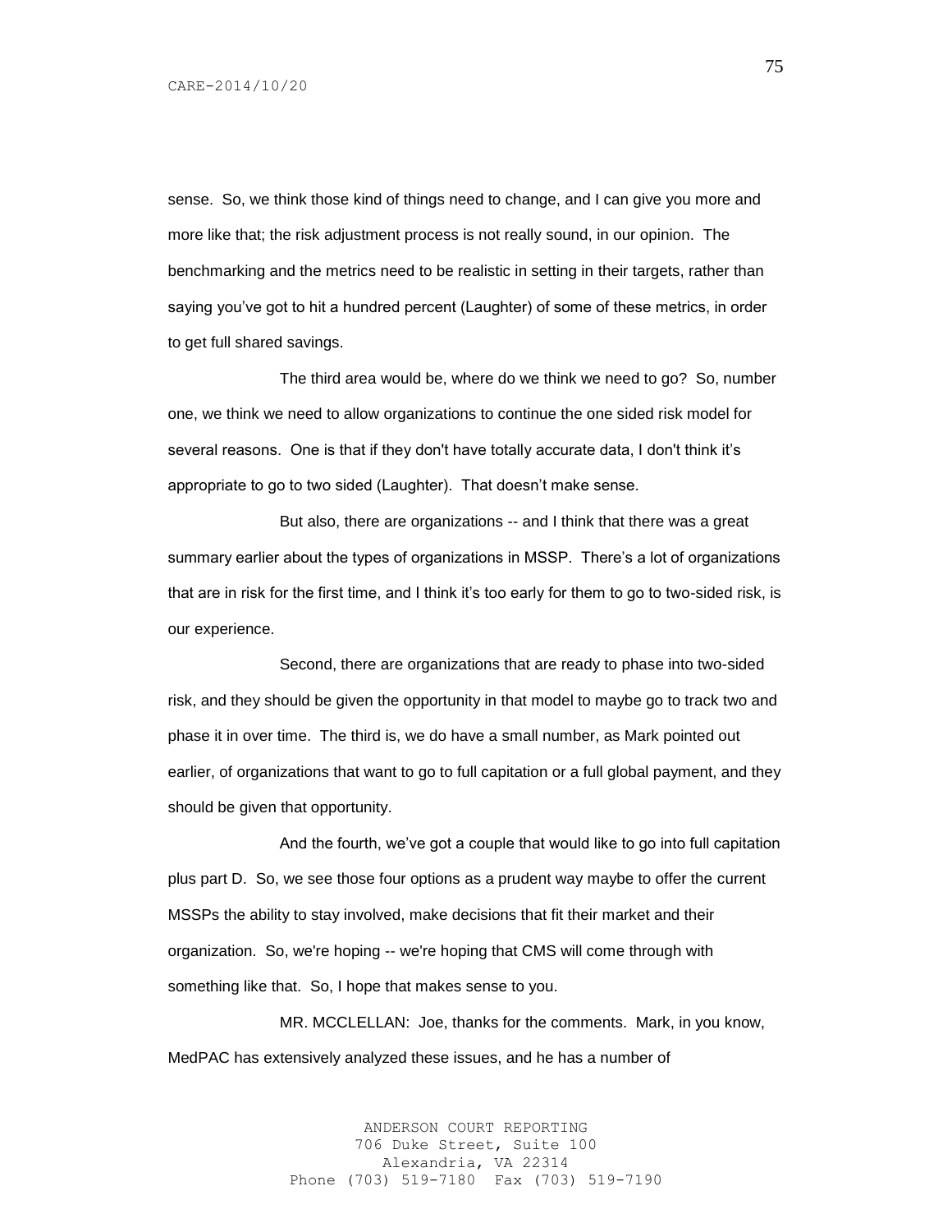sense. So, we think those kind of things need to change, and I can give you more and more like that; the risk adjustment process is not really sound, in our opinion. The benchmarking and the metrics need to be realistic in setting in their targets, rather than saying you've got to hit a hundred percent (Laughter) of some of these metrics, in order to get full shared savings.

The third area would be, where do we think we need to go? So, number one, we think we need to allow organizations to continue the one sided risk model for several reasons. One is that if they don't have totally accurate data, I don't think it's appropriate to go to two sided (Laughter). That doesn't make sense.

But also, there are organizations -- and I think that there was a great summary earlier about the types of organizations in MSSP. There's a lot of organizations that are in risk for the first time, and I think it's too early for them to go to two-sided risk, is our experience.

Second, there are organizations that are ready to phase into two-sided risk, and they should be given the opportunity in that model to maybe go to track two and phase it in over time. The third is, we do have a small number, as Mark pointed out earlier, of organizations that want to go to full capitation or a full global payment, and they should be given that opportunity.

And the fourth, we've got a couple that would like to go into full capitation plus part D. So, we see those four options as a prudent way maybe to offer the current MSSPs the ability to stay involved, make decisions that fit their market and their organization. So, we're hoping -- we're hoping that CMS will come through with something like that. So, I hope that makes sense to you.

MR. MCCLELLAN: Joe, thanks for the comments. Mark, in you know, MedPAC has extensively analyzed these issues, and he has a number of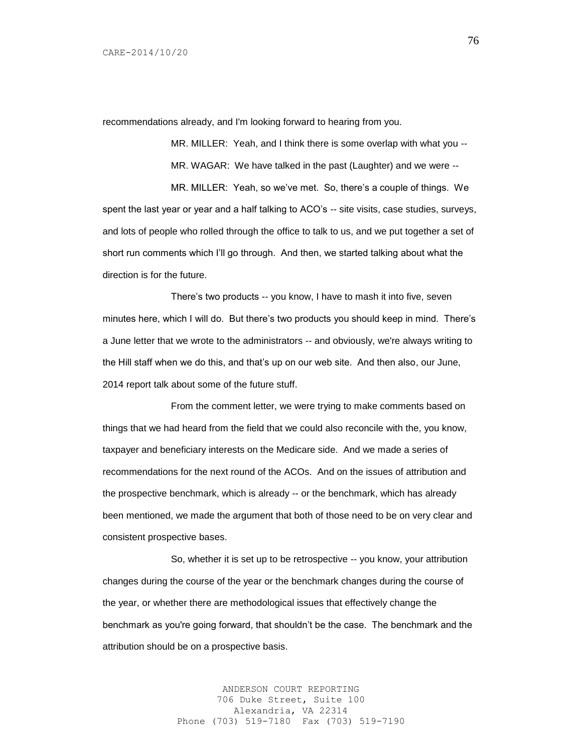recommendations already, and I'm looking forward to hearing from you.

MR. MILLER: Yeah, and I think there is some overlap with what you --

MR. WAGAR: We have talked in the past (Laughter) and we were --

MR. MILLER: Yeah, so we've met. So, there's a couple of things. We spent the last year or year and a half talking to ACO's -- site visits, case studies, surveys, and lots of people who rolled through the office to talk to us, and we put together a set of short run comments which I'll go through. And then, we started talking about what the direction is for the future.

There's two products -- you know, I have to mash it into five, seven minutes here, which I will do. But there's two products you should keep in mind. There's a June letter that we wrote to the administrators -- and obviously, we're always writing to the Hill staff when we do this, and that's up on our web site. And then also, our June, 2014 report talk about some of the future stuff.

From the comment letter, we were trying to make comments based on things that we had heard from the field that we could also reconcile with the, you know, taxpayer and beneficiary interests on the Medicare side. And we made a series of recommendations for the next round of the ACOs. And on the issues of attribution and the prospective benchmark, which is already -- or the benchmark, which has already been mentioned, we made the argument that both of those need to be on very clear and consistent prospective bases.

So, whether it is set up to be retrospective -- you know, your attribution changes during the course of the year or the benchmark changes during the course of the year, or whether there are methodological issues that effectively change the benchmark as you're going forward, that shouldn't be the case. The benchmark and the attribution should be on a prospective basis.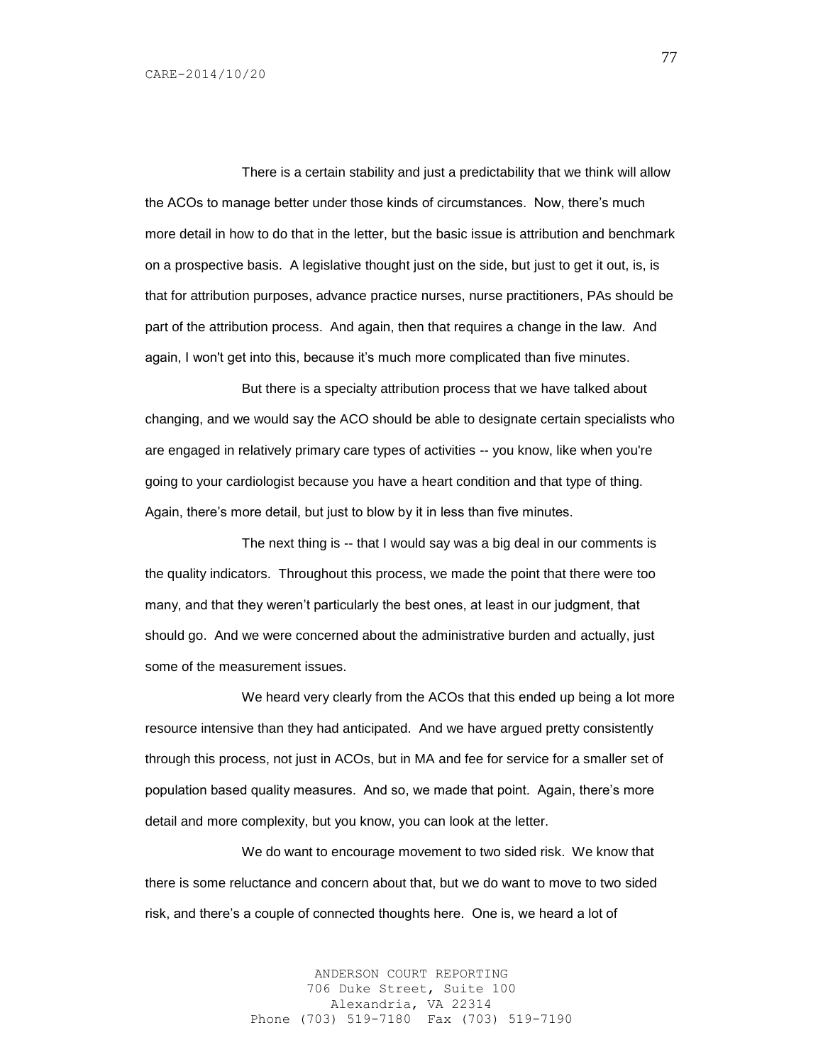There is a certain stability and just a predictability that we think will allow the ACOs to manage better under those kinds of circumstances. Now, there's much more detail in how to do that in the letter, but the basic issue is attribution and benchmark on a prospective basis. A legislative thought just on the side, but just to get it out, is, is that for attribution purposes, advance practice nurses, nurse practitioners, PAs should be part of the attribution process. And again, then that requires a change in the law. And again, I won't get into this, because it's much more complicated than five minutes.

But there is a specialty attribution process that we have talked about changing, and we would say the ACO should be able to designate certain specialists who are engaged in relatively primary care types of activities -- you know, like when you're going to your cardiologist because you have a heart condition and that type of thing. Again, there's more detail, but just to blow by it in less than five minutes.

The next thing is -- that I would say was a big deal in our comments is the quality indicators. Throughout this process, we made the point that there were too many, and that they weren't particularly the best ones, at least in our judgment, that should go. And we were concerned about the administrative burden and actually, just some of the measurement issues.

We heard very clearly from the ACOs that this ended up being a lot more resource intensive than they had anticipated. And we have argued pretty consistently through this process, not just in ACOs, but in MA and fee for service for a smaller set of population based quality measures. And so, we made that point. Again, there's more detail and more complexity, but you know, you can look at the letter.

We do want to encourage movement to two sided risk. We know that there is some reluctance and concern about that, but we do want to move to two sided risk, and there's a couple of connected thoughts here. One is, we heard a lot of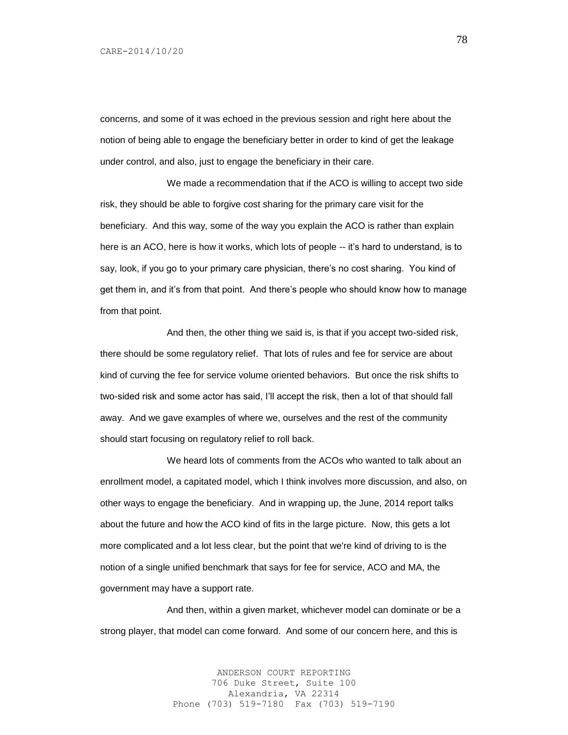concerns, and some of it was echoed in the previous session and right here about the notion of being able to engage the beneficiary better in order to kind of get the leakage under control, and also, just to engage the beneficiary in their care.

We made a recommendation that if the ACO is willing to accept two side risk, they should be able to forgive cost sharing for the primary care visit for the beneficiary. And this way, some of the way you explain the ACO is rather than explain here is an ACO, here is how it works, which lots of people -- it's hard to understand, is to say, look, if you go to your primary care physician, there's no cost sharing. You kind of get them in, and it's from that point. And there's people who should know how to manage from that point.

And then, the other thing we said is, is that if you accept two-sided risk, there should be some regulatory relief. That lots of rules and fee for service are about kind of curving the fee for service volume oriented behaviors. But once the risk shifts to two-sided risk and some actor has said, I'll accept the risk, then a lot of that should fall away. And we gave examples of where we, ourselves and the rest of the community should start focusing on regulatory relief to roll back.

We heard lots of comments from the ACOs who wanted to talk about an enrollment model, a capitated model, which I think involves more discussion, and also, on other ways to engage the beneficiary. And in wrapping up, the June, 2014 report talks about the future and how the ACO kind of fits in the large picture. Now, this gets a lot more complicated and a lot less clear, but the point that we're kind of driving to is the notion of a single unified benchmark that says for fee for service, ACO and MA, the government may have a support rate.

And then, within a given market, whichever model can dominate or be a strong player, that model can come forward. And some of our concern here, and this is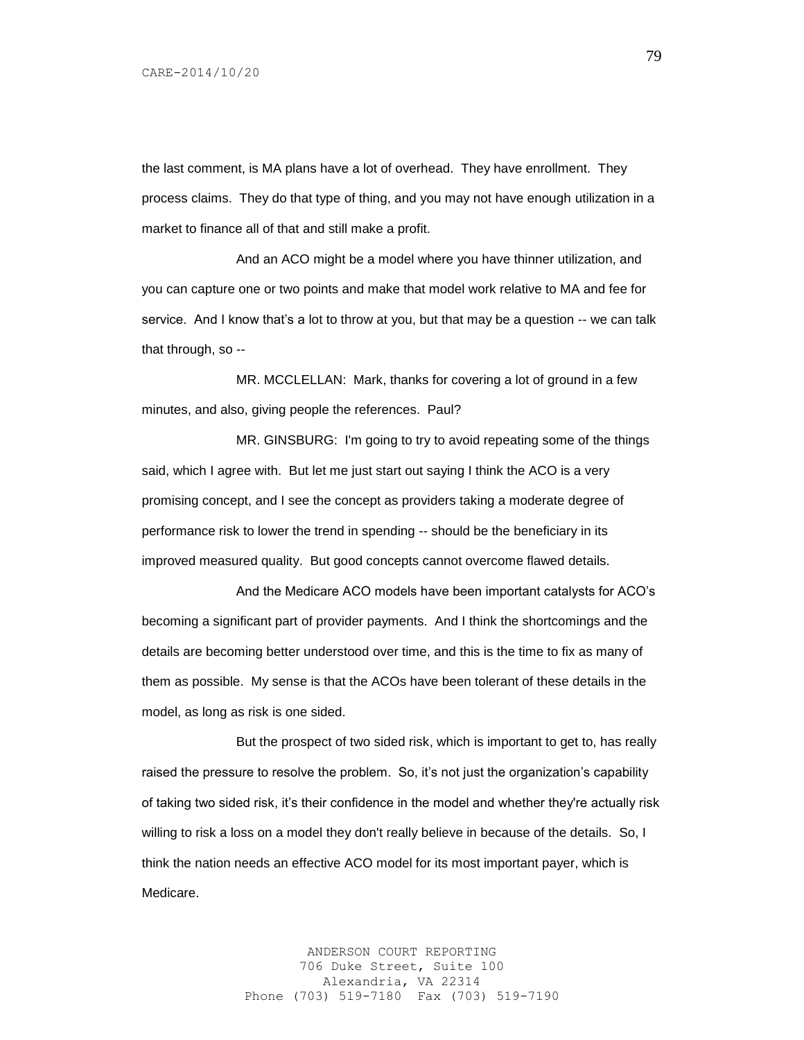the last comment, is MA plans have a lot of overhead. They have enrollment. They process claims. They do that type of thing, and you may not have enough utilization in a market to finance all of that and still make a profit.

And an ACO might be a model where you have thinner utilization, and you can capture one or two points and make that model work relative to MA and fee for service. And I know that's a lot to throw at you, but that may be a question -- we can talk that through, so --

MR. MCCLELLAN: Mark, thanks for covering a lot of ground in a few minutes, and also, giving people the references. Paul?

MR. GINSBURG: I'm going to try to avoid repeating some of the things said, which I agree with. But let me just start out saying I think the ACO is a very promising concept, and I see the concept as providers taking a moderate degree of performance risk to lower the trend in spending -- should be the beneficiary in its improved measured quality. But good concepts cannot overcome flawed details.

And the Medicare ACO models have been important catalysts for ACO's becoming a significant part of provider payments. And I think the shortcomings and the details are becoming better understood over time, and this is the time to fix as many of them as possible. My sense is that the ACOs have been tolerant of these details in the model, as long as risk is one sided.

But the prospect of two sided risk, which is important to get to, has really raised the pressure to resolve the problem. So, it's not just the organization's capability of taking two sided risk, it's their confidence in the model and whether they're actually risk willing to risk a loss on a model they don't really believe in because of the details. So, I think the nation needs an effective ACO model for its most important payer, which is Medicare.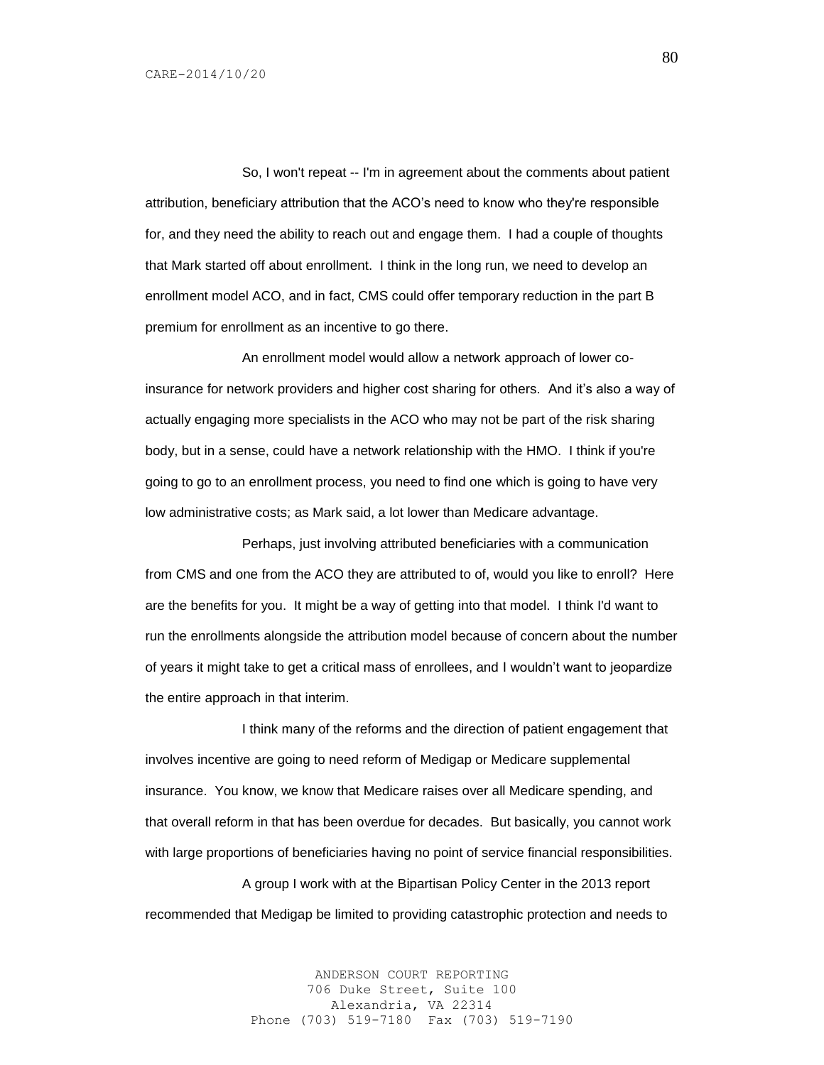So, I won't repeat -- I'm in agreement about the comments about patient attribution, beneficiary attribution that the ACO's need to know who they're responsible for, and they need the ability to reach out and engage them. I had a couple of thoughts that Mark started off about enrollment. I think in the long run, we need to develop an enrollment model ACO, and in fact, CMS could offer temporary reduction in the part B premium for enrollment as an incentive to go there.

An enrollment model would allow a network approach of lower co-insurance for network providers and higher cost sharing for others. And it's also a way of actually engaging more specialists in the ACO who may not be part of the risk sharing body, but in a sense, could have a network relationship with the HMO. I think if you're going to go to an enrollment process, you need to find one which is going to have very low administrative costs; as Mark said, a lot lower than Medicare advantage.

Perhaps, just involving attributed beneficiaries with a communication from CMS and one from the ACO they are attributed to of, would you like to enroll? Here are the benefits for you. It might be a way of getting into that model. I think I'd want to run the enrollments alongside the attribution model because of concern about the number of years it might take to get a critical mass of enrollees, and I wouldn't want to jeopardize the entire approach in that interim.

I think many of the reforms and the direction of patient engagement that involves incentive are going to need reform of Medigap or Medicare supplemental insurance. You know, we know that Medicare raises over all Medicare spending, and that overall reform in that has been overdue for decades. But basically, you cannot work with large proportions of beneficiaries having no point of service financial responsibilities.

A group I work with at the Bipartisan Policy Center in the 2013 report recommended that Medigap be limited to providing catastrophic protection and needs to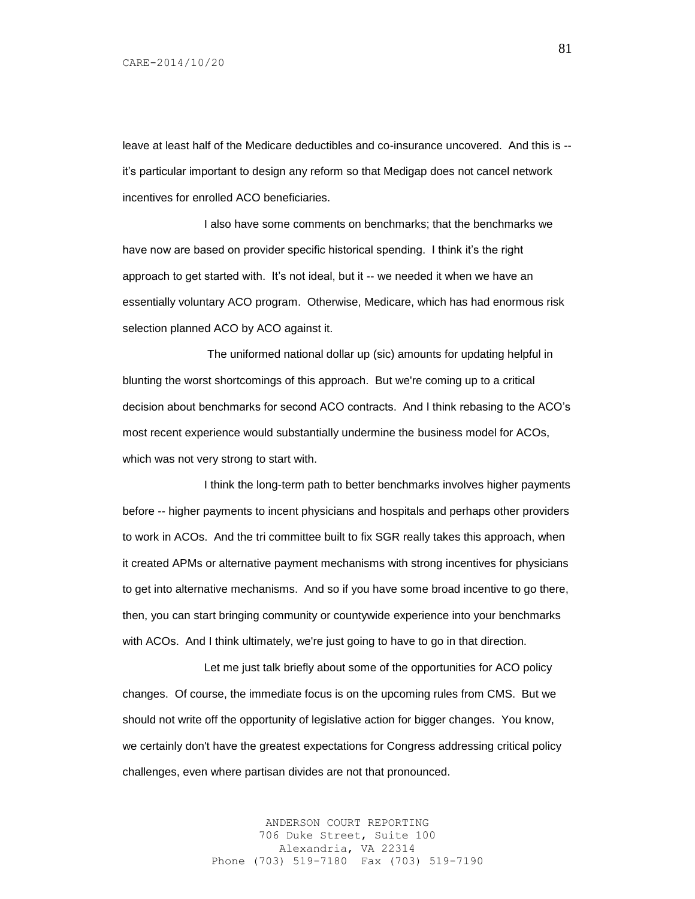leave at least half of the Medicare deductibles and co-insurance uncovered. And this is -- it's particular important to design any reform so that Medigap does not cancel network incentives for enrolled ACO beneficiaries.

I also have some comments on benchmarks; that the benchmarks we have now are based on provider specific historical spending. I think it's the right approach to get started with. It's not ideal, but it -- we needed it when we have an essentially voluntary ACO program. Otherwise, Medicare, which has had enormous risk selection planned ACO by ACO against it.

The uniformed national dollar up (sic) amounts for updating helpful in blunting the worst shortcomings of this approach. But we're coming up to a critical decision about benchmarks for second ACO contracts. And I think rebasing to the ACO's most recent experience would substantially undermine the business model for ACOs, which was not very strong to start with.

I think the long-term path to better benchmarks involves higher payments before -- higher payments to incent physicians and hospitals and perhaps other providers to work in ACOs. And the tri committee built to fix SGR really takes this approach, when it created APMs or alternative payment mechanisms with strong incentives for physicians to get into alternative mechanisms. And so if you have some broad incentive to go there, then, you can start bringing community or countywide experience into your benchmarks with ACOs. And I think ultimately, we're just going to have to go in that direction.

Let me just talk briefly about some of the opportunities for ACO policy changes. Of course, the immediate focus is on the upcoming rules from CMS. But we should not write off the opportunity of legislative action for bigger changes. You know, we certainly don't have the greatest expectations for Congress addressing critical policy challenges, even where partisan divides are not that pronounced.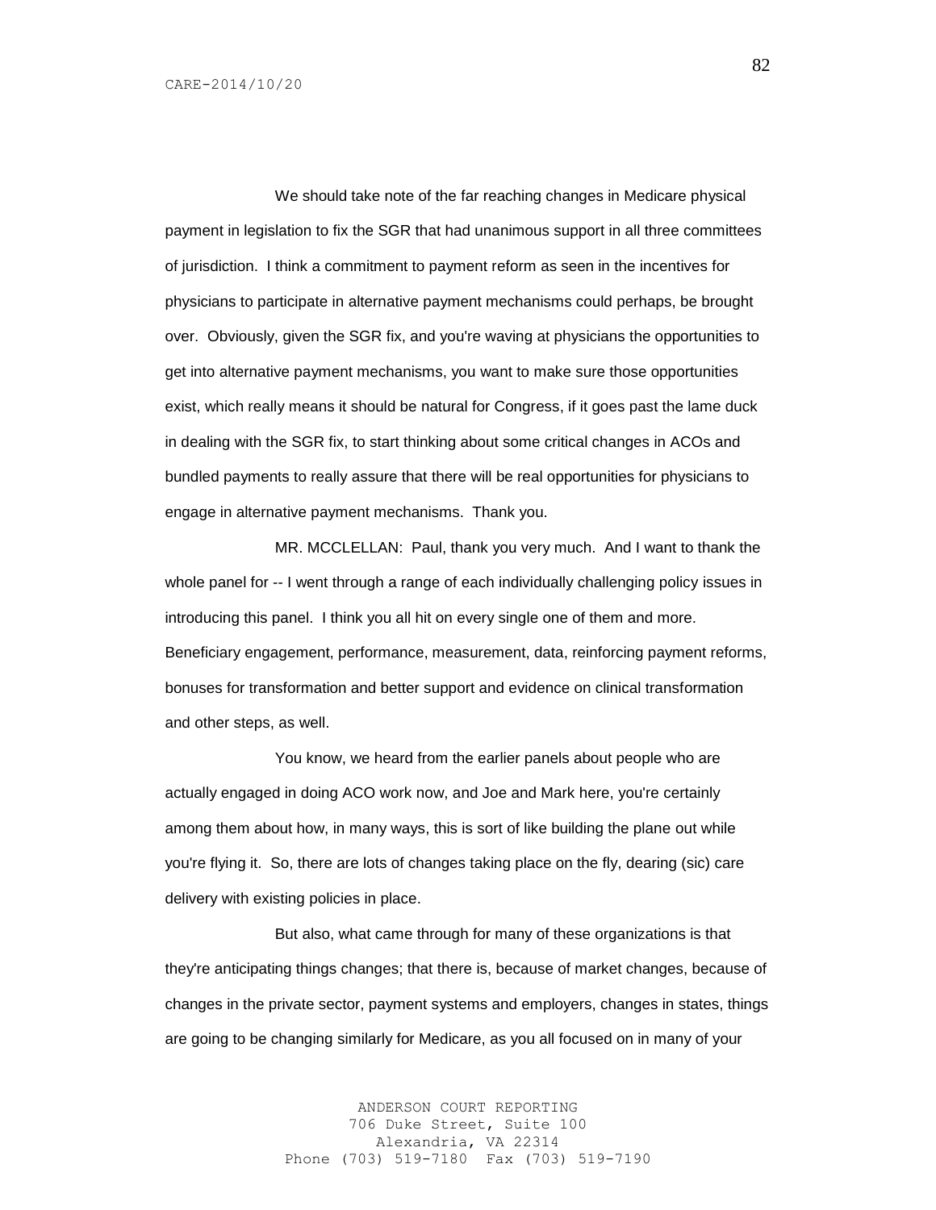We should take note of the far reaching changes in Medicare physical payment in legislation to fix the SGR that had unanimous support in all three committees of jurisdiction. I think a commitment to payment reform as seen in the incentives for physicians to participate in alternative payment mechanisms could perhaps, be brought over. Obviously, given the SGR fix, and you're waving at physicians the opportunities to get into alternative payment mechanisms, you want to make sure those opportunities exist, which really means it should be natural for Congress, if it goes past the lame duck in dealing with the SGR fix, to start thinking about some critical changes in ACOs and bundled payments to really assure that there will be real opportunities for physicians to engage in alternative payment mechanisms. Thank you.

MR. MCCLELLAN: Paul, thank you very much. And I want to thank the whole panel for -- I went through a range of each individually challenging policy issues in introducing this panel. I think you all hit on every single one of them and more. Beneficiary engagement, performance, measurement, data, reinforcing payment reforms, bonuses for transformation and better support and evidence on clinical transformation and other steps, as well.

You know, we heard from the earlier panels about people who are actually engaged in doing ACO work now, and Joe and Mark here, you're certainly among them about how, in many ways, this is sort of like building the plane out while you're flying it. So, there are lots of changes taking place on the fly, dearing (sic) care delivery with existing policies in place.

But also, what came through for many of these organizations is that they're anticipating things changes; that there is, because of market changes, because of changes in the private sector, payment systems and employers, changes in states, things are going to be changing similarly for Medicare, as you all focused on in many of your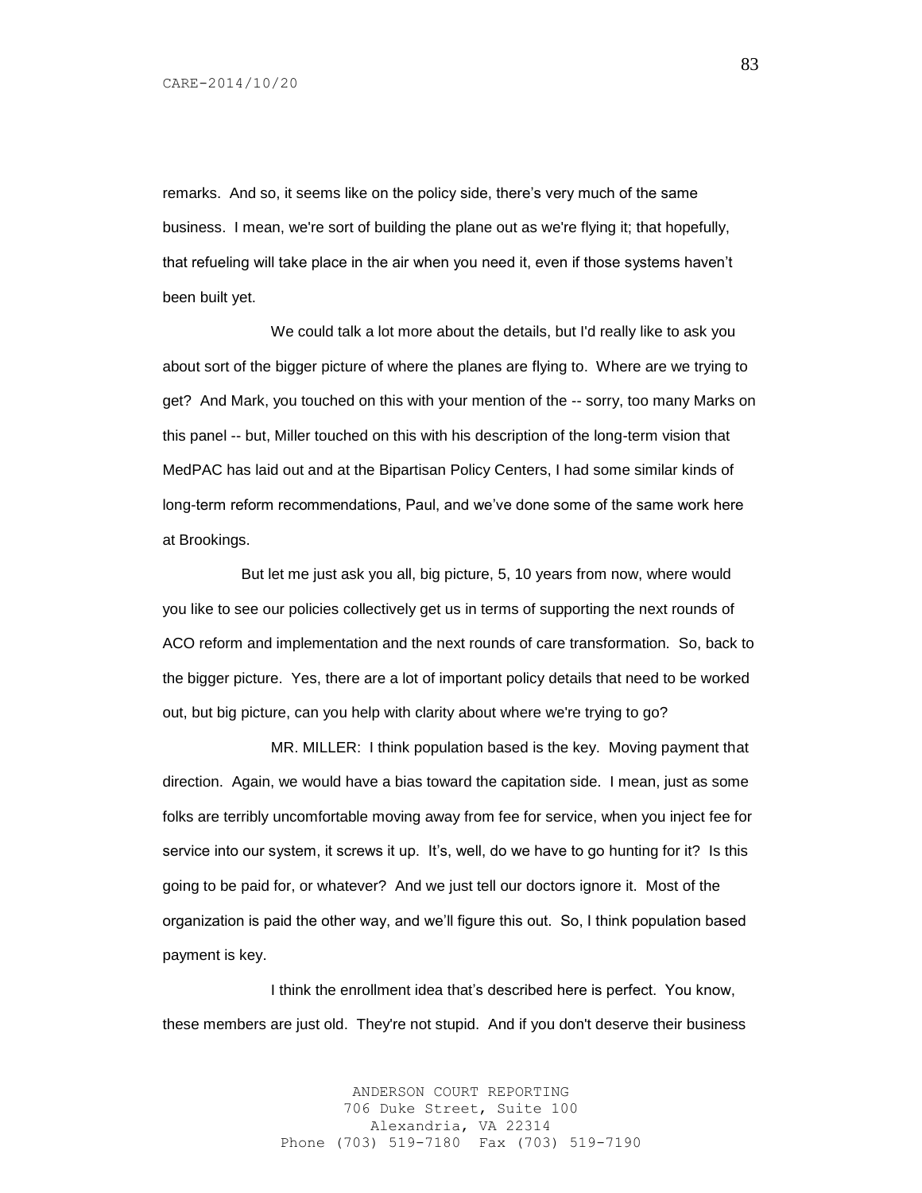remarks. And so, it seems like on the policy side, there's very much of the same business. I mean, we're sort of building the plane out as we're flying it; that hopefully, that refueling will take place in the air when you need it, even if those systems haven't been built yet.

We could talk a lot more about the details, but I'd really like to ask you about sort of the bigger picture of where the planes are flying to. Where are we trying to get? And Mark, you touched on this with your mention of the -- sorry, too many Marks on this panel -- but, Miller touched on this with his description of the long-term vision that MedPAC has laid out and at the Bipartisan Policy Centers, I had some similar kinds of long-term reform recommendations, Paul, and we've done some of the same work here at Brookings.

But let me just ask you all, big picture, 5, 10 years from now, where would you like to see our policies collectively get us in terms of supporting the next rounds of ACO reform and implementation and the next rounds of care transformation. So, back to the bigger picture. Yes, there are a lot of important policy details that need to be worked out, but big picture, can you help with clarity about where we're trying to go?

MR. MILLER: I think population based is the key. Moving payment that direction. Again, we would have a bias toward the capitation side. I mean, just as some folks are terribly uncomfortable moving away from fee for service, when you inject fee for service into our system, it screws it up. It's, well, do we have to go hunting for it? Is this going to be paid for, or whatever? And we just tell our doctors ignore it. Most of the organization is paid the other way, and we'll figure this out. So, I think population based payment is key.

I think the enrollment idea that's described here is perfect. You know, these members are just old. They're not stupid. And if you don't deserve their business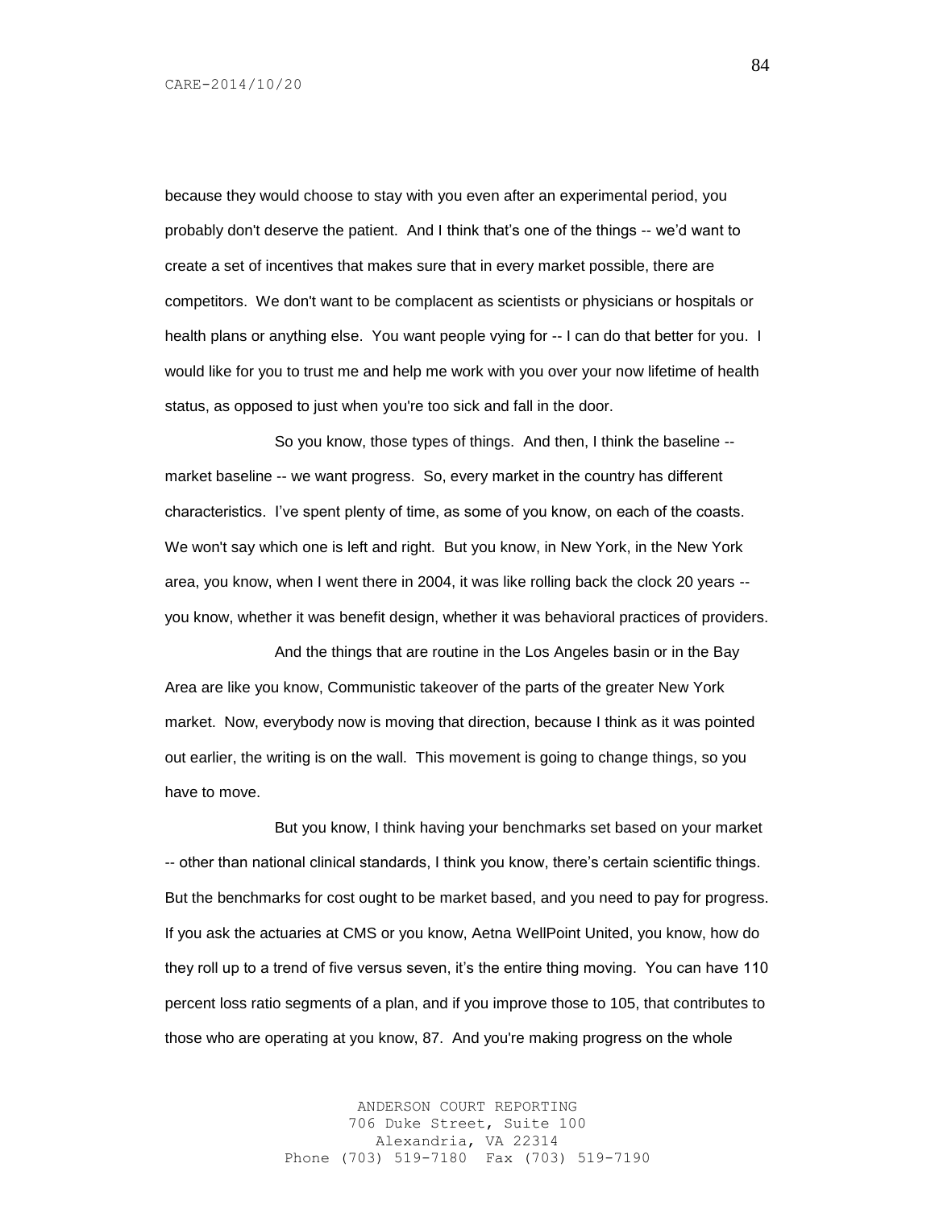because they would choose to stay with you even after an experimental period, you probably don't deserve the patient. And I think that's one of the things -- we'd want to create a set of incentives that makes sure that in every market possible, there are competitors. We don't want to be complacent as scientists or physicians or hospitals or health plans or anything else. You want people vying for -- I can do that better for you. I would like for you to trust me and help me work with you over your now lifetime of health status, as opposed to just when you're too sick and fall in the door.

So you know, those types of things. And then, I think the baseline -- market baseline -- we want progress. So, every market in the country has different characteristics. I've spent plenty of time, as some of you know, on each of the coasts. We won't say which one is left and right. But you know, in New York, in the New York area, you know, when I went there in 2004, it was like rolling back the clock 20 years -- you know, whether it was benefit design, whether it was behavioral practices of providers.

And the things that are routine in the Los Angeles basin or in the Bay Area are like you know, Communistic takeover of the parts of the greater New York market. Now, everybody now is moving that direction, because I think as it was pointed out earlier, the writing is on the wall. This movement is going to change things, so you have to move.

But you know, I think having your benchmarks set based on your market -- other than national clinical standards, I think you know, there's certain scientific things. But the benchmarks for cost ought to be market based, and you need to pay for progress. If you ask the actuaries at CMS or you know, Aetna WellPoint United, you know, how do they roll up to a trend of five versus seven, it's the entire thing moving. You can have 110 percent loss ratio segments of a plan, and if you improve those to 105, that contributes to those who are operating at you know, 87. And you're making progress on the whole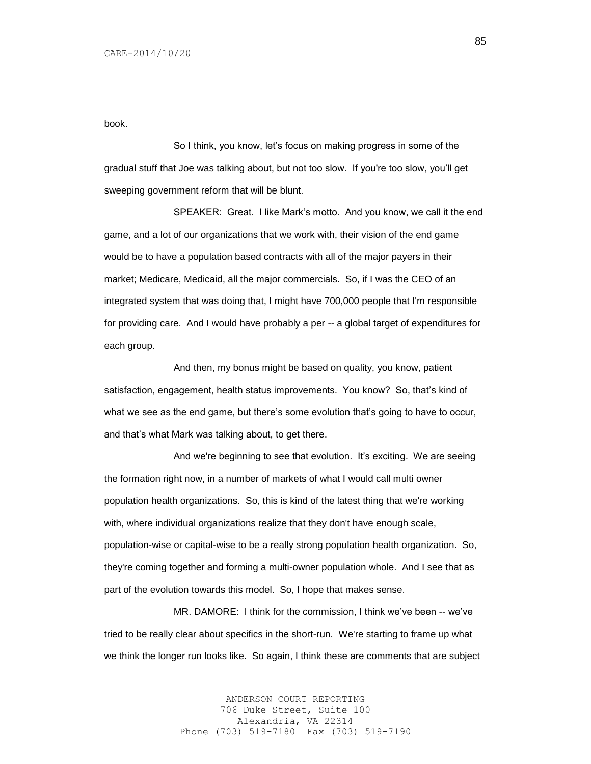book.

So I think, you know, let's focus on making progress in some of the gradual stuff that Joe was talking about, but not too slow. If you're too slow, you'll get sweeping government reform that will be blunt.

SPEAKER: Great. I like Mark's motto. And you know, we call it the end game, and a lot of our organizations that we work with, their vision of the end game would be to have a population based contracts with all of the major payers in their market; Medicare, Medicaid, all the major commercials. So, if I was the CEO of an integrated system that was doing that, I might have 700,000 people that I'm responsible for providing care. And I would have probably a per -- a global target of expenditures for each group.

And then, my bonus might be based on quality, you know, patient satisfaction, engagement, health status improvements. You know? So, that's kind of what we see as the end game, but there's some evolution that's going to have to occur, and that's what Mark was talking about, to get there.

And we're beginning to see that evolution. It's exciting. We are seeing the formation right now, in a number of markets of what I would call multi owner population health organizations. So, this is kind of the latest thing that we're working with, where individual organizations realize that they don't have enough scale, population-wise or capital-wise to be a really strong population health organization. So, they're coming together and forming a multi-owner population whole. And I see that as part of the evolution towards this model. So, I hope that makes sense.

MR. DAMORE: I think for the commission, I think we've been -- we've tried to be really clear about specifics in the short-run. We're starting to frame up what we think the longer run looks like. So again, I think these are comments that are subject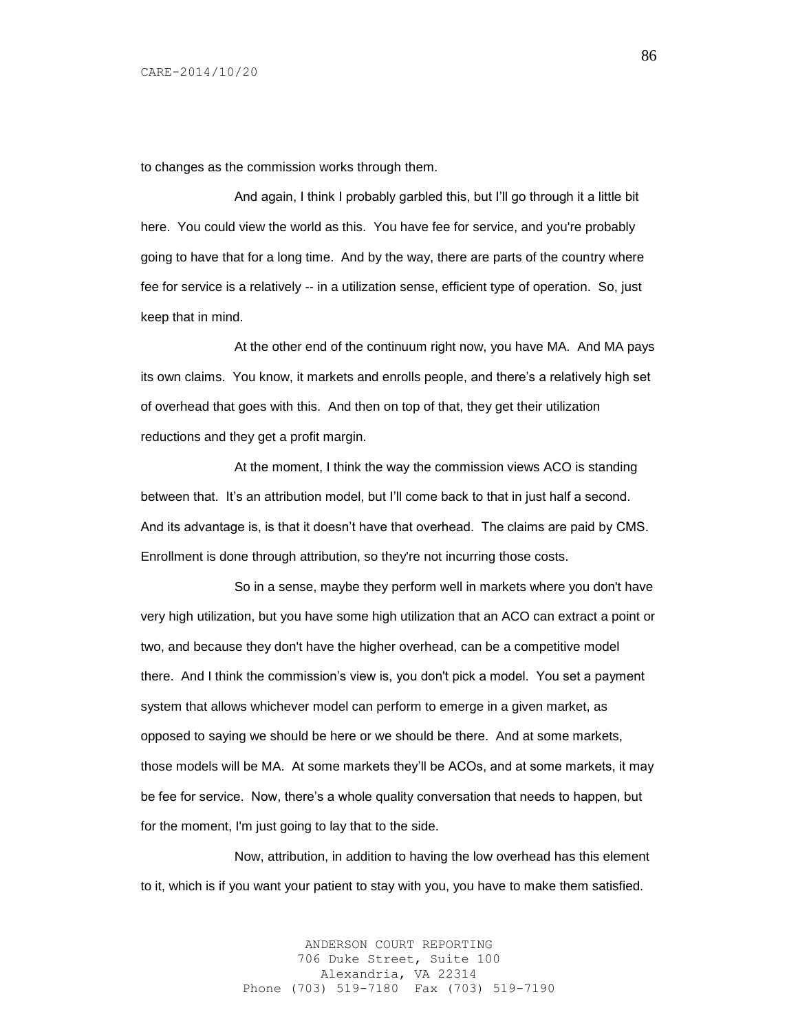to changes as the commission works through them.

And again, I think I probably garbled this, but I'll go through it a little bit here. You could view the world as this. You have fee for service, and you're probably going to have that for a long time. And by the way, there are parts of the country where fee for service is a relatively -- in a utilization sense, efficient type of operation. So, just keep that in mind.

At the other end of the continuum right now, you have MA. And MA pays its own claims. You know, it markets and enrolls people, and there's a relatively high set of overhead that goes with this. And then on top of that, they get their utilization reductions and they get a profit margin.

At the moment, I think the way the commission views ACO is standing between that. It's an attribution model, but I'll come back to that in just half a second. And its advantage is, is that it doesn't have that overhead. The claims are paid by CMS. Enrollment is done through attribution, so they're not incurring those costs.

So in a sense, maybe they perform well in markets where you don't have very high utilization, but you have some high utilization that an ACO can extract a point or two, and because they don't have the higher overhead, can be a competitive model there. And I think the commission's view is, you don't pick a model. You set a payment system that allows whichever model can perform to emerge in a given market, as opposed to saying we should be here or we should be there. And at some markets, those models will be MA. At some markets they'll be ACOs, and at some markets, it may be fee for service. Now, there's a whole quality conversation that needs to happen, but for the moment, I'm just going to lay that to the side.

Now, attribution, in addition to having the low overhead has this element to it, which is if you want your patient to stay with you, you have to make them satisfied.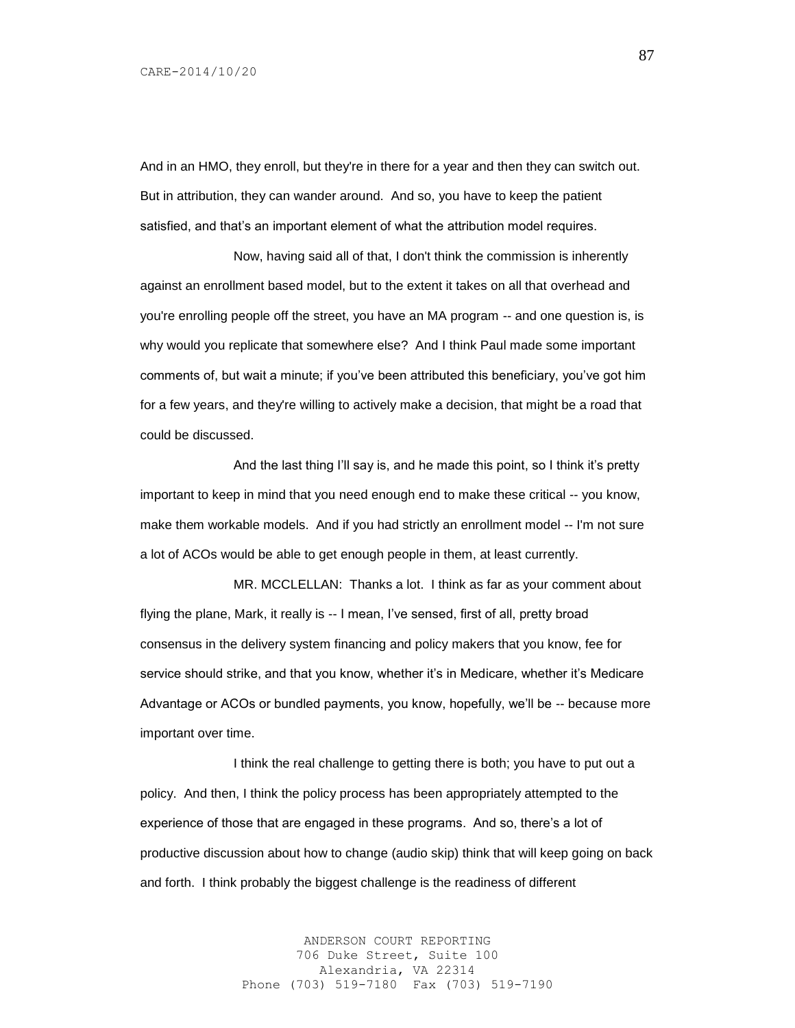And in an HMO, they enroll, but they're in there for a year and then they can switch out. But in attribution, they can wander around. And so, you have to keep the patient satisfied, and that's an important element of what the attribution model requires.

Now, having said all of that, I don't think the commission is inherently against an enrollment based model, but to the extent it takes on all that overhead and you're enrolling people off the street, you have an MA program -- and one question is, is why would you replicate that somewhere else? And I think Paul made some important comments of, but wait a minute; if you've been attributed this beneficiary, you've got him for a few years, and they're willing to actively make a decision, that might be a road that could be discussed.

And the last thing I'll say is, and he made this point, so I think it's pretty important to keep in mind that you need enough end to make these critical -- you know, make them workable models. And if you had strictly an enrollment model -- I'm not sure a lot of ACOs would be able to get enough people in them, at least currently.

MR. MCCLELLAN: Thanks a lot. I think as far as your comment about flying the plane, Mark, it really is -- I mean, I've sensed, first of all, pretty broad consensus in the delivery system financing and policy makers that you know, fee for service should strike, and that you know, whether it's in Medicare, whether it's Medicare Advantage or ACOs or bundled payments, you know, hopefully, we'll be -- because more important over time.

I think the real challenge to getting there is both; you have to put out a policy. And then, I think the policy process has been appropriately attempted to the experience of those that are engaged in these programs. And so, there's a lot of productive discussion about how to change (audio skip) think that will keep going on back and forth. I think probably the biggest challenge is the readiness of different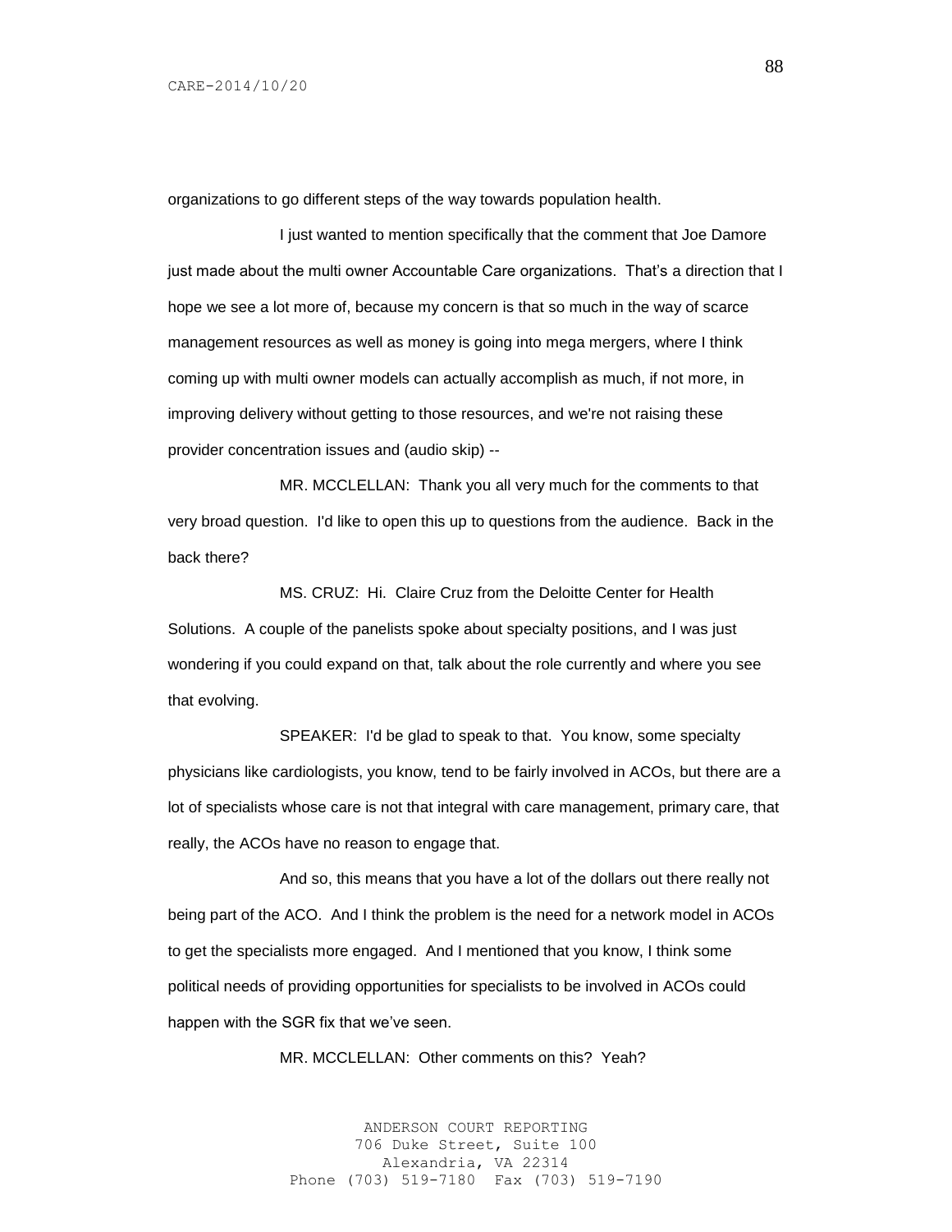organizations to go different steps of the way towards population health.

I just wanted to mention specifically that the comment that Joe Damore just made about the multi owner Accountable Care organizations. That's a direction that I hope we see a lot more of, because my concern is that so much in the way of scarce management resources as well as money is going into mega mergers, where I think coming up with multi owner models can actually accomplish as much, if not more, in improving delivery without getting to those resources, and we're not raising these provider concentration issues and (audio skip) --

MR. MCCLELLAN: Thank you all very much for the comments to that very broad question. I'd like to open this up to questions from the audience. Back in the back there?

MS. CRUZ: Hi. Claire Cruz from the Deloitte Center for Health Solutions. A couple of the panelists spoke about specialty positions, and I was just wondering if you could expand on that, talk about the role currently and where you see that evolving.

SPEAKER: I'd be glad to speak to that. You know, some specialty physicians like cardiologists, you know, tend to be fairly involved in ACOs, but there are a lot of specialists whose care is not that integral with care management, primary care, that really, the ACOs have no reason to engage that.

And so, this means that you have a lot of the dollars out there really not being part of the ACO. And I think the problem is the need for a network model in ACOs to get the specialists more engaged. And I mentioned that you know, I think some political needs of providing opportunities for specialists to be involved in ACOs could happen with the SGR fix that we've seen.

MR. MCCLELLAN: Other comments on this? Yeah?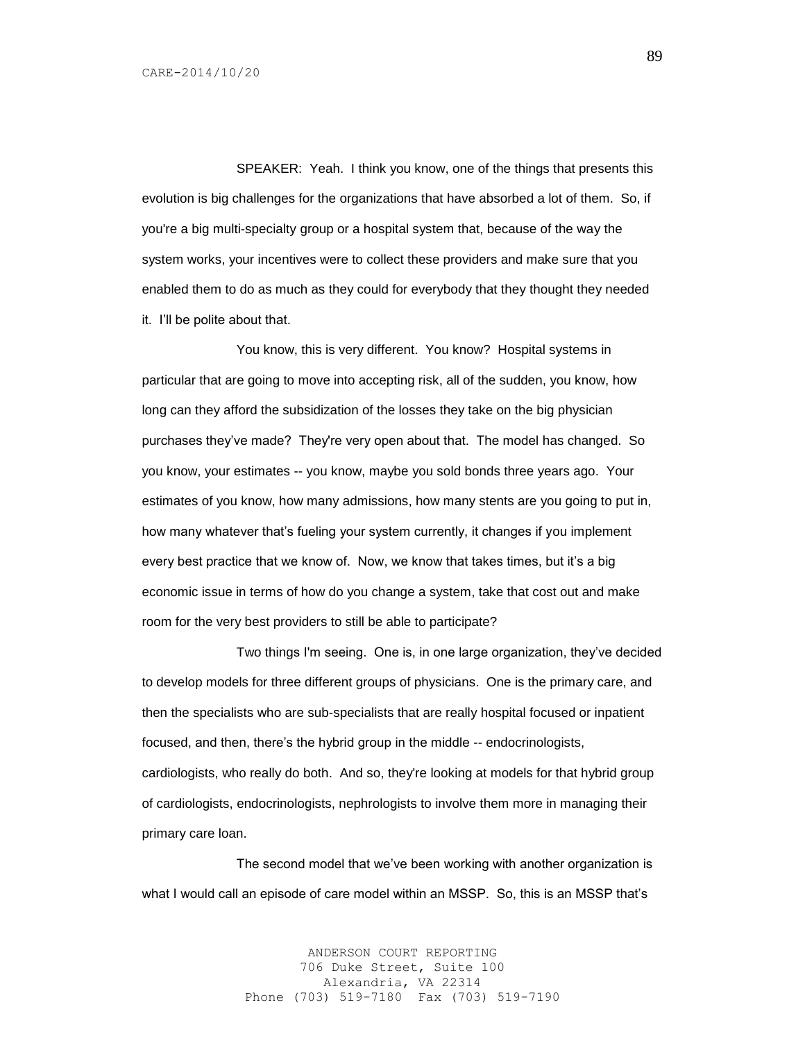SPEAKER: Yeah. I think you know, one of the things that presents this evolution is big challenges for the organizations that have absorbed a lot of them. So, if you're a big multi-specialty group or a hospital system that, because of the way the system works, your incentives were to collect these providers and make sure that you enabled them to do as much as they could for everybody that they thought they needed it. I'll be polite about that.

You know, this is very different. You know? Hospital systems in particular that are going to move into accepting risk, all of the sudden, you know, how long can they afford the subsidization of the losses they take on the big physician purchases they've made? They're very open about that. The model has changed. So you know, your estimates -- you know, maybe you sold bonds three years ago. Your estimates of you know, how many admissions, how many stents are you going to put in, how many whatever that's fueling your system currently, it changes if you implement every best practice that we know of. Now, we know that takes times, but it's a big economic issue in terms of how do you change a system, take that cost out and make room for the very best providers to still be able to participate?

Two things I'm seeing. One is, in one large organization, they've decided to develop models for three different groups of physicians. One is the primary care, and then the specialists who are sub-specialists that are really hospital focused or inpatient focused, and then, there's the hybrid group in the middle -- endocrinologists, cardiologists, who really do both. And so, they're looking at models for that hybrid group of cardiologists, endocrinologists, nephrologists to involve them more in managing their primary care loan.

The second model that we've been working with another organization is what I would call an episode of care model within an MSSP. So, this is an MSSP that's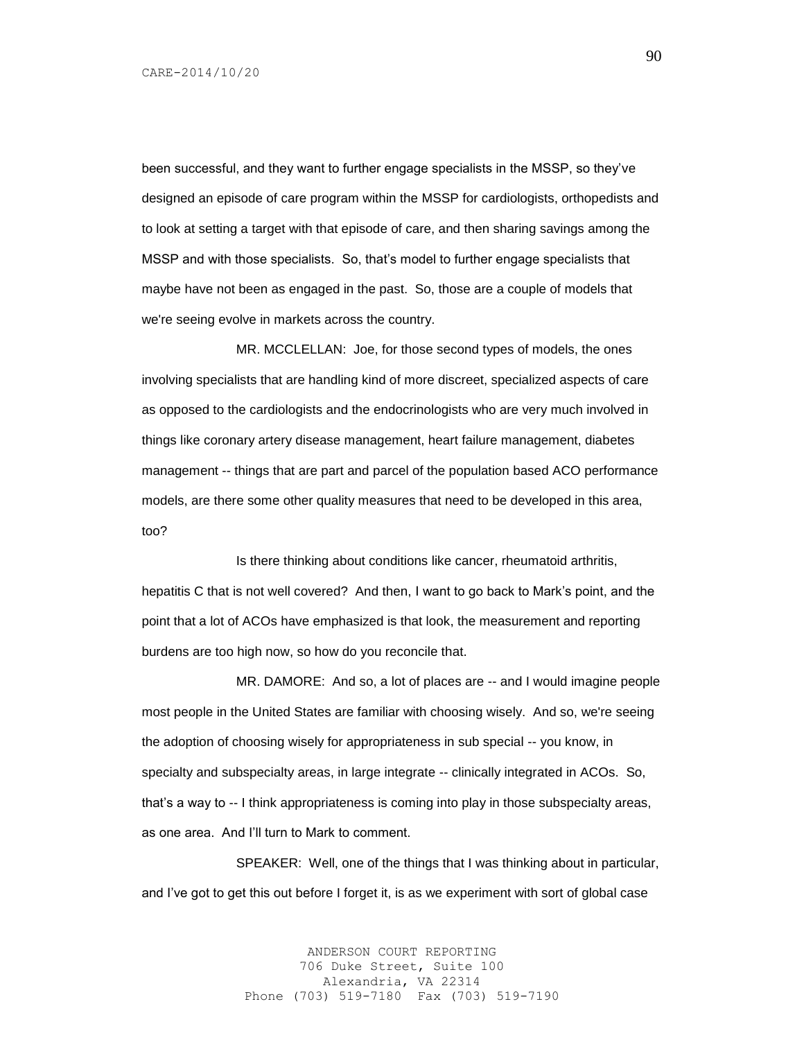been successful, and they want to further engage specialists in the MSSP, so they've designed an episode of care program within the MSSP for cardiologists, orthopedists and to look at setting a target with that episode of care, and then sharing savings among the MSSP and with those specialists. So, that's model to further engage specialists that maybe have not been as engaged in the past. So, those are a couple of models that we're seeing evolve in markets across the country.

MR. MCCLELLAN: Joe, for those second types of models, the ones involving specialists that are handling kind of more discreet, specialized aspects of care as opposed to the cardiologists and the endocrinologists who are very much involved in things like coronary artery disease management, heart failure management, diabetes management -- things that are part and parcel of the population based ACO performance models, are there some other quality measures that need to be developed in this area, too?

Is there thinking about conditions like cancer, rheumatoid arthritis, hepatitis C that is not well covered? And then, I want to go back to Mark's point, and the point that a lot of ACOs have emphasized is that look, the measurement and reporting burdens are too high now, so how do you reconcile that.

MR. DAMORE: And so, a lot of places are -- and I would imagine people most people in the United States are familiar with choosing wisely. And so, we're seeing the adoption of choosing wisely for appropriateness in sub special -- you know, in specialty and subspecialty areas, in large integrate -- clinically integrated in ACOs. So, that's a way to -- I think appropriateness is coming into play in those subspecialty areas, as one area. And I'll turn to Mark to comment.

SPEAKER: Well, one of the things that I was thinking about in particular, and I've got to get this out before I forget it, is as we experiment with sort of global case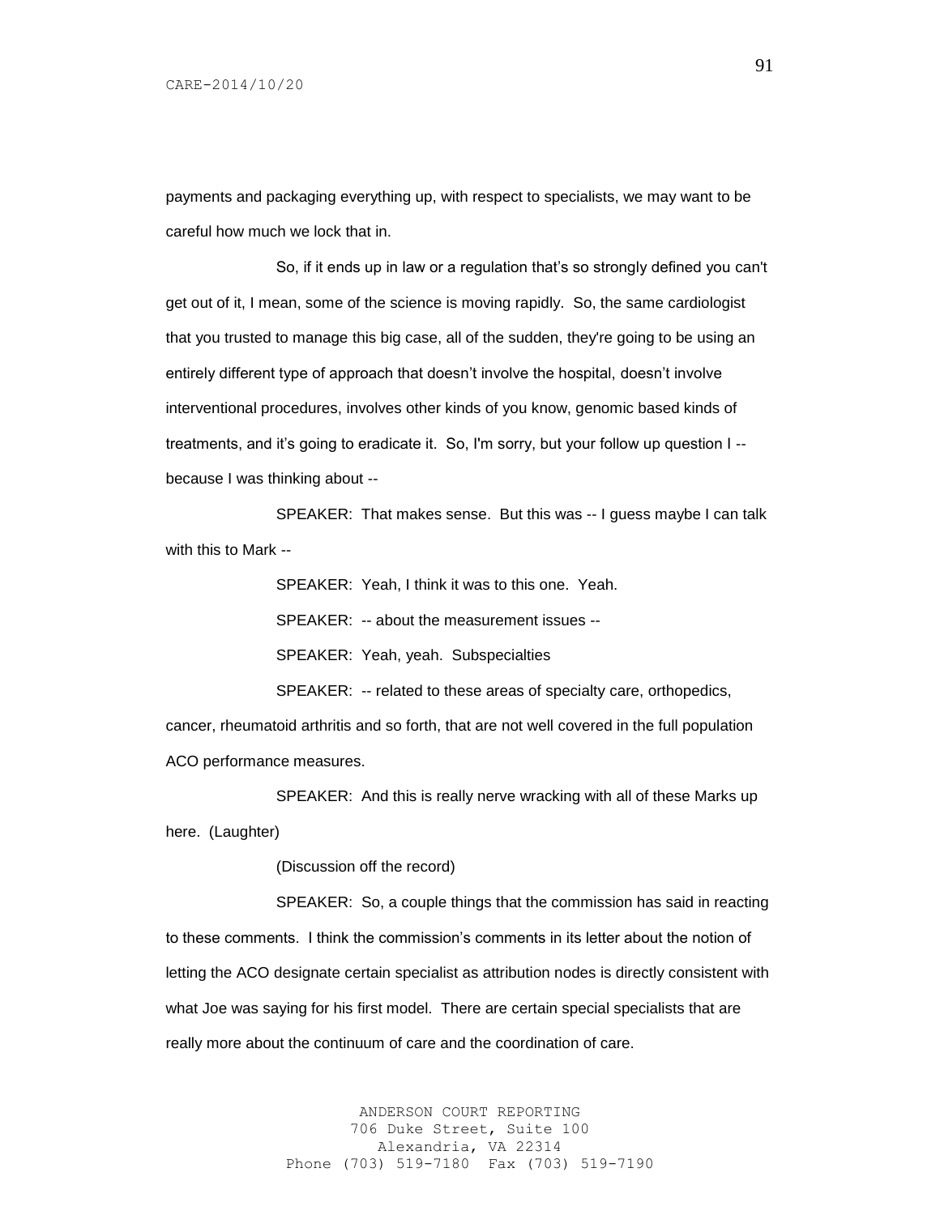payments and packaging everything up, with respect to specialists, we may want to be careful how much we lock that in.

So, if it ends up in law or a regulation that's so strongly defined you can't get out of it, I mean, some of the science is moving rapidly. So, the same cardiologist that you trusted to manage this big case, all of the sudden, they're going to be using an entirely different type of approach that doesn't involve the hospital, doesn't involve interventional procedures, involves other kinds of you know, genomic based kinds of treatments, and it's going to eradicate it. So, I'm sorry, but your follow up question I -- because I was thinking about --

SPEAKER: That makes sense. But this was -- I guess maybe I can talk with this to Mark --

SPEAKER: Yeah, I think it was to this one. Yeah.

SPEAKER: -- about the measurement issues --

SPEAKER: Yeah, yeah. Subspecialties

SPEAKER: -- related to these areas of specialty care, orthopedics, cancer, rheumatoid arthritis and so forth, that are not well covered in the full population ACO performance measures.

SPEAKER: And this is really nerve wracking with all of these Marks up here. (Laughter)

(Discussion off the record)

SPEAKER: So, a couple things that the commission has said in reacting to these comments. I think the commission's comments in its letter about the notion of letting the ACO designate certain specialist as attribution nodes is directly consistent with what Joe was saying for his first model. There are certain special specialists that are really more about the continuum of care and the coordination of care.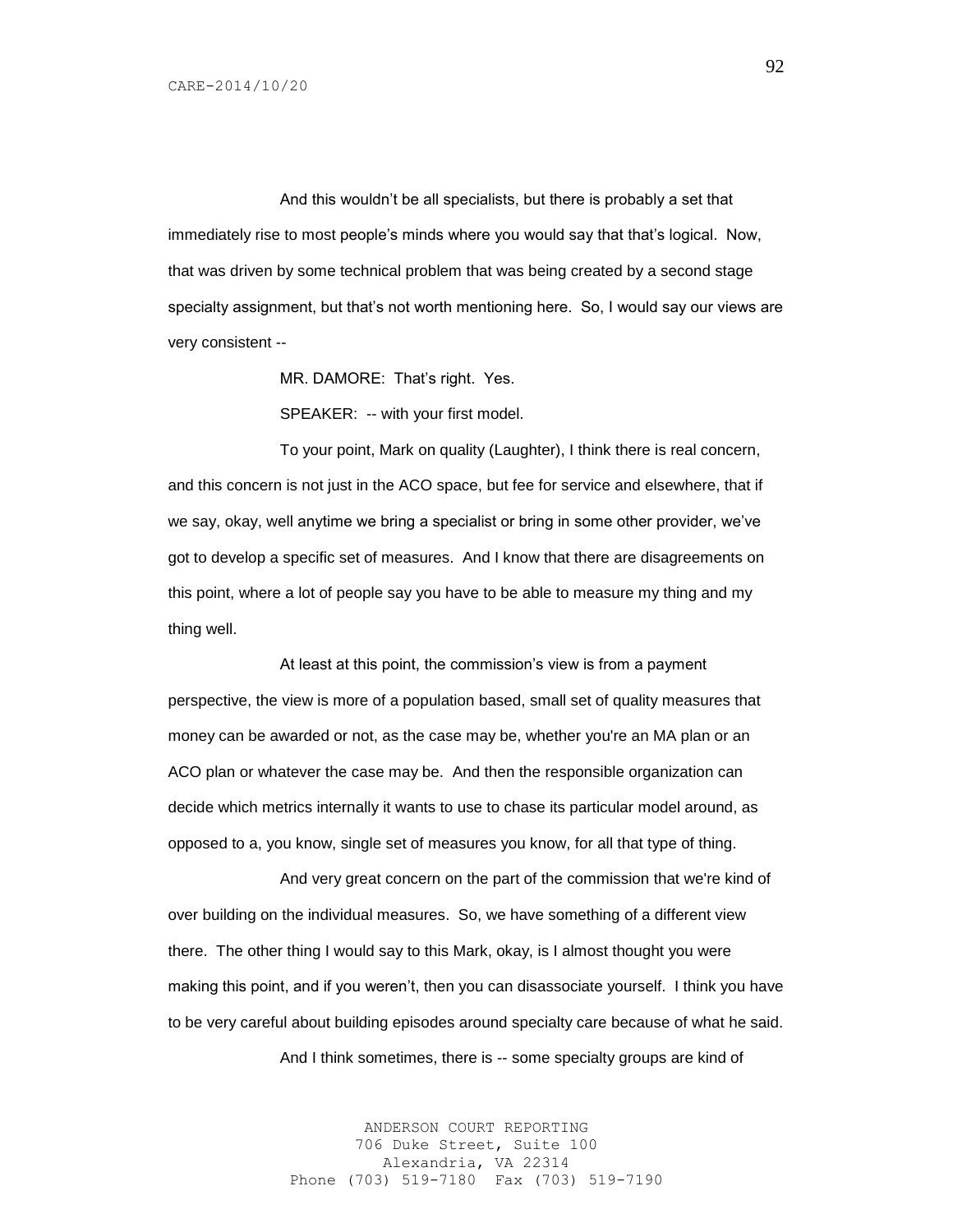And this wouldn't be all specialists, but there is probably a set that immediately rise to most people's minds where you would say that that's logical. Now, that was driven by some technical problem that was being created by a second stage specialty assignment, but that's not worth mentioning here. So, I would say our views are very consistent --

MR. DAMORE: That's right. Yes.

SPEAKER: -- with your first model.

To your point, Mark on quality (Laughter), I think there is real concern, and this concern is not just in the ACO space, but fee for service and elsewhere, that if we say, okay, well anytime we bring a specialist or bring in some other provider, we've got to develop a specific set of measures. And I know that there are disagreements on this point, where a lot of people say you have to be able to measure my thing and my thing well.

At least at this point, the commission's view is from a payment perspective, the view is more of a population based, small set of quality measures that money can be awarded or not, as the case may be, whether you're an MA plan or an ACO plan or whatever the case may be. And then the responsible organization can decide which metrics internally it wants to use to chase its particular model around, as opposed to a, you know, single set of measures you know, for all that type of thing.

And very great concern on the part of the commission that we're kind of over building on the individual measures. So, we have something of a different view there. The other thing I would say to this Mark, okay, is I almost thought you were making this point, and if you weren't, then you can disassociate yourself. I think you have to be very careful about building episodes around specialty care because of what he said.

And I think sometimes, there is -- some specialty groups are kind of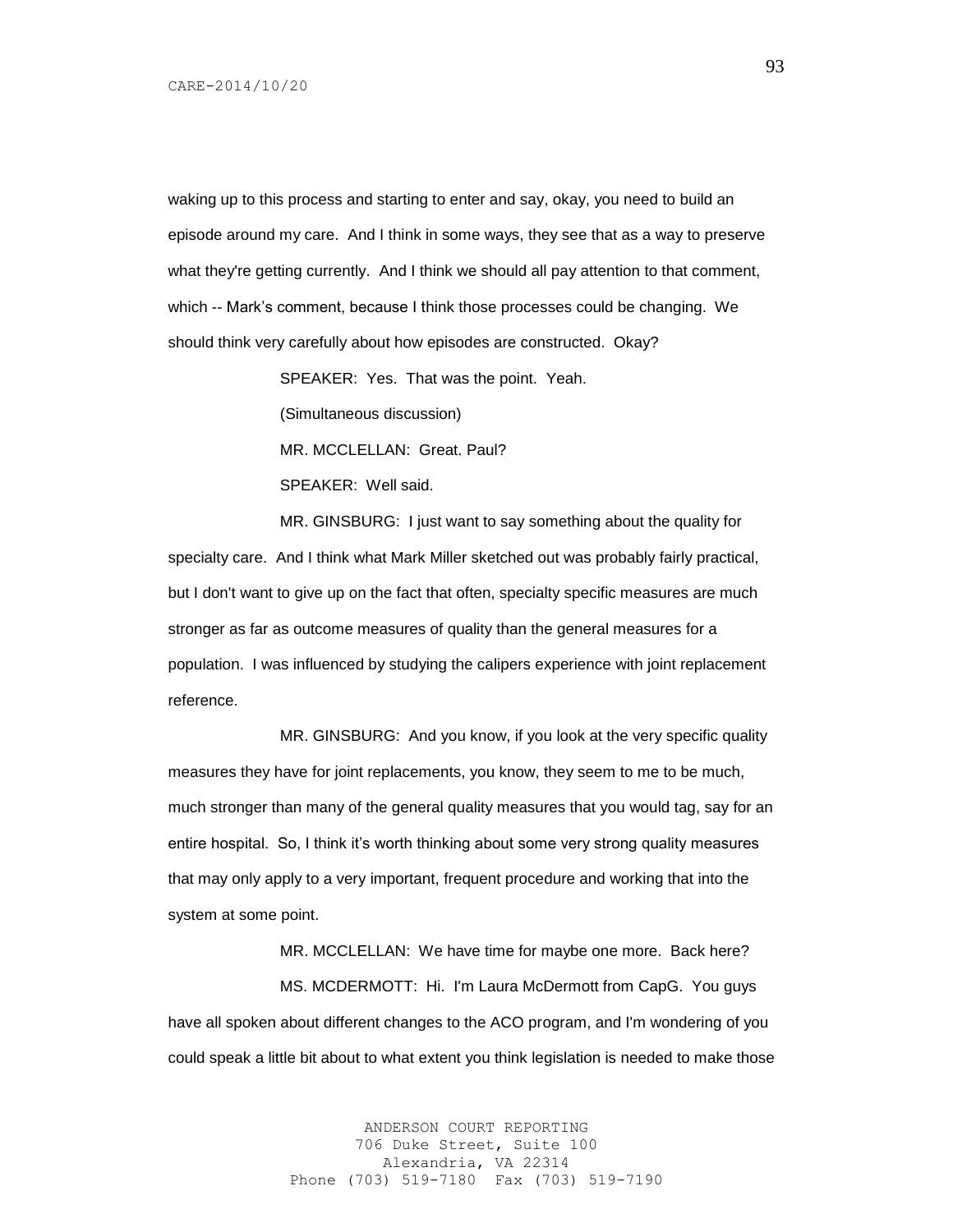waking up to this process and starting to enter and say, okay, you need to build an episode around my care. And I think in some ways, they see that as a way to preserve what they're getting currently. And I think we should all pay attention to that comment, which -- Mark's comment, because I think those processes could be changing. We should think very carefully about how episodes are constructed. Okay?

SPEAKER: Yes. That was the point. Yeah.

(Simultaneous discussion)

MR. MCCLELLAN: Great. Paul?

SPEAKER: Well said.

MR. GINSBURG: I just want to say something about the quality for specialty care. And I think what Mark Miller sketched out was probably fairly practical, but I don't want to give up on the fact that often, specialty specific measures are much stronger as far as outcome measures of quality than the general measures for a population. I was influenced by studying the calipers experience with joint replacement reference.

MR. GINSBURG: And you know, if you look at the very specific quality measures they have for joint replacements, you know, they seem to me to be much, much stronger than many of the general quality measures that you would tag, say for an entire hospital. So, I think it's worth thinking about some very strong quality measures that may only apply to a very important, frequent procedure and working that into the system at some point.

MR. MCCLELLAN: We have time for maybe one more. Back here?

MS. MCDERMOTT: Hi. I'm Laura McDermott from CapG. You guys have all spoken about different changes to the ACO program, and I'm wondering of you could speak a little bit about to what extent you think legislation is needed to make those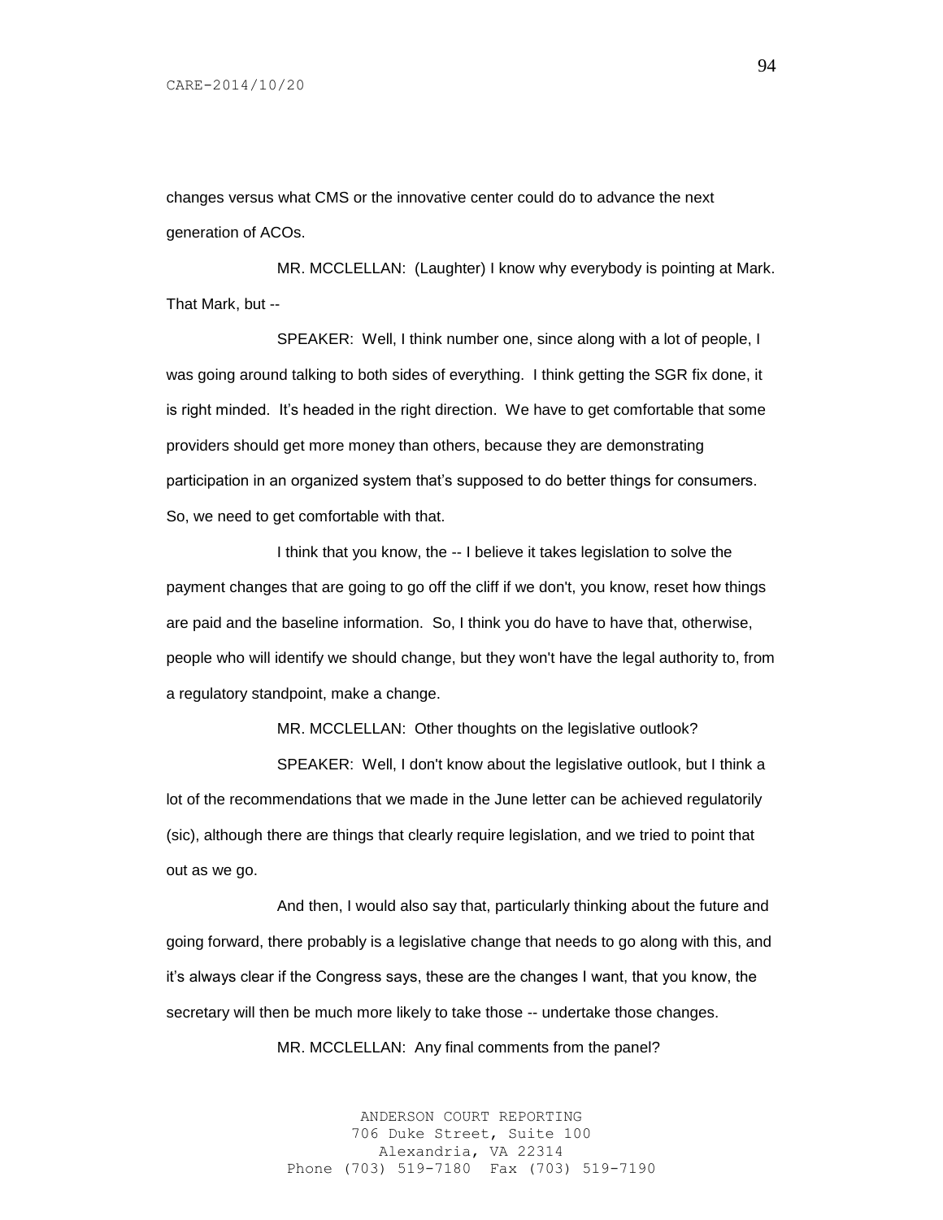changes versus what CMS or the innovative center could do to advance the next generation of ACOs.

MR. MCCLELLAN: (Laughter) I know why everybody is pointing at Mark. That Mark, but --

SPEAKER: Well, I think number one, since along with a lot of people, I was going around talking to both sides of everything. I think getting the SGR fix done, it is right minded. It's headed in the right direction. We have to get comfortable that some providers should get more money than others, because they are demonstrating participation in an organized system that's supposed to do better things for consumers. So, we need to get comfortable with that.

I think that you know, the -- I believe it takes legislation to solve the payment changes that are going to go off the cliff if we don't, you know, reset how things are paid and the baseline information. So, I think you do have to have that, otherwise, people who will identify we should change, but they won't have the legal authority to, from a regulatory standpoint, make a change.

MR. MCCLELLAN: Other thoughts on the legislative outlook?

SPEAKER: Well, I don't know about the legislative outlook, but I think a lot of the recommendations that we made in the June letter can be achieved regulatorily (sic), although there are things that clearly require legislation, and we tried to point that out as we go.

And then, I would also say that, particularly thinking about the future and going forward, there probably is a legislative change that needs to go along with this, and it's always clear if the Congress says, these are the changes I want, that you know, the secretary will then be much more likely to take those -- undertake those changes.

MR. MCCLELLAN: Any final comments from the panel?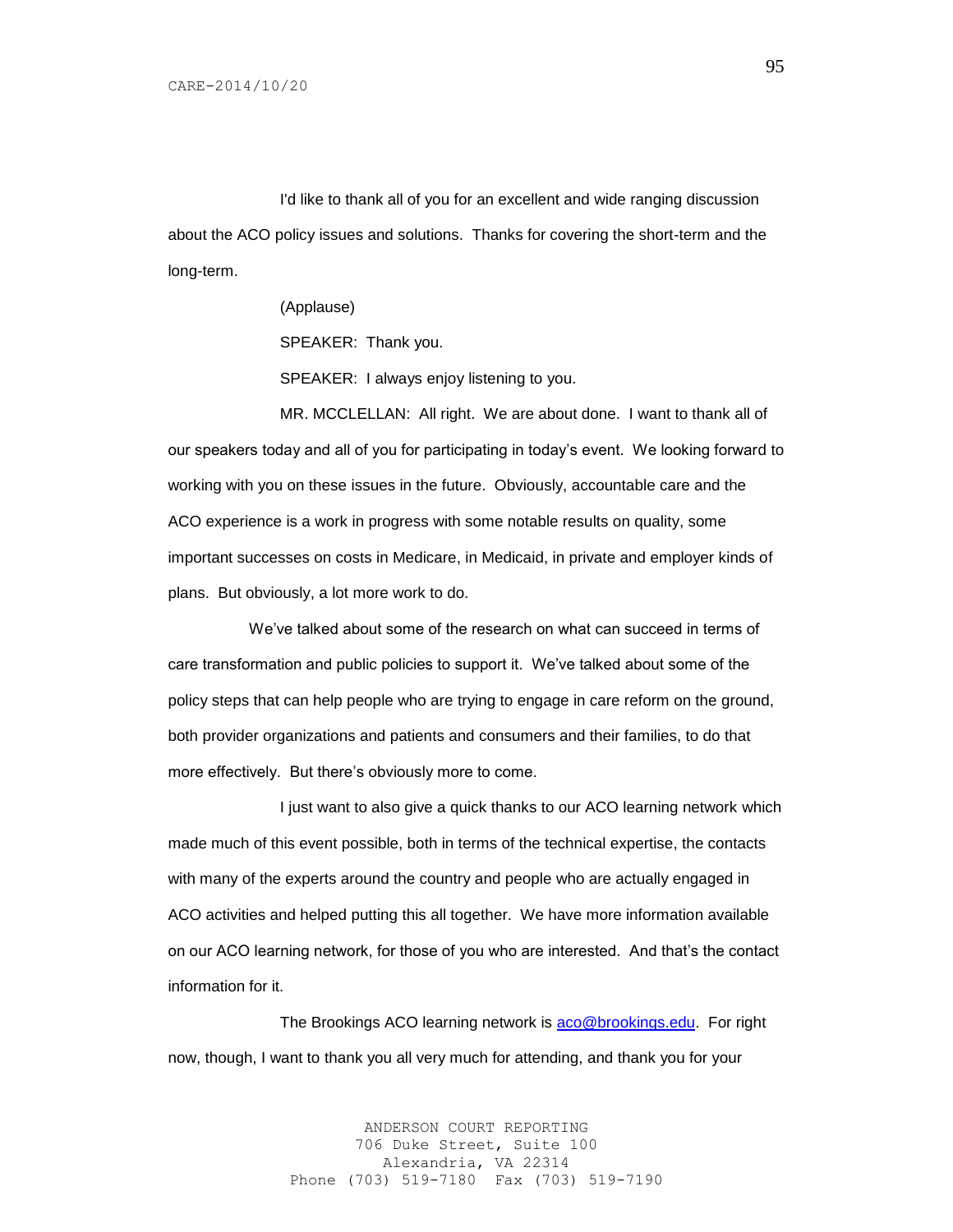I'd like to thank all of you for an excellent and wide ranging discussion about the ACO policy issues and solutions. Thanks for covering the short-term and the long-term.

(Applause)

SPEAKER: Thank you.

SPEAKER: I always enjoy listening to you.

MR. MCCLELLAN: All right. We are about done. I want to thank all of our speakers today and all of you for participating in today's event. We looking forward to working with you on these issues in the future. Obviously, accountable care and the ACO experience is a work in progress with some notable results on quality, some important successes on costs in Medicare, in Medicaid, in private and employer kinds of plans. But obviously, a lot more work to do.

We've talked about some of the research on what can succeed in terms of care transformation and public policies to support it. We've talked about some of the policy steps that can help people who are trying to engage in care reform on the ground, both provider organizations and patients and consumers and their families, to do that more effectively. But there's obviously more to come.

I just want to also give a quick thanks to our ACO learning network which made much of this event possible, both in terms of the technical expertise, the contacts with many of the experts around the country and people who are actually engaged in ACO activities and helped putting this all together. We have more information available on our ACO learning network, for those of you who are interested. And that's the contact information for it.

The Brookings ACO learning network is aco@brookings.edu. For right now, though, I want to thank you all very much for attending, and thank you for your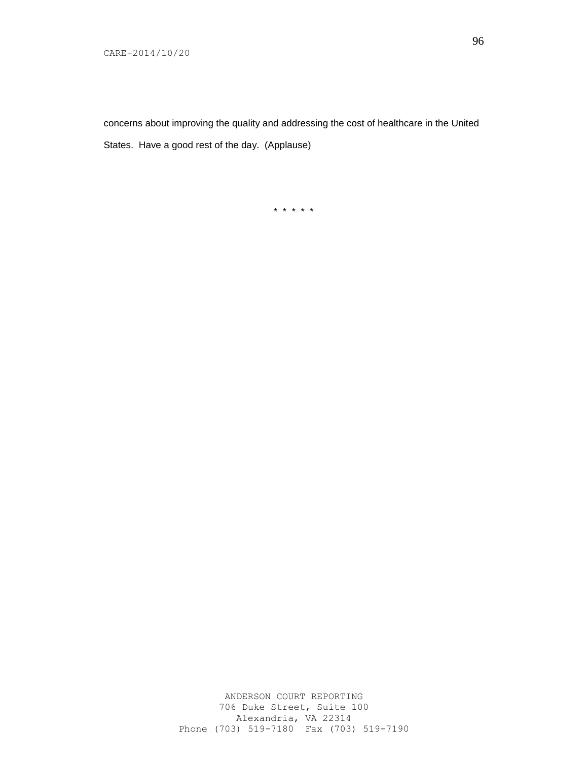concerns about improving the quality and addressing the cost of healthcare in the United States. Have a good rest of the day. (Applause)

\* \* \* \* \*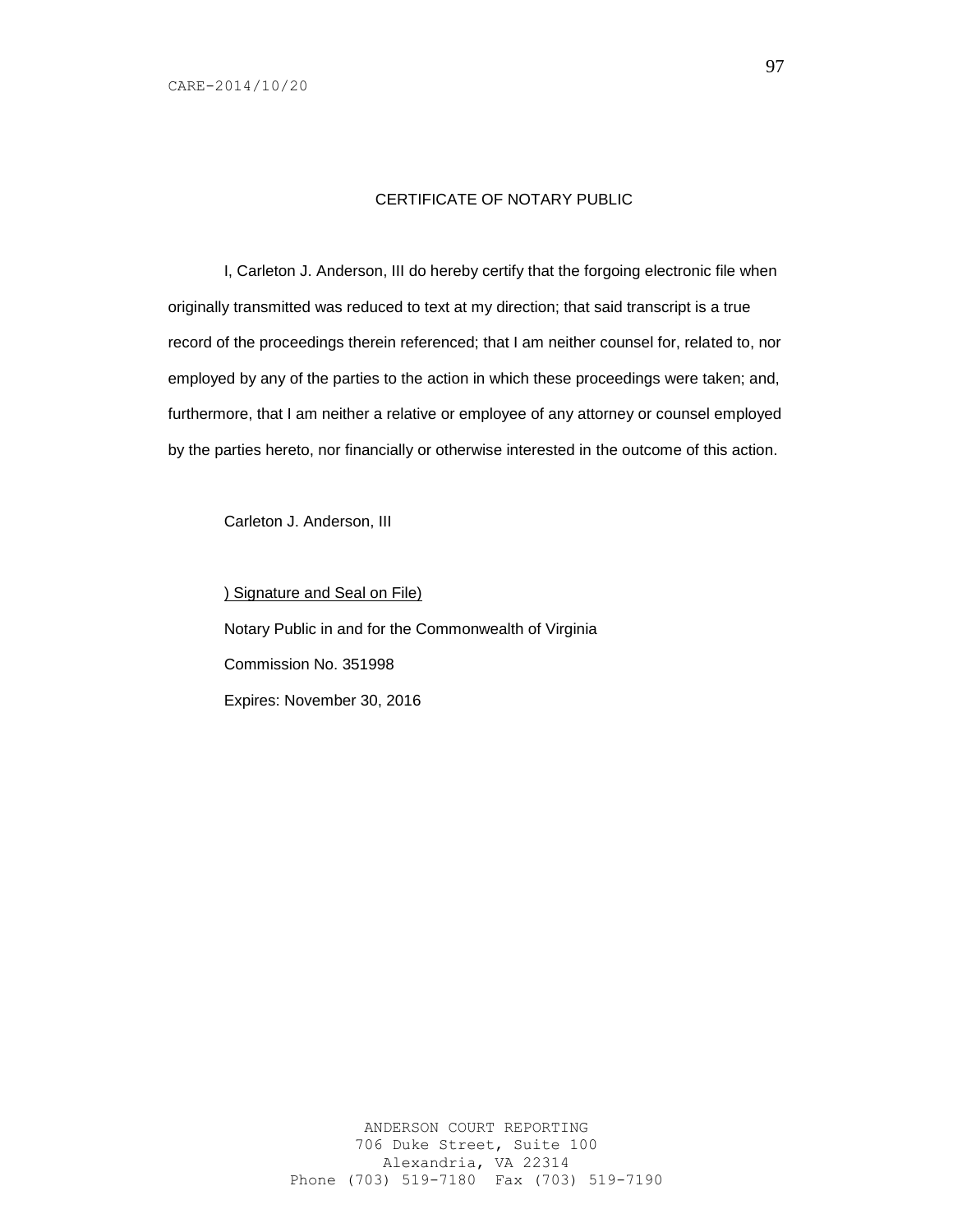## CERTIFICATE OF NOTARY PUBLIC

I, Carleton J. Anderson, III do hereby certify that the forgoing electronic file when originally transmitted was reduced to text at my direction; that said transcript is a true record of the proceedings therein referenced; that I am neither counsel for, related to, nor employed by any of the parties to the action in which these proceedings were taken; and, furthermore, that I am neither a relative or employee of any attorney or counsel employed by the parties hereto, nor financially or otherwise interested in the outcome of this action.

Carleton J. Anderson, III

) Signature and Seal on File)

Notary Public in and for the Commonwealth of Virginia

Commission No. 351998

Expires: November 30, 2016